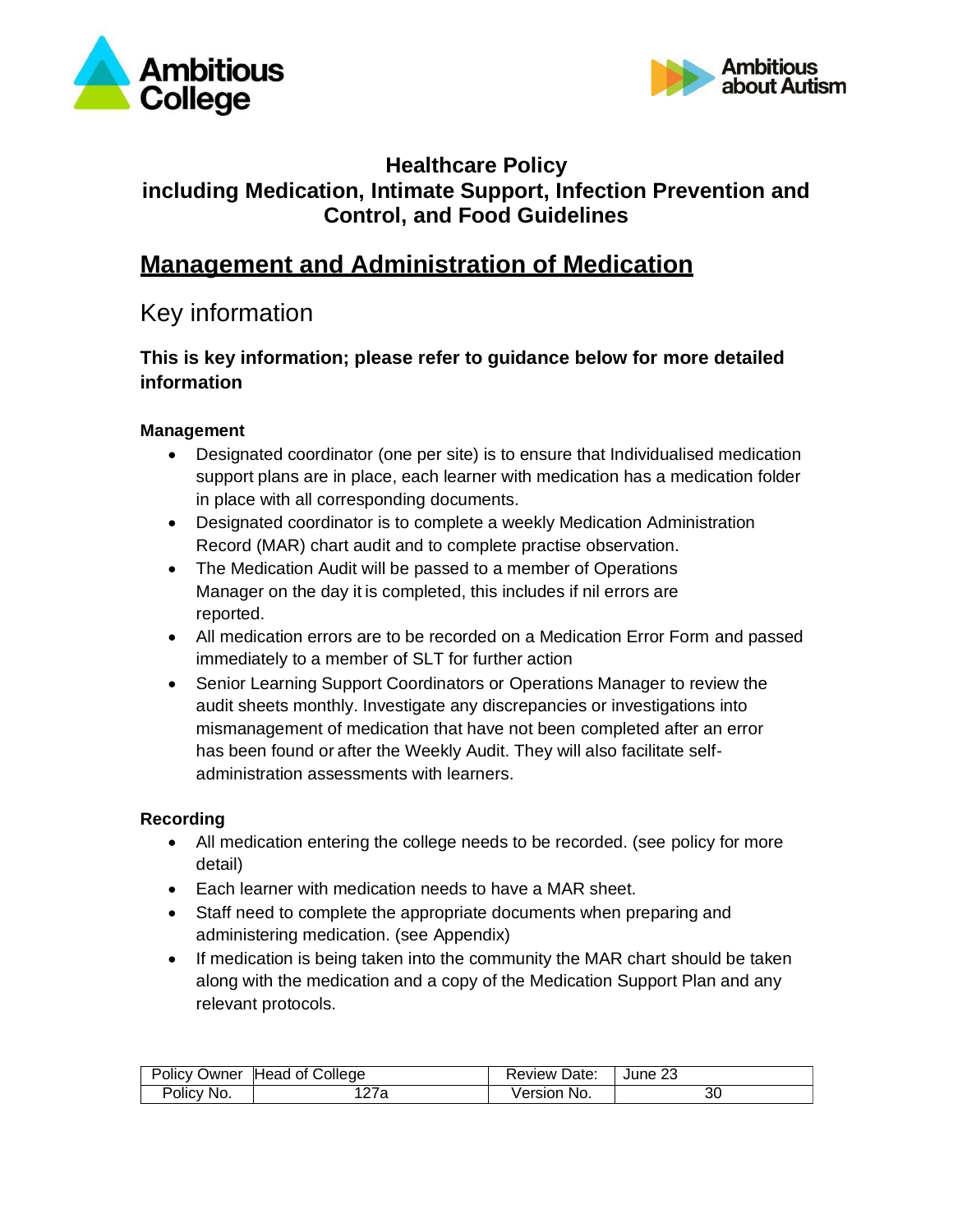# Healthcare Policy
## including Medication, Intimate Support, Infection Prevention and Control, and Food Guidelines

## Management and Administration of Medication

### Key information

**This is key information; please refer to guidance below for more detailed information**

**Management**

- Designated coordinator (one per site) is to ensure that Individualised medication support plans are in place, each learner with medication has a medication folder in place with all corresponding documents.
- Designated coordinator is to complete a weekly Medication Administration Record (MAR) chart audit and to complete practise observation.
- The Medication Audit will be passed to a member of Operations Manager on the day it is completed, this includes if nil errors are reported.
- All medication errors are to be recorded on a Medication Error Form and passed immediately to a member of SLT for further action
- Senior Learning Support Coordinators or Operations Manager to review the audit sheets monthly. Investigate any discrepancies or investigations into mismanagement of medication that have not been completed after an error has been found or after the Weekly Audit. They will also facilitate self-administration assessments with learners.

**Recording**

- All medication entering the college needs to be recorded. (see policy for more detail)
- Each learner with medication needs to have a MAR sheet.
- Staff need to complete the appropriate documents when preparing and administering medication. (see Appendix)
- If medication is being taken into the community the MAR chart should be taken along with the medication and a copy of the Medication Support Plan and any relevant protocols.

| Policy Owner | Head of College | Review Date: | June 23 |
|---|---|---|---|
| Policy No. | 127a | Version No. | 30 |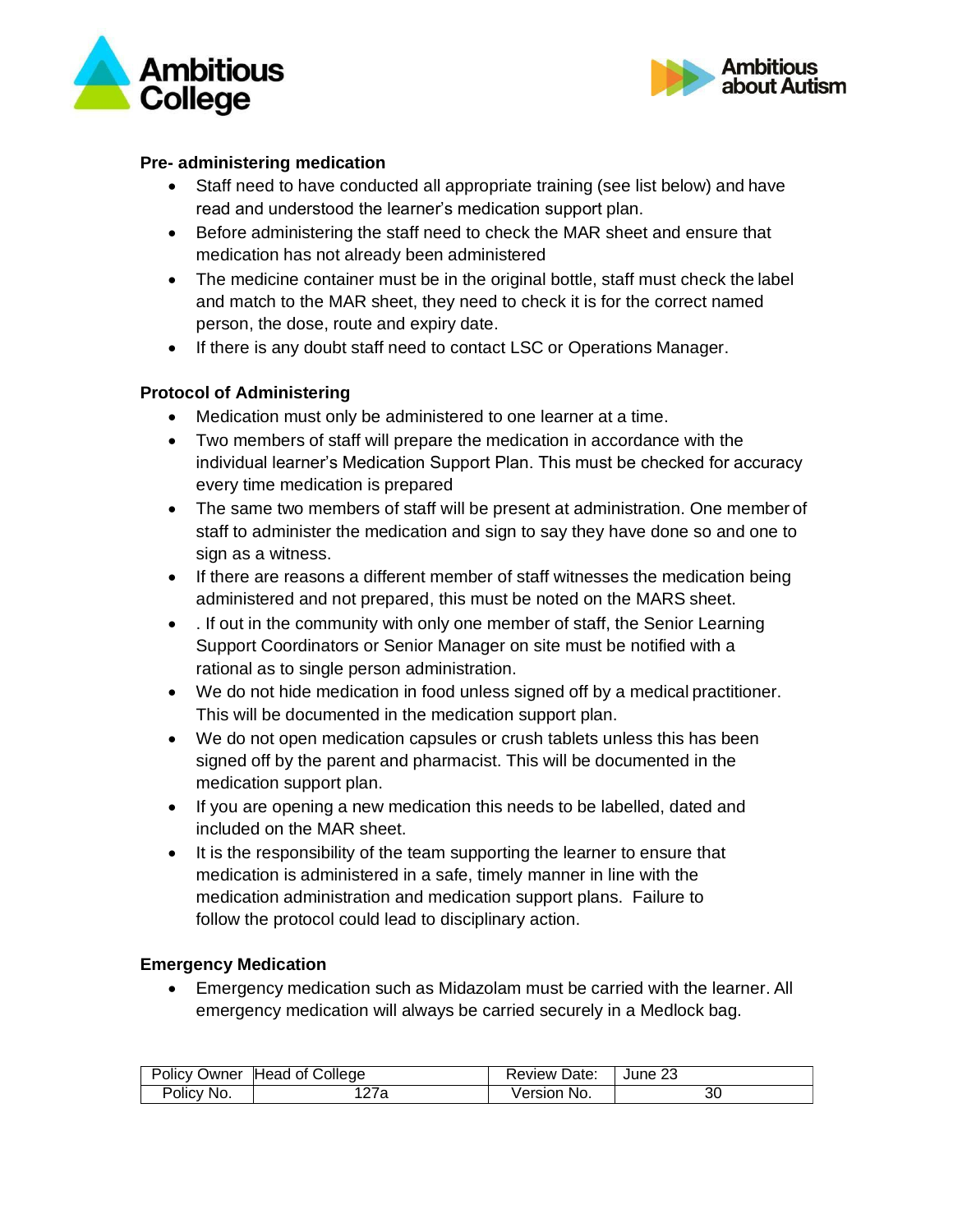**Pre- administering medication**

- Staff need to have conducted all appropriate training (see list below) and have read and understood the learner's medication support plan.
- Before administering the staff need to check the MAR sheet and ensure that medication has not already been administered
- The medicine container must be in the original bottle, staff must check the label and match to the MAR sheet, they need to check it is for the correct named person, the dose, route and expiry date.
- If there is any doubt staff need to contact LSC or Operations Manager.

**Protocol of Administering**

- Medication must only be administered to one learner at a time.
- Two members of staff will prepare the medication in accordance with the individual learner's Medication Support Plan. This must be checked for accuracy every time medication is prepared
- The same two members of staff will be present at administration. One member of staff to administer the medication and sign to say they have done so and one to sign as a witness.
- If there are reasons a different member of staff witnesses the medication being administered and not prepared, this must be noted on the MARS sheet.
- . If out in the community with only one member of staff, the Senior Learning Support Coordinators or Senior Manager on site must be notified with a rational as to single person administration.
- We do not hide medication in food unless signed off by a medical practitioner. This will be documented in the medication support plan.
- We do not open medication capsules or crush tablets unless this has been signed off by the parent and pharmacist. This will be documented in the medication support plan.
- If you are opening a new medication this needs to be labelled, dated and included on the MAR sheet.
- It is the responsibility of the team supporting the learner to ensure that medication is administered in a safe, timely manner in line with the medication administration and medication support plans. Failure to follow the protocol could lead to disciplinary action.

**Emergency Medication**

- Emergency medication such as Midazolam must be carried with the learner. All emergency medication will always be carried securely in a Medlock bag.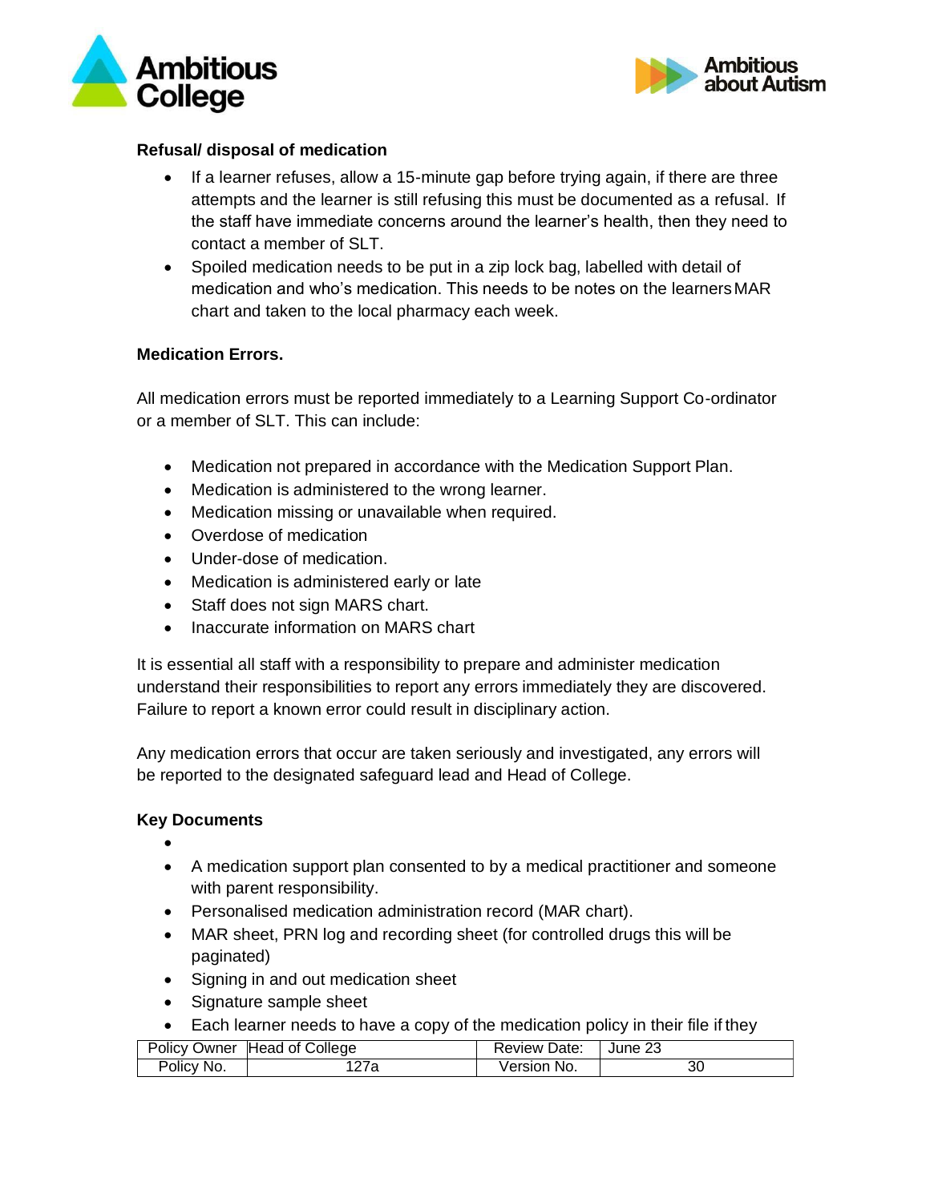**Refusal/ disposal of medication**

- If a learner refuses, allow a 15-minute gap before trying again, if there are three attempts and the learner is still refusing this must be documented as a refusal. If the staff have immediate concerns around the learner's health, then they need to contact a member of SLT.
- Spoiled medication needs to be put in a zip lock bag, labelled with detail of medication and who's medication. This needs to be notes on the learners MAR chart and taken to the local pharmacy each week.

**Medication Errors.**

All medication errors must be reported immediately to a Learning Support Co-ordinator or a member of SLT. This can include:

- Medication not prepared in accordance with the Medication Support Plan.
- Medication is administered to the wrong learner.
- Medication missing or unavailable when required.
- Overdose of medication
- Under-dose of medication.
- Medication is administered early or late
- Staff does not sign MARS chart.
- Inaccurate information on MARS chart

It is essential all staff with a responsibility to prepare and administer medication understand their responsibilities to report any errors immediately they are discovered. Failure to report a known error could result in disciplinary action.

Any medication errors that occur are taken seriously and investigated, any errors will be reported to the designated safeguard lead and Head of College.

**Key Documents**

- A medication support plan consented to by a medical practitioner and someone with parent responsibility.
- Personalised medication administration record (MAR chart).
- MAR sheet, PRN log and recording sheet (for controlled drugs this will be paginated)
- Signing in and out medication sheet
- Signature sample sheet
- Each learner needs to have a copy of the medication policy in their file if they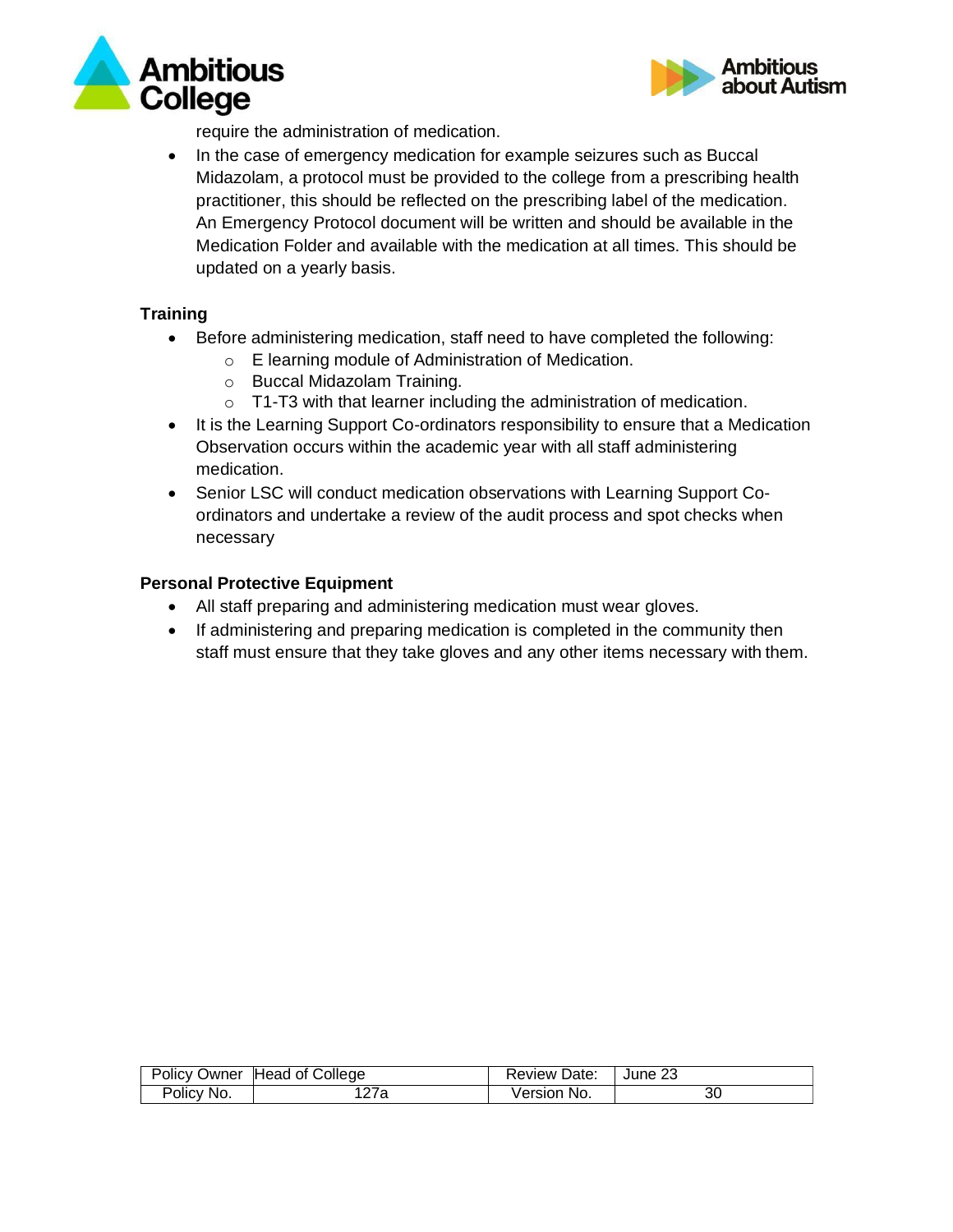require the administration of medication.

- In the case of emergency medication for example seizures such as Buccal Midazolam, a protocol must be provided to the college from a prescribing health practitioner, this should be reflected on the prescribing label of the medication. An Emergency Protocol document will be written and should be available in the Medication Folder and available with the medication at all times. This should be updated on a yearly basis.

**Training**

- Before administering medication, staff need to have completed the following:
  - E learning module of Administration of Medication.
  - Buccal Midazolam Training.
  - T1-T3 with that learner including the administration of medication.
- It is the Learning Support Co-ordinators responsibility to ensure that a Medication Observation occurs within the academic year with all staff administering medication.
- Senior LSC will conduct medication observations with Learning Support Co-ordinators and undertake a review of the audit process and spot checks when necessary

**Personal Protective Equipment**

- All staff preparing and administering medication must wear gloves.
- If administering and preparing medication is completed in the community then staff must ensure that they take gloves and any other items necessary with them.

| Policy Owner | Head of College | Review Date: | June 23 |
|---|---|---|---|
| Policy No. | 127a | Version No. | 30 |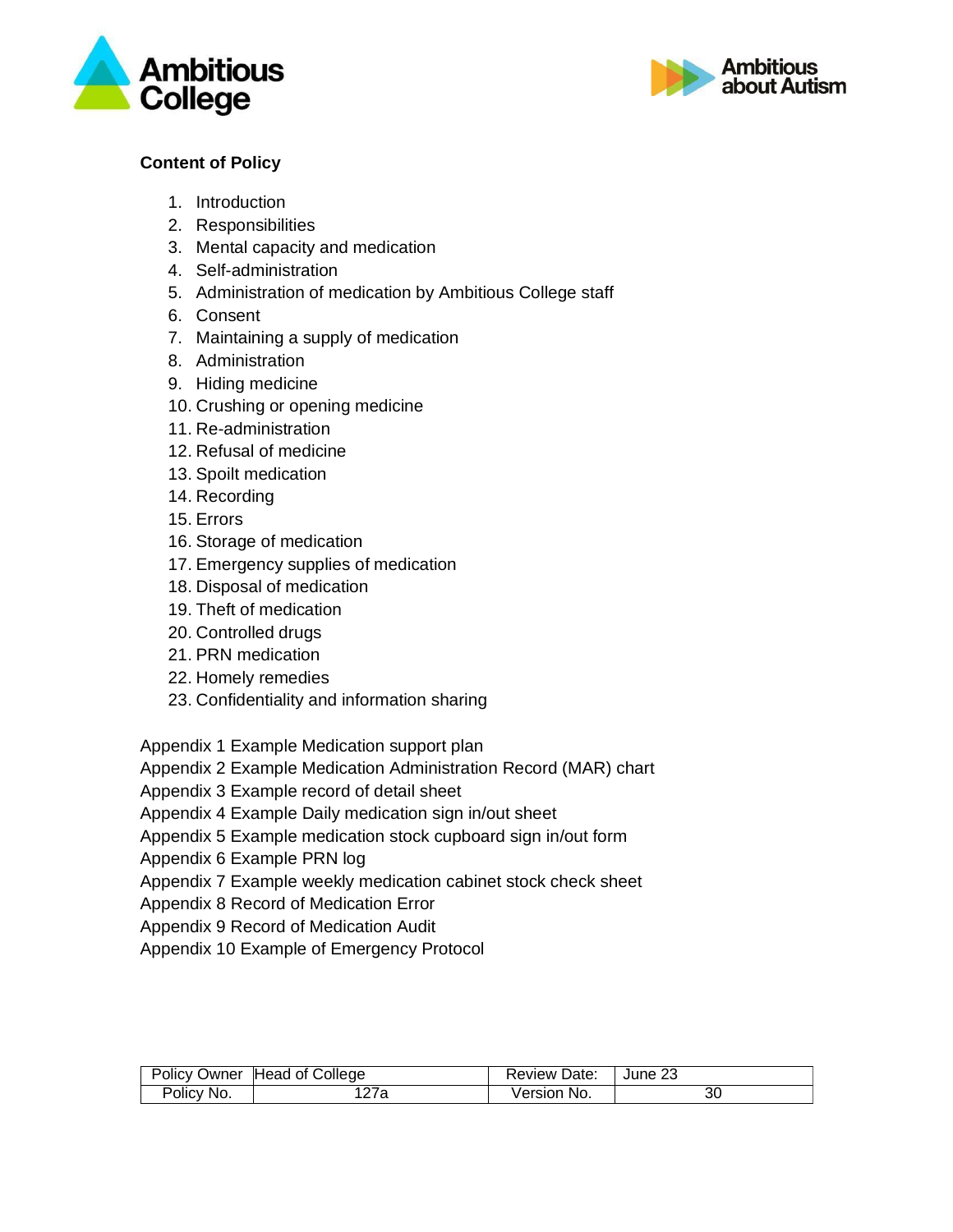## Content of Policy

1. Introduction
2. Responsibilities
3. Mental capacity and medication
4. Self-administration
5. Administration of medication by Ambitious College staff
6. Consent
7. Maintaining a supply of medication
8. Administration
9. Hiding medicine
10. Crushing or opening medicine
11. Re-administration
12. Refusal of medicine
13. Spoilt medication
14. Recording
15. Errors
16. Storage of medication
17. Emergency supplies of medication
18. Disposal of medication
19. Theft of medication
20. Controlled drugs
21. PRN medication
22. Homely remedies
23. Confidentiality and information sharing

Appendix 1 Example Medication support plan
Appendix 2 Example Medication Administration Record (MAR) chart
Appendix 3 Example record of detail sheet
Appendix 4 Example Daily medication sign in/out sheet
Appendix 5 Example medication stock cupboard sign in/out form
Appendix 6 Example PRN log
Appendix 7 Example weekly medication cabinet stock check sheet
Appendix 8 Record of Medication Error
Appendix 9 Record of Medication Audit
Appendix 10 Example of Emergency Protocol

| Policy Owner | Head of College | Review Date: | June 23 |
|---|---|---|---|
| Policy No. | 127a | Version No. | 30 |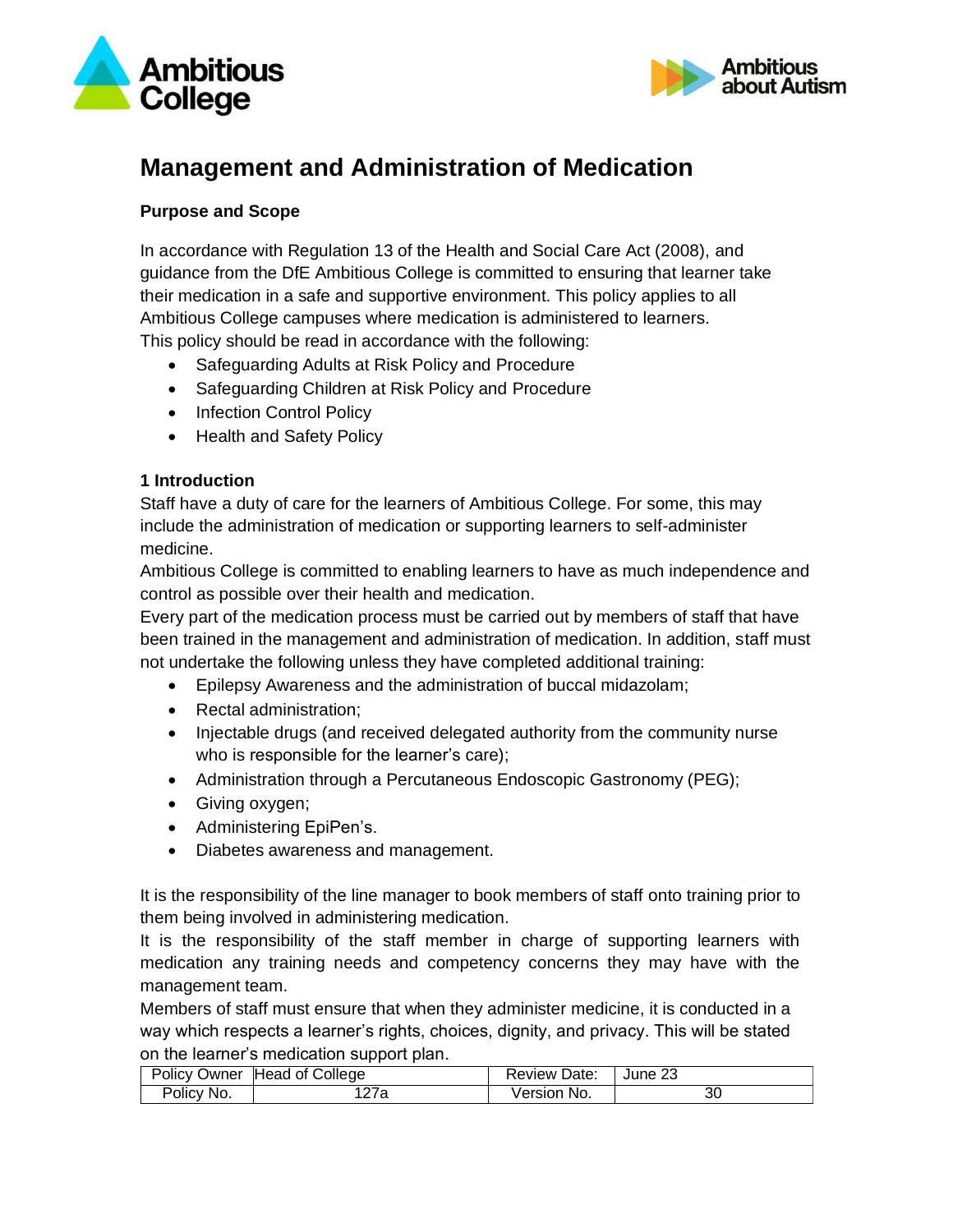# Management and Administration of Medication

**Purpose and Scope**

In accordance with Regulation 13 of the Health and Social Care Act (2008), and guidance from the DfE Ambitious College is committed to ensuring that learner take their medication in a safe and supportive environment. This policy applies to all Ambitious College campuses where medication is administered to learners.
This policy should be read in accordance with the following:

- Safeguarding Adults at Risk Policy and Procedure
- Safeguarding Children at Risk Policy and Procedure
- Infection Control Policy
- Health and Safety Policy

**1 Introduction**

Staff have a duty of care for the learners of Ambitious College. For some, this may include the administration of medication or supporting learners to self-administer medicine.
Ambitious College is committed to enabling learners to have as much independence and control as possible over their health and medication.
Every part of the medication process must be carried out by members of staff that have been trained in the management and administration of medication. In addition, staff must not undertake the following unless they have completed additional training:

- Epilepsy Awareness and the administration of buccal midazolam;
- Rectal administration;
- Injectable drugs (and received delegated authority from the community nurse who is responsible for the learner's care);
- Administration through a Percutaneous Endoscopic Gastronomy (PEG);
- Giving oxygen;
- Administering EpiPen's.
- Diabetes awareness and management.

It is the responsibility of the line manager to book members of staff onto training prior to them being involved in administering medication.
It is the responsibility of the staff member in charge of supporting learners with medication any training needs and competency concerns they may have with the management team.
Members of staff must ensure that when they administer medicine, it is conducted in a way which respects a learner's rights, choices, dignity, and privacy. This will be stated on the learner's medication support plan.

| Policy Owner | Head of College | Review Date: | June 23 |
|---|---|---|---|
| Policy No. | 127a | Version No. | 30 |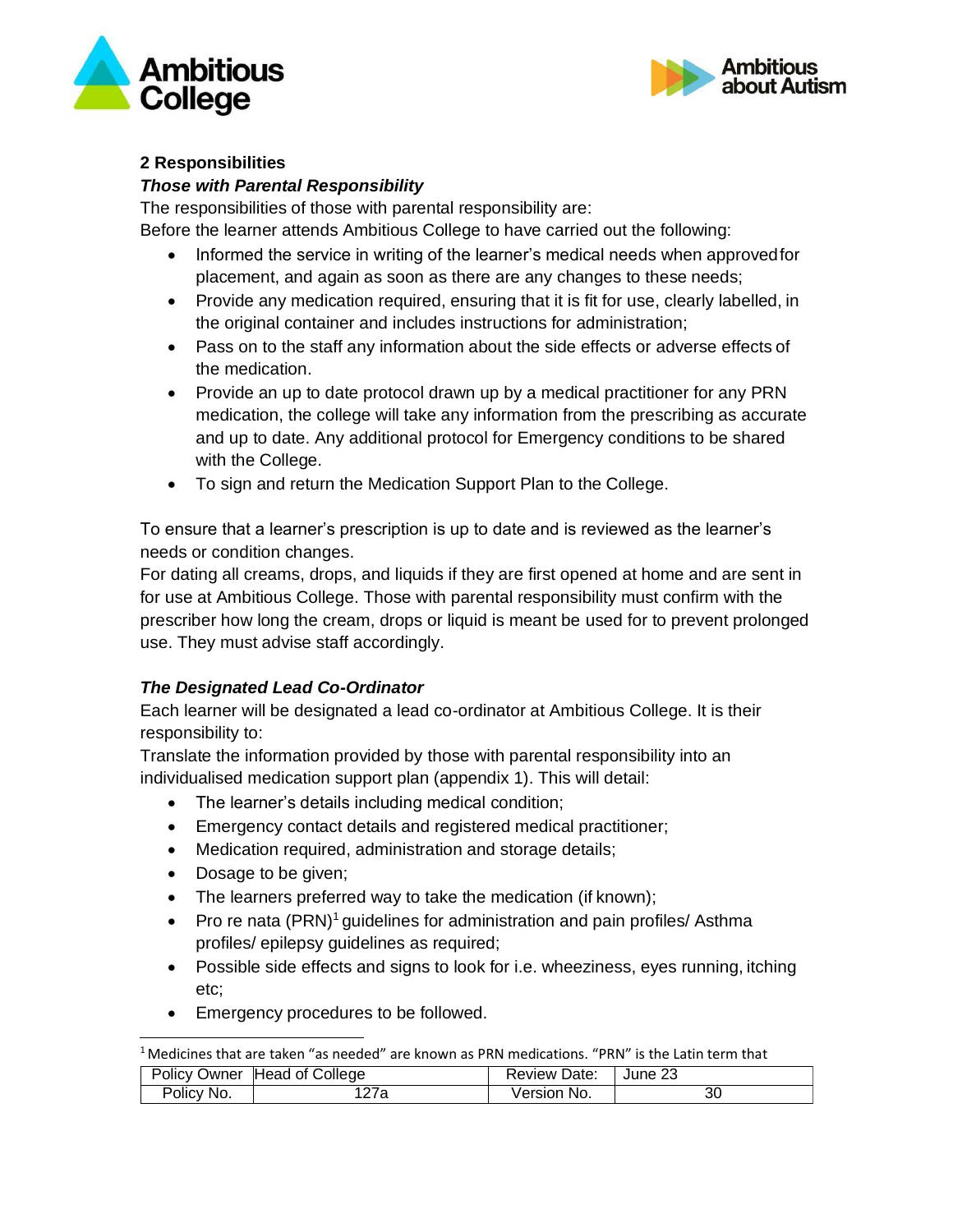## 2 Responsibilities

***Those with Parental Responsibility***

The responsibilities of those with parental responsibility are:

Before the learner attends Ambitious College to have carried out the following:

- Informed the service in writing of the learner's medical needs when approved for placement, and again as soon as there are any changes to these needs;
- Provide any medication required, ensuring that it is fit for use, clearly labelled, in the original container and includes instructions for administration;
- Pass on to the staff any information about the side effects or adverse effects of the medication.
- Provide an up to date protocol drawn up by a medical practitioner for any PRN medication, the college will take any information from the prescribing as accurate and up to date. Any additional protocol for Emergency conditions to be shared with the College.
- To sign and return the Medication Support Plan to the College.

To ensure that a learner's prescription is up to date and is reviewed as the learner's needs or condition changes.

For dating all creams, drops, and liquids if they are first opened at home and are sent in for use at Ambitious College. Those with parental responsibility must confirm with the prescriber how long the cream, drops or liquid is meant be used for to prevent prolonged use. They must advise staff accordingly.

***The Designated Lead Co-Ordinator***

Each learner will be designated a lead co-ordinator at Ambitious College. It is their responsibility to:

Translate the information provided by those with parental responsibility into an individualised medication support plan (appendix 1). This will detail:

- The learner's details including medical condition;
- Emergency contact details and registered medical practitioner;
- Medication required, administration and storage details;
- Dosage to be given;
- The learners preferred way to take the medication (if known);
- Pro re nata (PRN)[1] guidelines for administration and pain profiles/ Asthma profiles/ epilepsy guidelines as required;
- Possible side effects and signs to look for i.e. wheeziness, eyes running, itching etc;
- Emergency procedures to be followed.

[1] Medicines that are taken "as needed" are known as PRN medications. "PRN" is the Latin term that

| Policy Owner | Head of College | Review Date: | June 23 |
|---|---|---|---|
| Policy No. | 127a | Version No. | 30 |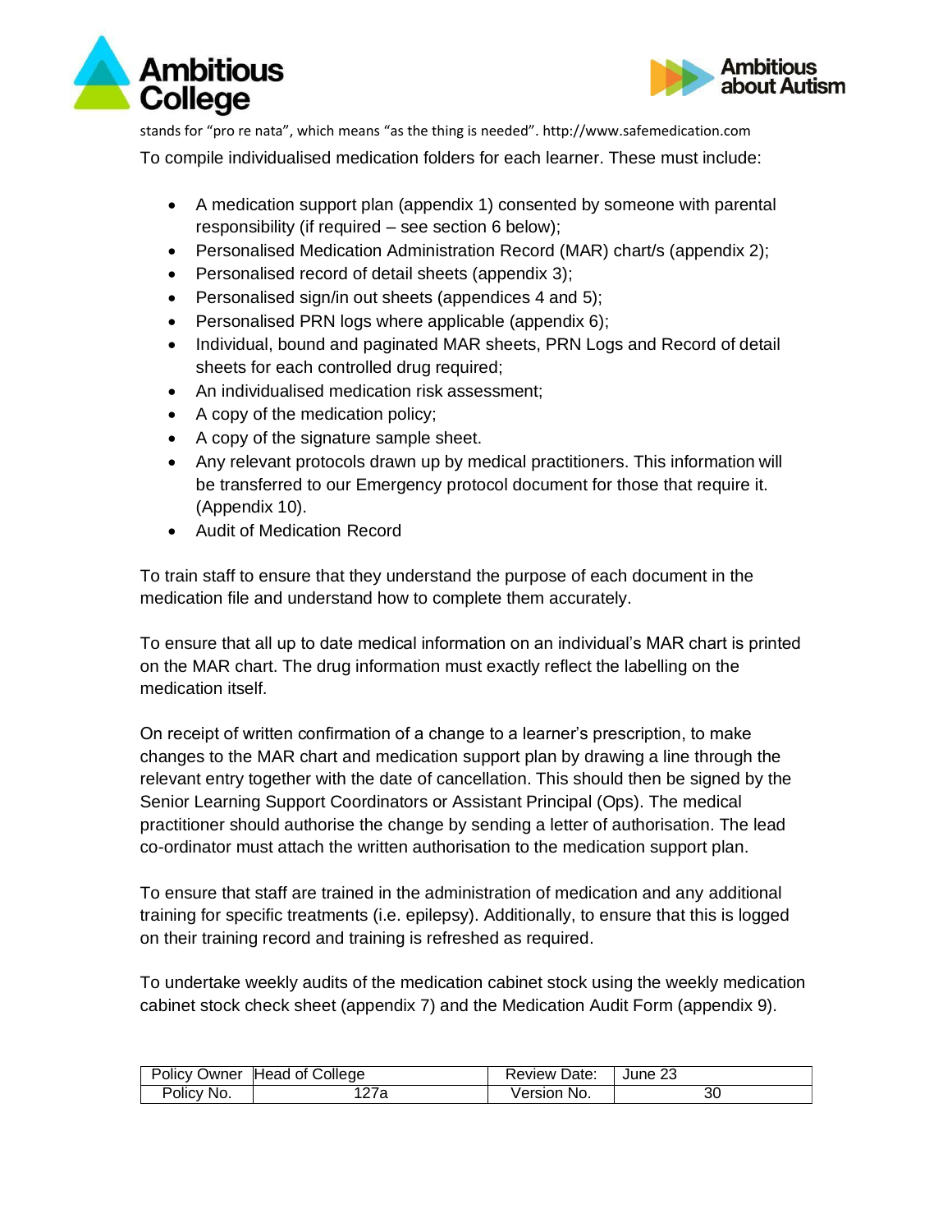stands for "pro re nata", which means "as the thing is needed". http://www.safemedication.com

To compile individualised medication folders for each learner. These must include:

- A medication support plan (appendix 1) consented by someone with parental responsibility (if required – see section 6 below);
- Personalised Medication Administration Record (MAR) chart/s (appendix 2);
- Personalised record of detail sheets (appendix 3);
- Personalised sign/in out sheets (appendices 4 and 5);
- Personalised PRN logs where applicable (appendix 6);
- Individual, bound and paginated MAR sheets, PRN Logs and Record of detail sheets for each controlled drug required;
- An individualised medication risk assessment;
- A copy of the medication policy;
- A copy of the signature sample sheet.
- Any relevant protocols drawn up by medical practitioners. This information will be transferred to our Emergency protocol document for those that require it. (Appendix 10).
- Audit of Medication Record

To train staff to ensure that they understand the purpose of each document in the medication file and understand how to complete them accurately.

To ensure that all up to date medical information on an individual's MAR chart is printed on the MAR chart. The drug information must exactly reflect the labelling on the medication itself.

On receipt of written confirmation of a change to a learner's prescription, to make changes to the MAR chart and medication support plan by drawing a line through the relevant entry together with the date of cancellation. This should then be signed by the Senior Learning Support Coordinators or Assistant Principal (Ops). The medical practitioner should authorise the change by sending a letter of authorisation. The lead co-ordinator must attach the written authorisation to the medication support plan.

To ensure that staff are trained in the administration of medication and any additional training for specific treatments (i.e. epilepsy). Additionally, to ensure that this is logged on their training record and training is refreshed as required.

To undertake weekly audits of the medication cabinet stock using the weekly medication cabinet stock check sheet (appendix 7) and the Medication Audit Form (appendix 9).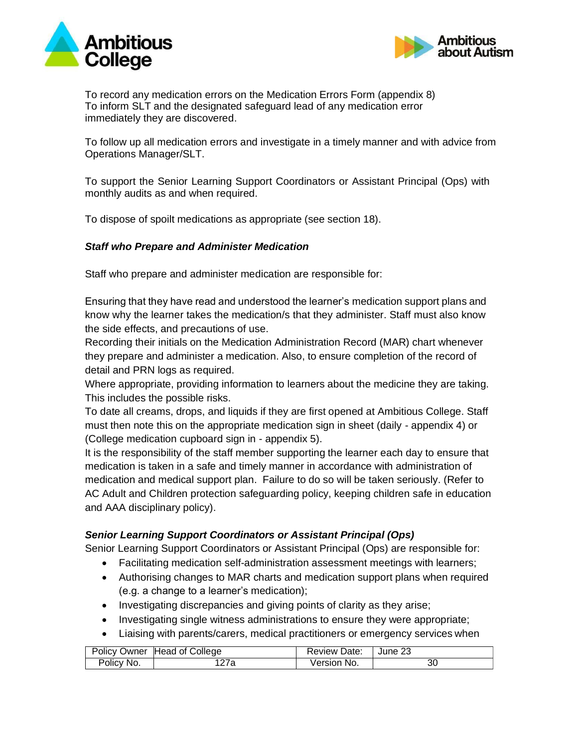To record any medication errors on the Medication Errors Form (appendix 8)
To inform SLT and the designated safeguard lead of any medication error immediately they are discovered.

To follow up all medication errors and investigate in a timely manner and with advice from Operations Manager/SLT.

To support the Senior Learning Support Coordinators or Assistant Principal (Ops) with monthly audits as and when required.

To dispose of spoilt medications as appropriate (see section 18).

***Staff who Prepare and Administer Medication***

Staff who prepare and administer medication are responsible for:

Ensuring that they have read and understood the learner's medication support plans and know why the learner takes the medication/s that they administer. Staff must also know the side effects, and precautions of use.
Recording their initials on the Medication Administration Record (MAR) chart whenever they prepare and administer a medication. Also, to ensure completion of the record of detail and PRN logs as required.
Where appropriate, providing information to learners about the medicine they are taking. This includes the possible risks.
To date all creams, drops, and liquids if they are first opened at Ambitious College. Staff must then note this on the appropriate medication sign in sheet (daily - appendix 4) or (College medication cupboard sign in - appendix 5).
It is the responsibility of the staff member supporting the learner each day to ensure that medication is taken in a safe and timely manner in accordance with administration of medication and medical support plan. Failure to do so will be taken seriously. (Refer to AC Adult and Children protection safeguarding policy, keeping children safe in education and AAA disciplinary policy).

***Senior Learning Support Coordinators or Assistant Principal (Ops)***

Senior Learning Support Coordinators or Assistant Principal (Ops) are responsible for:

- Facilitating medication self-administration assessment meetings with learners;
- Authorising changes to MAR charts and medication support plans when required (e.g. a change to a learner's medication);
- Investigating discrepancies and giving points of clarity as they arise;
- Investigating single witness administrations to ensure they were appropriate;
- Liaising with parents/carers, medical practitioners or emergency services when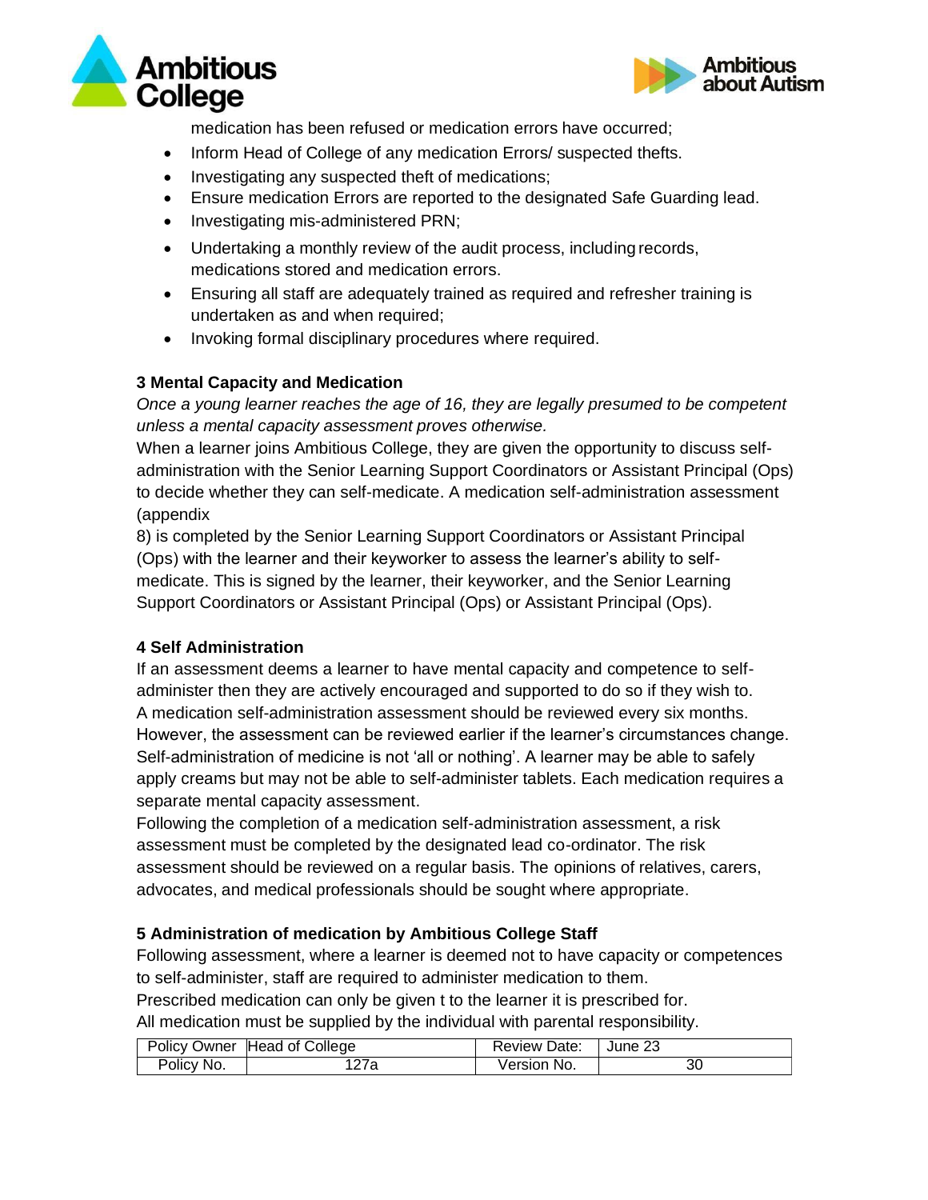medication has been refused or medication errors have occurred;

- Inform Head of College of any medication Errors/ suspected thefts.
- Investigating any suspected theft of medications;
- Ensure medication Errors are reported to the designated Safe Guarding lead.
- Investigating mis-administered PRN;
- Undertaking a monthly review of the audit process, including records, medications stored and medication errors.
- Ensuring all staff are adequately trained as required and refresher training is undertaken as and when required;
- Invoking formal disciplinary procedures where required.

### 3 Mental Capacity and Medication

*Once a young learner reaches the age of 16, they are legally presumed to be competent unless a mental capacity assessment proves otherwise.*

When a learner joins Ambitious College, they are given the opportunity to discuss self-administration with the Senior Learning Support Coordinators or Assistant Principal (Ops) to decide whether they can self-medicate. A medication self-administration assessment (appendix 8) is completed by the Senior Learning Support Coordinators or Assistant Principal (Ops) with the learner and their keyworker to assess the learner's ability to self-medicate. This is signed by the learner, their keyworker, and the Senior Learning Support Coordinators or Assistant Principal (Ops) or Assistant Principal (Ops).

### 4 Self Administration

If an assessment deems a learner to have mental capacity and competence to self-administer then they are actively encouraged and supported to do so if they wish to.
A medication self-administration assessment should be reviewed every six months. However, the assessment can be reviewed earlier if the learner's circumstances change.
Self-administration of medicine is not 'all or nothing'. A learner may be able to safely apply creams but may not be able to self-administer tablets. Each medication requires a separate mental capacity assessment.
Following the completion of a medication self-administration assessment, a risk assessment must be completed by the designated lead co-ordinator. The risk assessment should be reviewed on a regular basis. The opinions of relatives, carers, advocates, and medical professionals should be sought where appropriate.

### 5 Administration of medication by Ambitious College Staff

Following assessment, where a learner is deemed not to have capacity or competences to self-administer, staff are required to administer medication to them.
Prescribed medication can only be given t to the learner it is prescribed for.
All medication must be supplied by the individual with parental responsibility.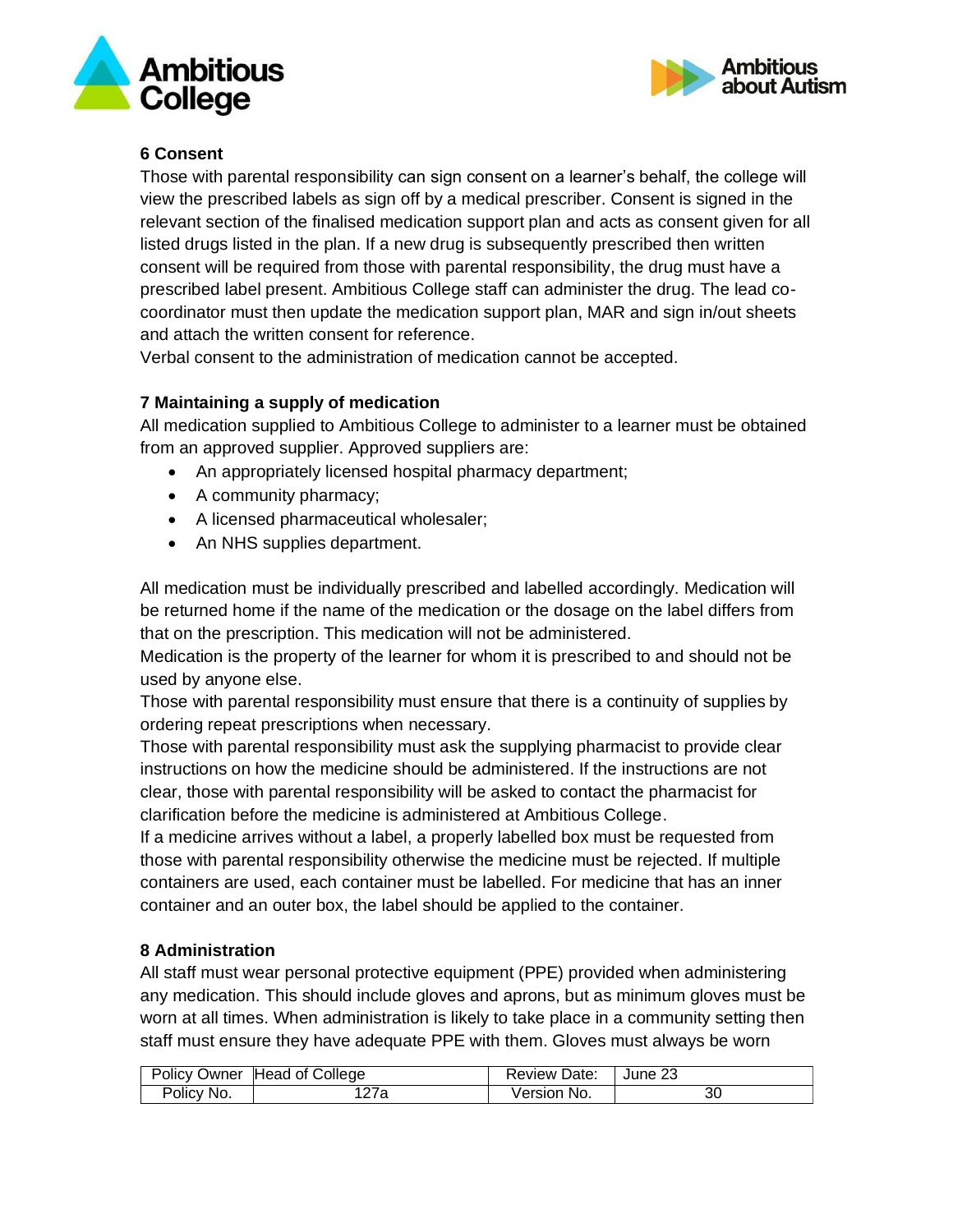### 6 Consent

Those with parental responsibility can sign consent on a learner's behalf, the college will view the prescribed labels as sign off by a medical prescriber. Consent is signed in the relevant section of the finalised medication support plan and acts as consent given for all listed drugs listed in the plan. If a new drug is subsequently prescribed then written consent will be required from those with parental responsibility, the drug must have a prescribed label present. Ambitious College staff can administer the drug. The lead co-coordinator must then update the medication support plan, MAR and sign in/out sheets and attach the written consent for reference.

Verbal consent to the administration of medication cannot be accepted.

### 7 Maintaining a supply of medication

All medication supplied to Ambitious College to administer to a learner must be obtained from an approved supplier. Approved suppliers are:

- An appropriately licensed hospital pharmacy department;
- A community pharmacy;
- A licensed pharmaceutical wholesaler;
- An NHS supplies department.

All medication must be individually prescribed and labelled accordingly. Medication will be returned home if the name of the medication or the dosage on the label differs from that on the prescription. This medication will not be administered.

Medication is the property of the learner for whom it is prescribed to and should not be used by anyone else.

Those with parental responsibility must ensure that there is a continuity of supplies by ordering repeat prescriptions when necessary.

Those with parental responsibility must ask the supplying pharmacist to provide clear instructions on how the medicine should be administered. If the instructions are not clear, those with parental responsibility will be asked to contact the pharmacist for clarification before the medicine is administered at Ambitious College.

If a medicine arrives without a label, a properly labelled box must be requested from those with parental responsibility otherwise the medicine must be rejected. If multiple containers are used, each container must be labelled. For medicine that has an inner container and an outer box, the label should be applied to the container.

### 8 Administration

All staff must wear personal protective equipment (PPE) provided when administering any medication. This should include gloves and aprons, but as minimum gloves must be worn at all times. When administration is likely to take place in a community setting then staff must ensure they have adequate PPE with them. Gloves must always be worn

| Policy Owner | Head of College | Review Date: | June 23 |
|---|---|---|---|
| Policy No. | 127a | Version No. | 30 |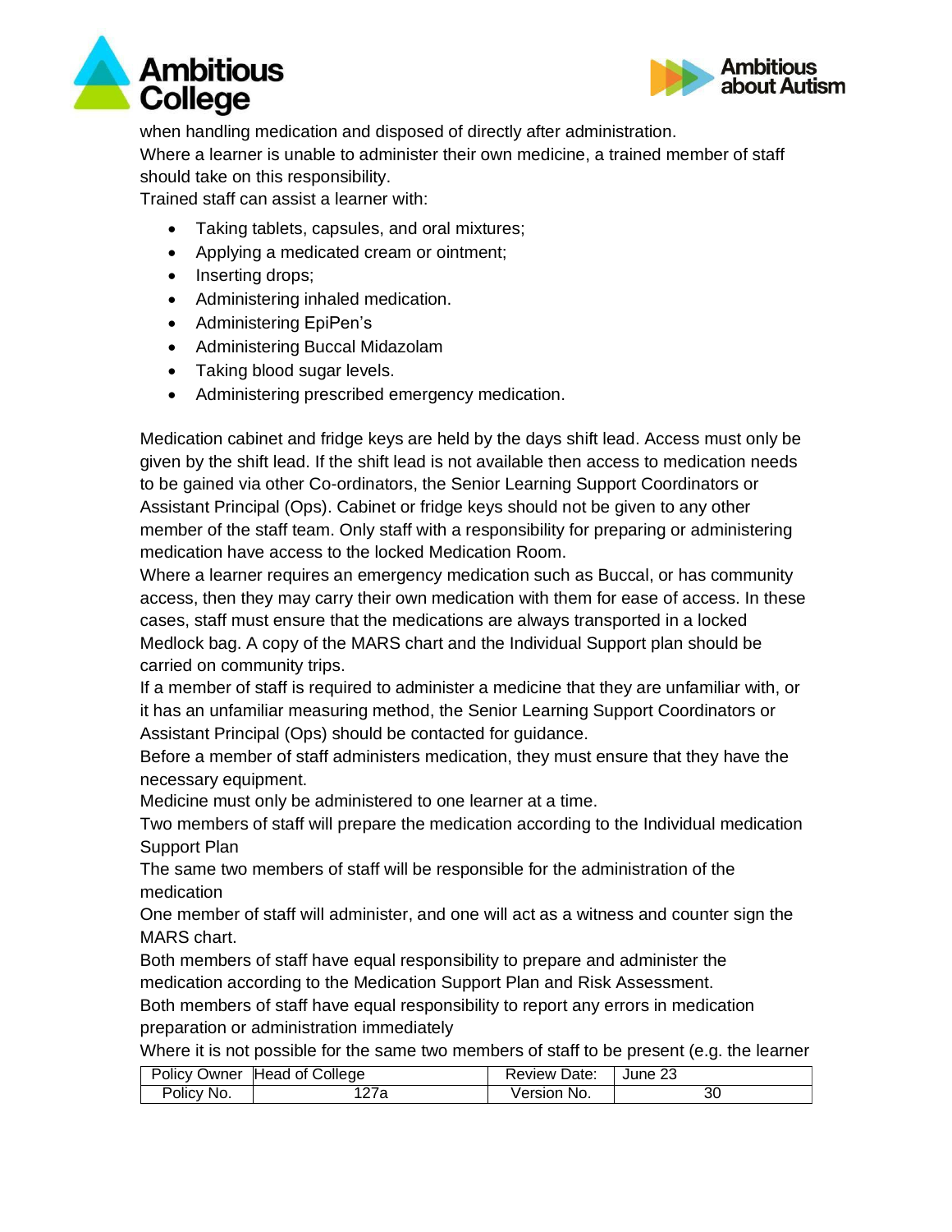when handling medication and disposed of directly after administration.

Where a learner is unable to administer their own medicine, a trained member of staff should take on this responsibility.

Trained staff can assist a learner with:

- Taking tablets, capsules, and oral mixtures;
- Applying a medicated cream or ointment;
- Inserting drops;
- Administering inhaled medication.
- Administering EpiPen's
- Administering Buccal Midazolam
- Taking blood sugar levels.
- Administering prescribed emergency medication.

Medication cabinet and fridge keys are held by the days shift lead. Access must only be given by the shift lead. If the shift lead is not available then access to medication needs to be gained via other Co-ordinators, the Senior Learning Support Coordinators or Assistant Principal (Ops). Cabinet or fridge keys should not be given to any other member of the staff team. Only staff with a responsibility for preparing or administering medication have access to the locked Medication Room.

Where a learner requires an emergency medication such as Buccal, or has community access, then they may carry their own medication with them for ease of access. In these cases, staff must ensure that the medications are always transported in a locked Medlock bag. A copy of the MARS chart and the Individual Support plan should be carried on community trips.

If a member of staff is required to administer a medicine that they are unfamiliar with, or it has an unfamiliar measuring method, the Senior Learning Support Coordinators or Assistant Principal (Ops) should be contacted for guidance.

Before a member of staff administers medication, they must ensure that they have the necessary equipment.

Medicine must only be administered to one learner at a time.

Two members of staff will prepare the medication according to the Individual medication Support Plan

The same two members of staff will be responsible for the administration of the medication

One member of staff will administer, and one will act as a witness and counter sign the MARS chart.

Both members of staff have equal responsibility to prepare and administer the medication according to the Medication Support Plan and Risk Assessment.

Both members of staff have equal responsibility to report any errors in medication preparation or administration immediately

Where it is not possible for the same two members of staff to be present (e.g. the learner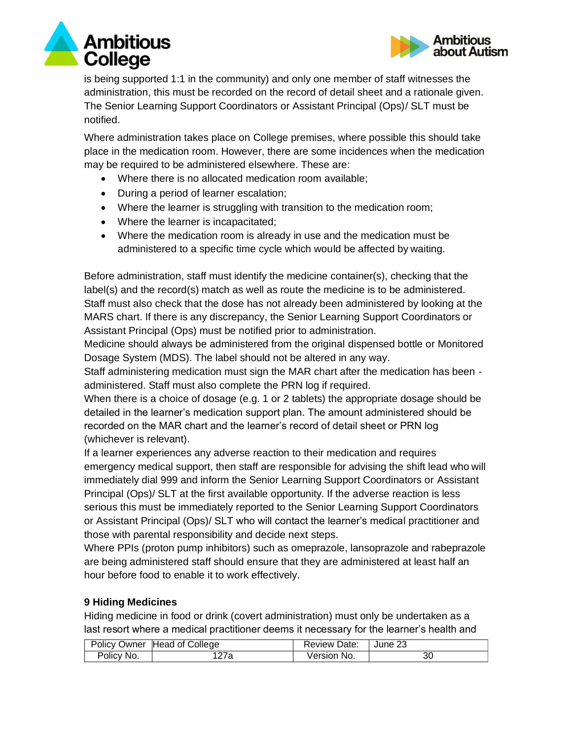is being supported 1:1 in the community) and only one member of staff witnesses the administration, this must be recorded on the record of detail sheet and a rationale given. The Senior Learning Support Coordinators or Assistant Principal (Ops)/ SLT must be notified.

Where administration takes place on College premises, where possible this should take place in the medication room. However, there are some incidences when the medication may be required to be administered elsewhere. These are:

- Where there is no allocated medication room available;
- During a period of learner escalation;
- Where the learner is struggling with transition to the medication room;
- Where the learner is incapacitated;
- Where the medication room is already in use and the medication must be administered to a specific time cycle which would be affected by waiting.

Before administration, staff must identify the medicine container(s), checking that the label(s) and the record(s) match as well as route the medicine is to be administered. Staff must also check that the dose has not already been administered by looking at the MARS chart. If there is any discrepancy, the Senior Learning Support Coordinators or Assistant Principal (Ops) must be notified prior to administration.
Medicine should always be administered from the original dispensed bottle or Monitored Dosage System (MDS). The label should not be altered in any way.
Staff administering medication must sign the MAR chart after the medication has been - administered. Staff must also complete the PRN log if required.
When there is a choice of dosage (e.g. 1 or 2 tablets) the appropriate dosage should be detailed in the learner's medication support plan. The amount administered should be recorded on the MAR chart and the learner's record of detail sheet or PRN log (whichever is relevant).
If a learner experiences any adverse reaction to their medication and requires emergency medical support, then staff are responsible for advising the shift lead who will immediately dial 999 and inform the Senior Learning Support Coordinators or Assistant Principal (Ops)/ SLT at the first available opportunity. If the adverse reaction is less serious this must be immediately reported to the Senior Learning Support Coordinators or Assistant Principal (Ops)/ SLT who will contact the learner's medical practitioner and those with parental responsibility and decide next steps.
Where PPIs (proton pump inhibitors) such as omeprazole, lansoprazole and rabeprazole are being administered staff should ensure that they are administered at least half an hour before food to enable it to work effectively.

### 9 Hiding Medicines

Hiding medicine in food or drink (covert administration) must only be undertaken as a last resort where a medical practitioner deems it necessary for the learner's health and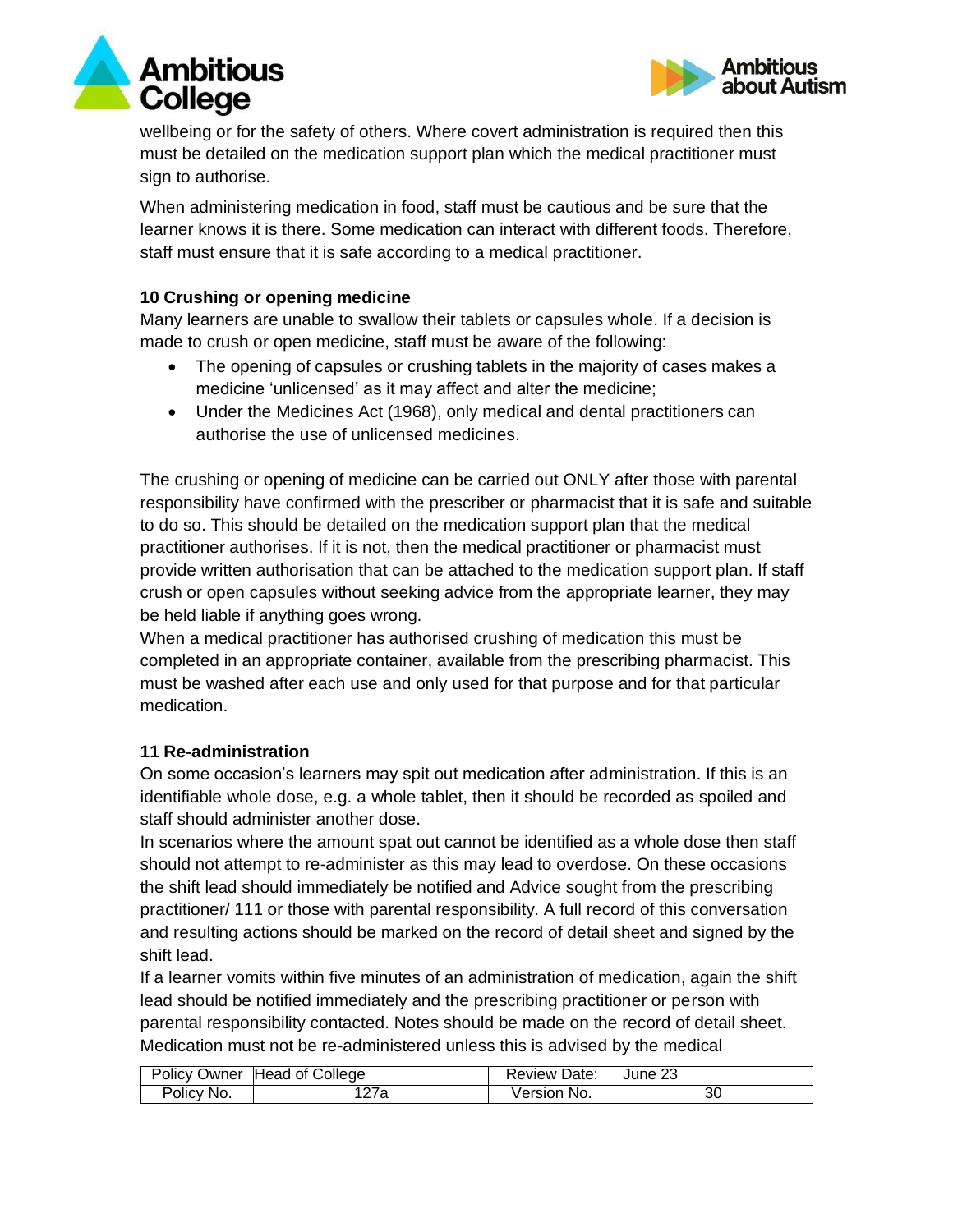wellbeing or for the safety of others. Where covert administration is required then this must be detailed on the medication support plan which the medical practitioner must sign to authorise.

When administering medication in food, staff must be cautious and be sure that the learner knows it is there. Some medication can interact with different foods. Therefore, staff must ensure that it is safe according to a medical practitioner.

### 10 Crushing or opening medicine

Many learners are unable to swallow their tablets or capsules whole. If a decision is made to crush or open medicine, staff must be aware of the following:

- The opening of capsules or crushing tablets in the majority of cases makes a medicine 'unlicensed' as it may affect and alter the medicine;
- Under the Medicines Act (1968), only medical and dental practitioners can authorise the use of unlicensed medicines.

The crushing or opening of medicine can be carried out ONLY after those with parental responsibility have confirmed with the prescriber or pharmacist that it is safe and suitable to do so. This should be detailed on the medication support plan that the medical practitioner authorises. If it is not, then the medical practitioner or pharmacist must provide written authorisation that can be attached to the medication support plan. If staff crush or open capsules without seeking advice from the appropriate learner, they may be held liable if anything goes wrong.

When a medical practitioner has authorised crushing of medication this must be completed in an appropriate container, available from the prescribing pharmacist. This must be washed after each use and only used for that purpose and for that particular medication.

### 11 Re-administration

On some occasion's learners may spit out medication after administration. If this is an identifiable whole dose, e.g. a whole tablet, then it should be recorded as spoiled and staff should administer another dose.

In scenarios where the amount spat out cannot be identified as a whole dose then staff should not attempt to re-administer as this may lead to overdose. On these occasions the shift lead should immediately be notified and Advice sought from the prescribing practitioner/ 111 or those with parental responsibility. A full record of this conversation and resulting actions should be marked on the record of detail sheet and signed by the shift lead.

If a learner vomits within five minutes of an administration of medication, again the shift lead should be notified immediately and the prescribing practitioner or person with parental responsibility contacted. Notes should be made on the record of detail sheet. Medication must not be re-administered unless this is advised by the medical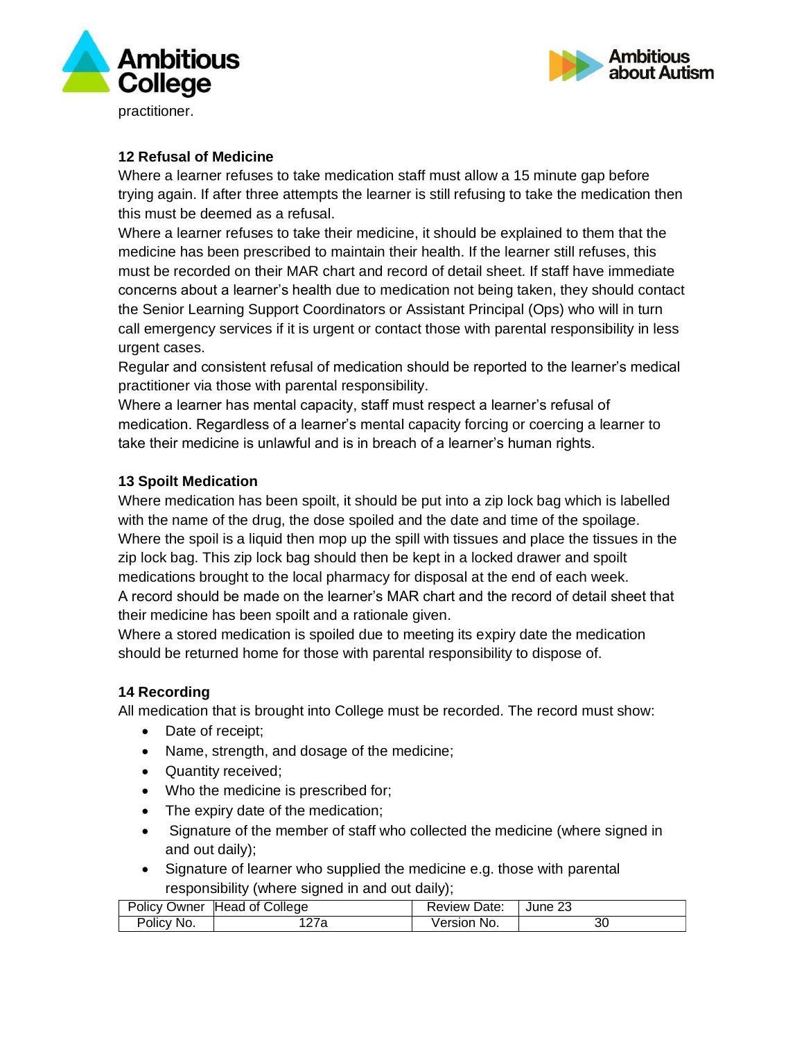practitioner.

**12 Refusal of Medicine**

Where a learner refuses to take medication staff must allow a 15 minute gap before trying again. If after three attempts the learner is still refusing to take the medication then this must be deemed as a refusal.

Where a learner refuses to take their medicine, it should be explained to them that the medicine has been prescribed to maintain their health. If the learner still refuses, this must be recorded on their MAR chart and record of detail sheet. If staff have immediate concerns about a learner's health due to medication not being taken, they should contact the Senior Learning Support Coordinators or Assistant Principal (Ops) who will in turn call emergency services if it is urgent or contact those with parental responsibility in less urgent cases.

Regular and consistent refusal of medication should be reported to the learner's medical practitioner via those with parental responsibility.

Where a learner has mental capacity, staff must respect a learner's refusal of medication. Regardless of a learner's mental capacity forcing or coercing a learner to take their medicine is unlawful and is in breach of a learner's human rights.

**13 Spoilt Medication**

Where medication has been spoilt, it should be put into a zip lock bag which is labelled with the name of the drug, the dose spoiled and the date and time of the spoilage. Where the spoil is a liquid then mop up the spill with tissues and place the tissues in the zip lock bag. This zip lock bag should then be kept in a locked drawer and spoilt medications brought to the local pharmacy for disposal at the end of each week.

A record should be made on the learner's MAR chart and the record of detail sheet that their medicine has been spoilt and a rationale given.

Where a stored medication is spoiled due to meeting its expiry date the medication should be returned home for those with parental responsibility to dispose of.

**14 Recording**

All medication that is brought into College must be recorded. The record must show:

- Date of receipt;
- Name, strength, and dosage of the medicine;
- Quantity received;
- Who the medicine is prescribed for;
- The expiry date of the medication;
- Signature of the member of staff who collected the medicine (where signed in and out daily);
- Signature of learner who supplied the medicine e.g. those with parental responsibility (where signed in and out daily);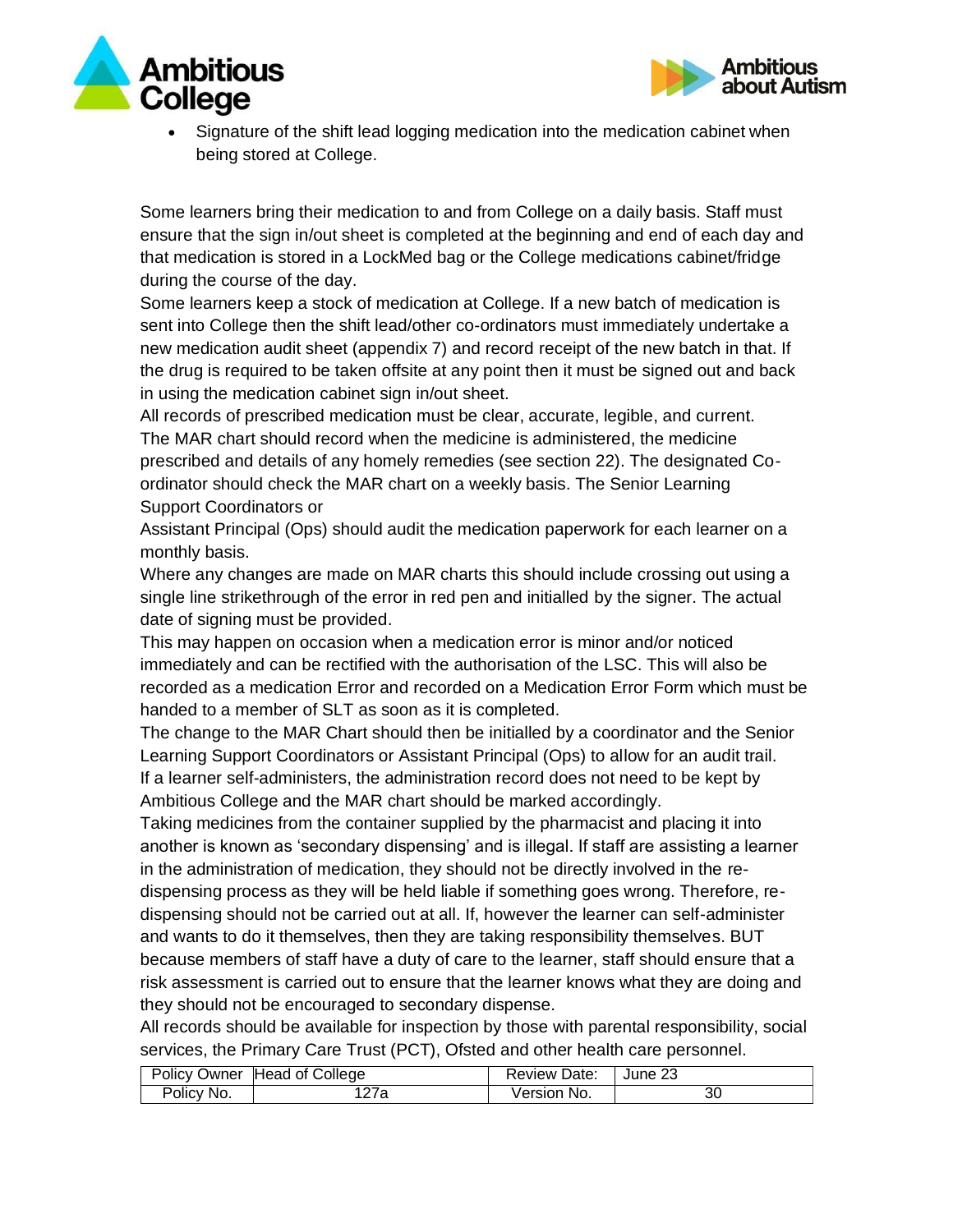- Signature of the shift lead logging medication into the medication cabinet when being stored at College.

Some learners bring their medication to and from College on a daily basis. Staff must ensure that the sign in/out sheet is completed at the beginning and end of each day and that medication is stored in a LockMed bag or the College medications cabinet/fridge during the course of the day.

Some learners keep a stock of medication at College. If a new batch of medication is sent into College then the shift lead/other co-ordinators must immediately undertake a new medication audit sheet (appendix 7) and record receipt of the new batch in that. If the drug is required to be taken offsite at any point then it must be signed out and back in using the medication cabinet sign in/out sheet.

All records of prescribed medication must be clear, accurate, legible, and current.

The MAR chart should record when the medicine is administered, the medicine prescribed and details of any homely remedies (see section 22). The designated Co-ordinator should check the MAR chart on a weekly basis. The Senior Learning Support Coordinators or

Assistant Principal (Ops) should audit the medication paperwork for each learner on a monthly basis.

Where any changes are made on MAR charts this should include crossing out using a single line strikethrough of the error in red pen and initialled by the signer. The actual date of signing must be provided.

This may happen on occasion when a medication error is minor and/or noticed immediately and can be rectified with the authorisation of the LSC. This will also be recorded as a medication Error and recorded on a Medication Error Form which must be handed to a member of SLT as soon as it is completed.

The change to the MAR Chart should then be initialled by a coordinator and the Senior Learning Support Coordinators or Assistant Principal (Ops) to allow for an audit trail.

If a learner self-administers, the administration record does not need to be kept by Ambitious College and the MAR chart should be marked accordingly.

Taking medicines from the container supplied by the pharmacist and placing it into another is known as 'secondary dispensing' and is illegal. If staff are assisting a learner in the administration of medication, they should not be directly involved in the re-dispensing process as they will be held liable if something goes wrong. Therefore, re-dispensing should not be carried out at all. If, however the learner can self-administer and wants to do it themselves, then they are taking responsibility themselves. BUT because members of staff have a duty of care to the learner, staff should ensure that a risk assessment is carried out to ensure that the learner knows what they are doing and they should not be encouraged to secondary dispense.

All records should be available for inspection by those with parental responsibility, social services, the Primary Care Trust (PCT), Ofsted and other health care personnel.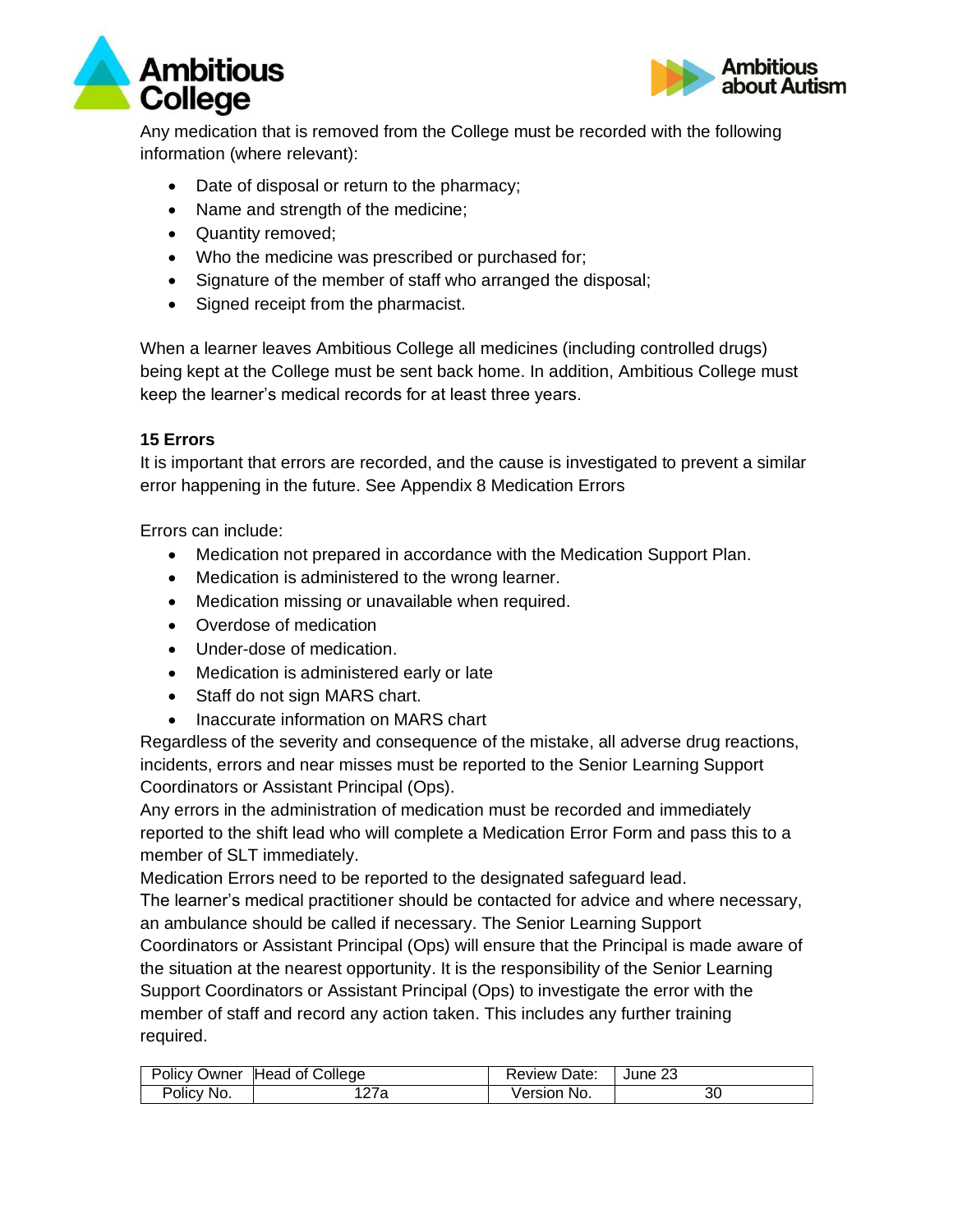Any medication that is removed from the College must be recorded with the following information (where relevant):

- Date of disposal or return to the pharmacy;
- Name and strength of the medicine;
- Quantity removed;
- Who the medicine was prescribed or purchased for;
- Signature of the member of staff who arranged the disposal;
- Signed receipt from the pharmacist.

When a learner leaves Ambitious College all medicines (including controlled drugs) being kept at the College must be sent back home. In addition, Ambitious College must keep the learner's medical records for at least three years.

**15 Errors**

It is important that errors are recorded, and the cause is investigated to prevent a similar error happening in the future. See Appendix 8 Medication Errors

Errors can include:

- Medication not prepared in accordance with the Medication Support Plan.
- Medication is administered to the wrong learner.
- Medication missing or unavailable when required.
- Overdose of medication
- Under-dose of medication.
- Medication is administered early or late
- Staff do not sign MARS chart.
- Inaccurate information on MARS chart

Regardless of the severity and consequence of the mistake, all adverse drug reactions, incidents, errors and near misses must be reported to the Senior Learning Support Coordinators or Assistant Principal (Ops).

Any errors in the administration of medication must be recorded and immediately reported to the shift lead who will complete a Medication Error Form and pass this to a member of SLT immediately.

Medication Errors need to be reported to the designated safeguard lead.

The learner's medical practitioner should be contacted for advice and where necessary, an ambulance should be called if necessary. The Senior Learning Support Coordinators or Assistant Principal (Ops) will ensure that the Principal is made aware of the situation at the nearest opportunity. It is the responsibility of the Senior Learning Support Coordinators or Assistant Principal (Ops) to investigate the error with the member of staff and record any action taken. This includes any further training required.

| Policy Owner | Head of College | Review Date: | June 23 |
|---|---|---|---|
| Policy No. | 127a | Version No. | 30 |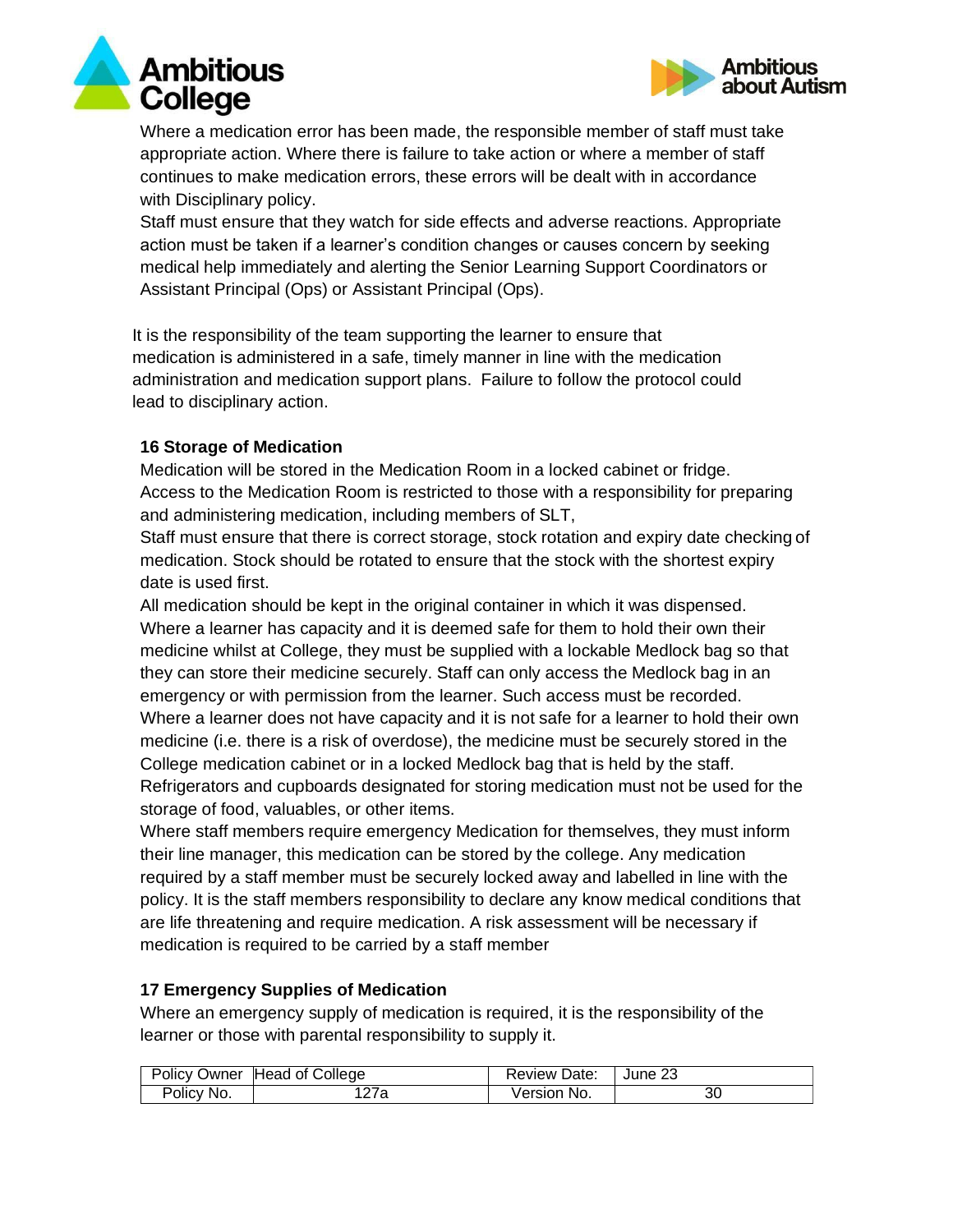Where a medication error has been made, the responsible member of staff must take appropriate action. Where there is failure to take action or where a member of staff continues to make medication errors, these errors will be dealt with in accordance with Disciplinary policy.

Staff must ensure that they watch for side effects and adverse reactions. Appropriate action must be taken if a learner's condition changes or causes concern by seeking medical help immediately and alerting the Senior Learning Support Coordinators or Assistant Principal (Ops) or Assistant Principal (Ops).

It is the responsibility of the team supporting the learner to ensure that medication is administered in a safe, timely manner in line with the medication administration and medication support plans. Failure to follow the protocol could lead to disciplinary action.

### 16 Storage of Medication

Medication will be stored in the Medication Room in a locked cabinet or fridge.

Access to the Medication Room is restricted to those with a responsibility for preparing and administering medication, including members of SLT,

Staff must ensure that there is correct storage, stock rotation and expiry date checking of medication. Stock should be rotated to ensure that the stock with the shortest expiry date is used first.

All medication should be kept in the original container in which it was dispensed.

Where a learner has capacity and it is deemed safe for them to hold their own their medicine whilst at College, they must be supplied with a lockable Medlock bag so that they can store their medicine securely. Staff can only access the Medlock bag in an emergency or with permission from the learner. Such access must be recorded.

Where a learner does not have capacity and it is not safe for a learner to hold their own medicine (i.e. there is a risk of overdose), the medicine must be securely stored in the College medication cabinet or in a locked Medlock bag that is held by the staff.

Refrigerators and cupboards designated for storing medication must not be used for the storage of food, valuables, or other items.

Where staff members require emergency Medication for themselves, they must inform their line manager, this medication can be stored by the college. Any medication required by a staff member must be securely locked away and labelled in line with the policy. It is the staff members responsibility to declare any know medical conditions that are life threatening and require medication. A risk assessment will be necessary if medication is required to be carried by a staff member

### 17 Emergency Supplies of Medication

Where an emergency supply of medication is required, it is the responsibility of the learner or those with parental responsibility to supply it.

| Policy Owner | Head of College | Review Date: | June 23 |
|---|---|---|---|
| Policy No. | 127a | Version No. | 30 |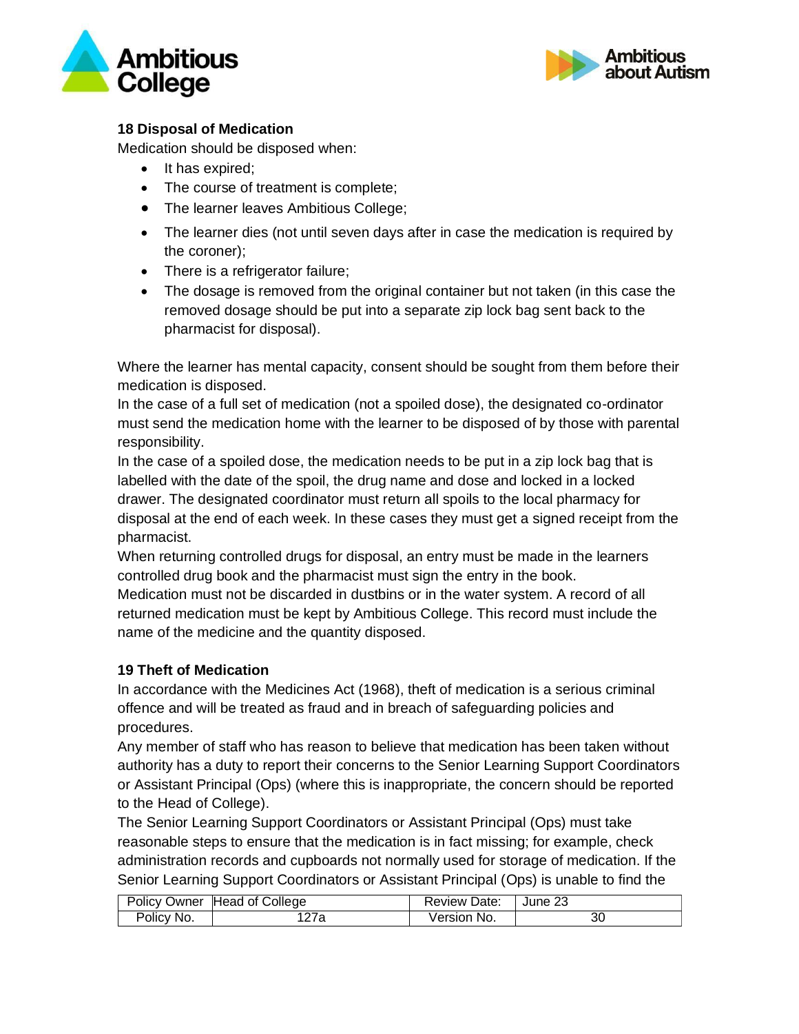## 18 Disposal of Medication

Medication should be disposed when:

- It has expired;
- The course of treatment is complete;
- The learner leaves Ambitious College;
- The learner dies (not until seven days after in case the medication is required by the coroner);
- There is a refrigerator failure;
- The dosage is removed from the original container but not taken (in this case the removed dosage should be put into a separate zip lock bag sent back to the pharmacist for disposal).

Where the learner has mental capacity, consent should be sought from them before their medication is disposed.

In the case of a full set of medication (not a spoiled dose), the designated co-ordinator must send the medication home with the learner to be disposed of by those with parental responsibility.

In the case of a spoiled dose, the medication needs to be put in a zip lock bag that is labelled with the date of the spoil, the drug name and dose and locked in a locked drawer. The designated coordinator must return all spoils to the local pharmacy for disposal at the end of each week. In these cases they must get a signed receipt from the pharmacist.

When returning controlled drugs for disposal, an entry must be made in the learners controlled drug book and the pharmacist must sign the entry in the book.

Medication must not be discarded in dustbins or in the water system. A record of all returned medication must be kept by Ambitious College. This record must include the name of the medicine and the quantity disposed.

## 19 Theft of Medication

In accordance with the Medicines Act (1968), theft of medication is a serious criminal offence and will be treated as fraud and in breach of safeguarding policies and procedures.

Any member of staff who has reason to believe that medication has been taken without authority has a duty to report their concerns to the Senior Learning Support Coordinators or Assistant Principal (Ops) (where this is inappropriate, the concern should be reported to the Head of College).

The Senior Learning Support Coordinators or Assistant Principal (Ops) must take reasonable steps to ensure that the medication is in fact missing; for example, check administration records and cupboards not normally used for storage of medication. If the Senior Learning Support Coordinators or Assistant Principal (Ops) is unable to find the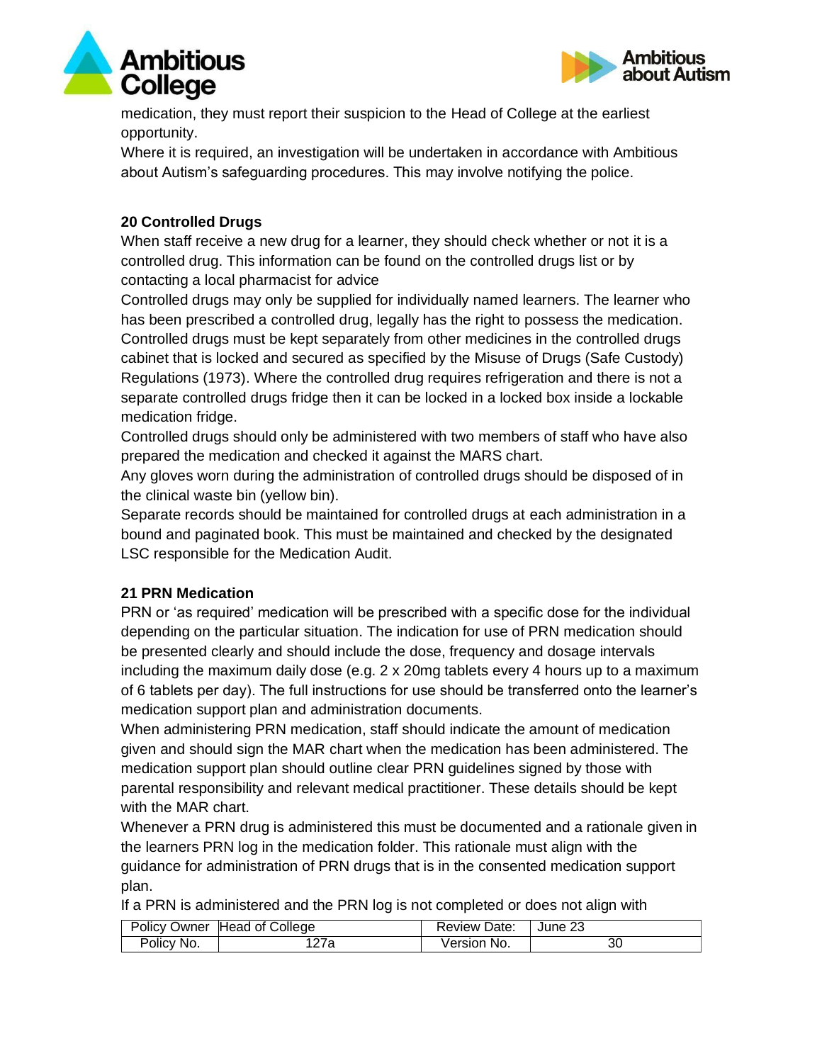medication, they must report their suspicion to the Head of College at the earliest opportunity.

Where it is required, an investigation will be undertaken in accordance with Ambitious about Autism's safeguarding procedures. This may involve notifying the police.

**20 Controlled Drugs**

When staff receive a new drug for a learner, they should check whether or not it is a controlled drug. This information can be found on the controlled drugs list or by contacting a local pharmacist for advice

Controlled drugs may only be supplied for individually named learners. The learner who has been prescribed a controlled drug, legally has the right to possess the medication.

Controlled drugs must be kept separately from other medicines in the controlled drugs cabinet that is locked and secured as specified by the Misuse of Drugs (Safe Custody) Regulations (1973). Where the controlled drug requires refrigeration and there is not a separate controlled drugs fridge then it can be locked in a locked box inside a lockable medication fridge.

Controlled drugs should only be administered with two members of staff who have also prepared the medication and checked it against the MARS chart.

Any gloves worn during the administration of controlled drugs should be disposed of in the clinical waste bin (yellow bin).

Separate records should be maintained for controlled drugs at each administration in a bound and paginated book. This must be maintained and checked by the designated LSC responsible for the Medication Audit.

**21 PRN Medication**

PRN or 'as required' medication will be prescribed with a specific dose for the individual depending on the particular situation. The indication for use of PRN medication should be presented clearly and should include the dose, frequency and dosage intervals including the maximum daily dose (e.g. 2 x 20mg tablets every 4 hours up to a maximum of 6 tablets per day). The full instructions for use should be transferred onto the learner's medication support plan and administration documents.

When administering PRN medication, staff should indicate the amount of medication given and should sign the MAR chart when the medication has been administered. The medication support plan should outline clear PRN guidelines signed by those with parental responsibility and relevant medical practitioner. These details should be kept with the MAR chart.

Whenever a PRN drug is administered this must be documented and a rationale given in the learners PRN log in the medication folder. This rationale must align with the guidance for administration of PRN drugs that is in the consented medication support plan.

If a PRN is administered and the PRN log is not completed or does not align with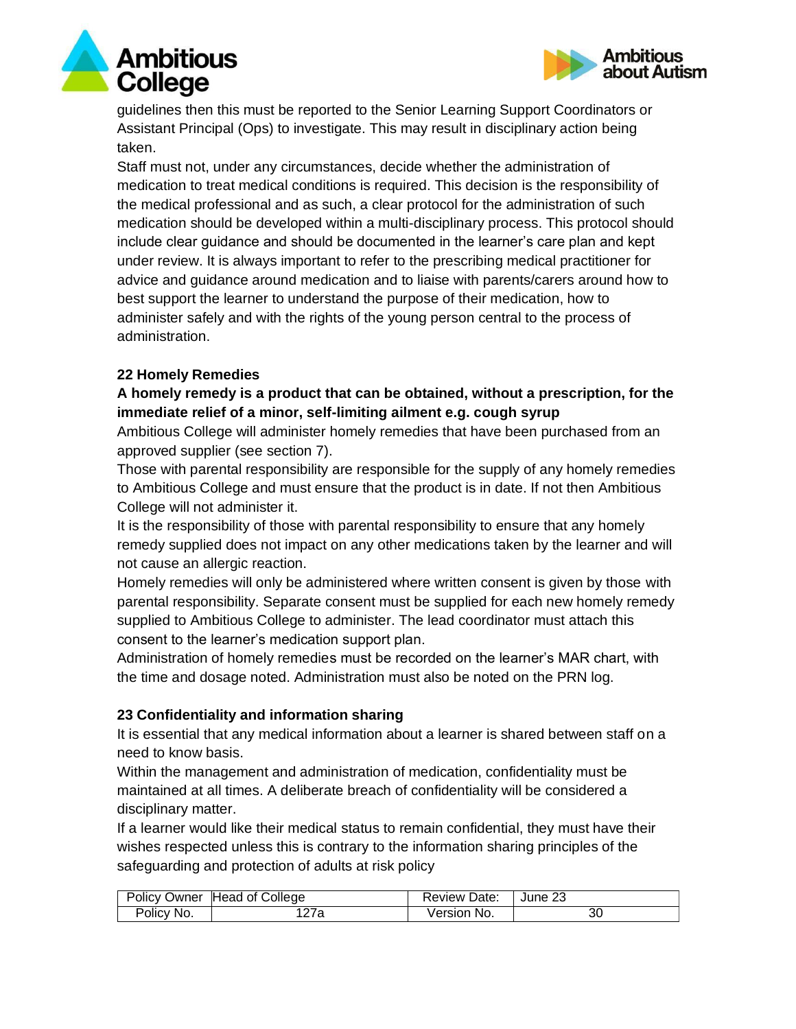guidelines then this must be reported to the Senior Learning Support Coordinators or Assistant Principal (Ops) to investigate. This may result in disciplinary action being taken.

Staff must not, under any circumstances, decide whether the administration of medication to treat medical conditions is required. This decision is the responsibility of the medical professional and as such, a clear protocol for the administration of such medication should be developed within a multi-disciplinary process. This protocol should include clear guidance and should be documented in the learner's care plan and kept under review. It is always important to refer to the prescribing medical practitioner for advice and guidance around medication and to liaise with parents/carers around how to best support the learner to understand the purpose of their medication, how to administer safely and with the rights of the young person central to the process of administration.

## 22 Homely Remedies

**A homely remedy is a product that can be obtained, without a prescription, for the immediate relief of a minor, self-limiting ailment e.g. cough syrup**

Ambitious College will administer homely remedies that have been purchased from an approved supplier (see section 7).

Those with parental responsibility are responsible for the supply of any homely remedies to Ambitious College and must ensure that the product is in date. If not then Ambitious College will not administer it.

It is the responsibility of those with parental responsibility to ensure that any homely remedy supplied does not impact on any other medications taken by the learner and will not cause an allergic reaction.

Homely remedies will only be administered where written consent is given by those with parental responsibility. Separate consent must be supplied for each new homely remedy supplied to Ambitious College to administer. The lead coordinator must attach this consent to the learner's medication support plan.

Administration of homely remedies must be recorded on the learner's MAR chart, with the time and dosage noted. Administration must also be noted on the PRN log.

## 23 Confidentiality and information sharing

It is essential that any medical information about a learner is shared between staff on a need to know basis.

Within the management and administration of medication, confidentiality must be maintained at all times. A deliberate breach of confidentiality will be considered a disciplinary matter.

If a learner would like their medical status to remain confidential, they must have their wishes respected unless this is contrary to the information sharing principles of the safeguarding and protection of adults at risk policy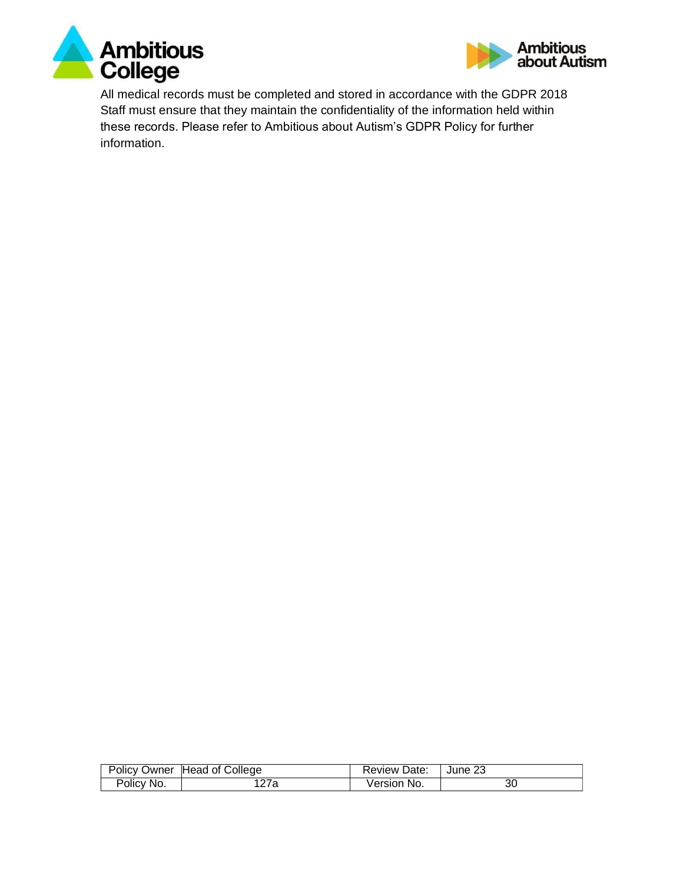All medical records must be completed and stored in accordance with the GDPR 2018 Staff must ensure that they maintain the confidentiality of the information held within these records. Please refer to Ambitious about Autism's GDPR Policy for further information.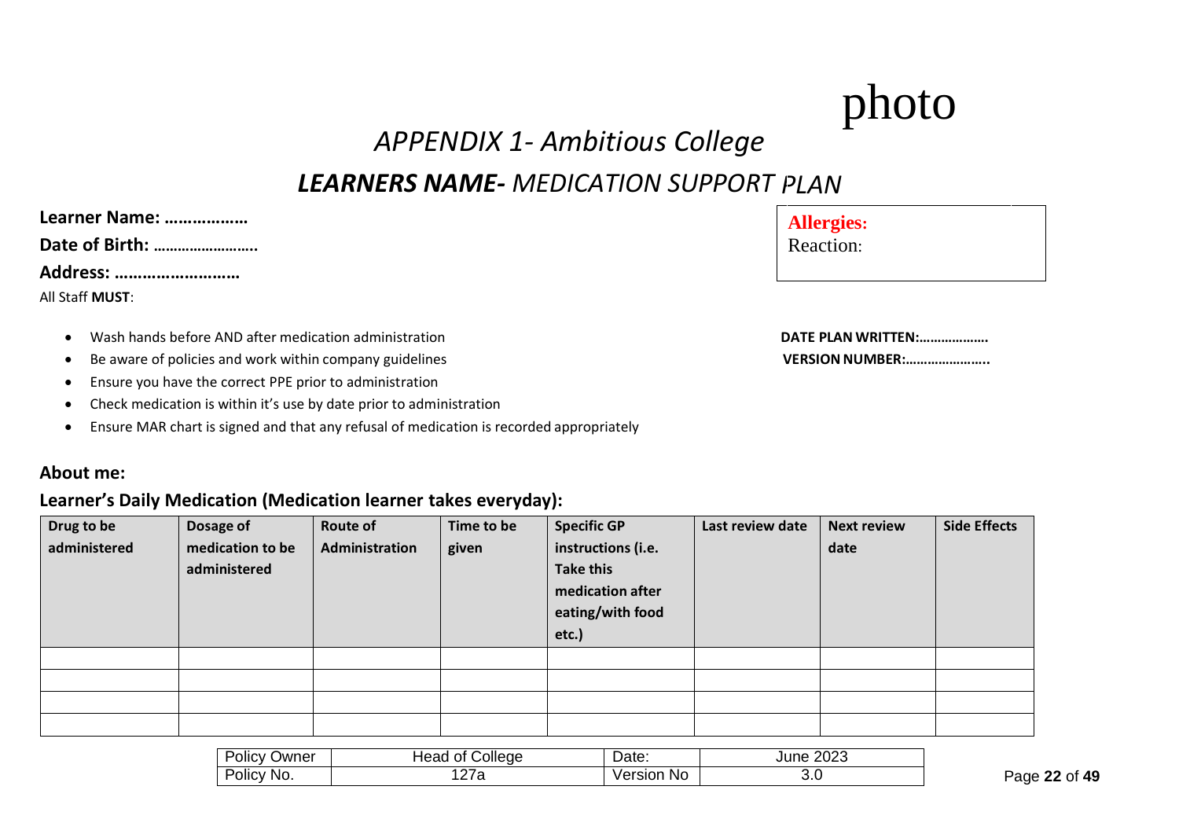photo

## *APPENDIX 1- Ambitious College*

## ***LEARNERS NAME-** MEDICATION SUPPORT PLAN*

**Learner Name: ………………**

**Date of Birth: ……………………..**

**Address: ………………………**

**Allergies:**
Reaction:

All Staff **MUST**:

- Wash hands before AND after medication administration
- Be aware of policies and work within company guidelines
- Ensure you have the correct PPE prior to administration
- Check medication is within it's use by date prior to administration
- Ensure MAR chart is signed and that any refusal of medication is recorded appropriately

**DATE PLAN WRITTEN:……………….**

**VERSION NUMBER:…………………..**

### About me:

### Learner's Daily Medication (Medication learner takes everyday):

| Drug to be administered | Dosage of medication to be administered | Route of Administration | Time to be given | Specific GP instructions (i.e. Take this medication after eating/with food etc.) | Last review date | Next review date | Side Effects |
|---|---|---|---|---|---|---|---|
| | | | | | | | |
| | | | | | | | |
| | | | | | | | |
| | | | | | | | |

| Policy Owner | Head of College | Date: | June 2023 |
|---|---|---|---|
| Policy No. | 127a | Version No | 3.0 |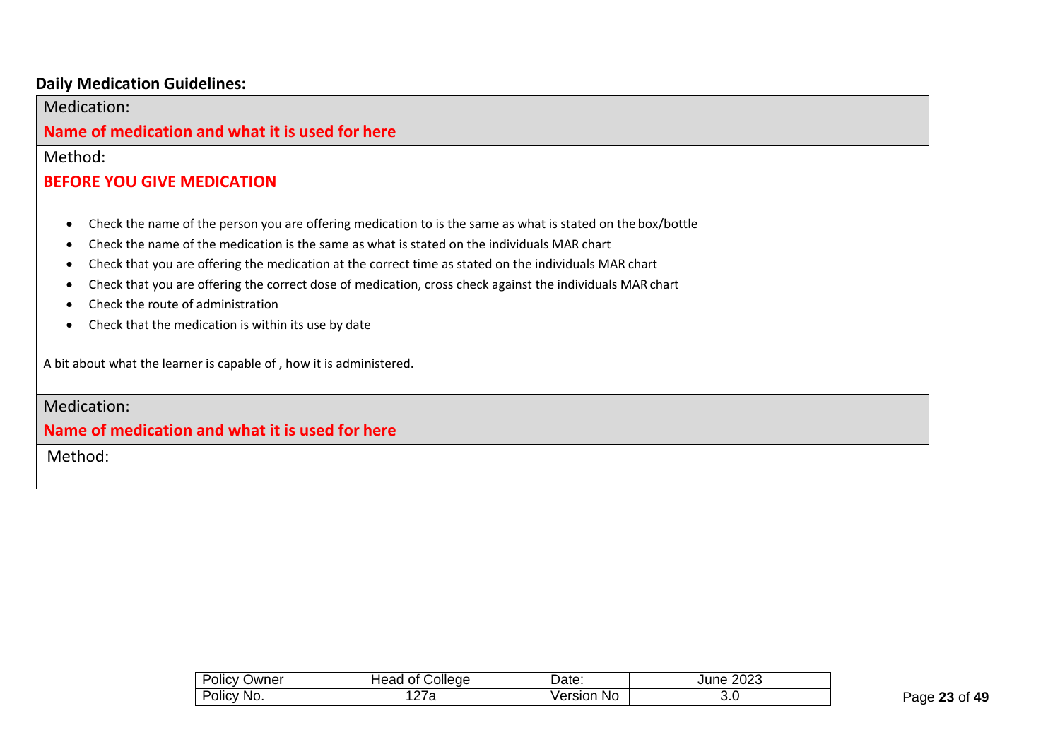**Daily Medication Guidelines:**

Medication:

**Name of medication and what it is used for here**

Method:

**BEFORE YOU GIVE MEDICATION**

- Check the name of the person you are offering medication to is the same as what is stated on the box/bottle
- Check the name of the medication is the same as what is stated on the individuals MAR chart
- Check that you are offering the medication at the correct time as stated on the individuals MAR chart
- Check that you are offering the correct dose of medication, cross check against the individuals MAR chart
- Check the route of administration
- Check that the medication is within its use by date

A bit about what the learner is capable of , how it is administered.

Medication:

**Name of medication and what it is used for here**

Method:

| Policy Owner | Head of College | Date: | June 2023 |
| --- | --- | --- | --- |
| Policy No. | 127a | Version No | 3.0 |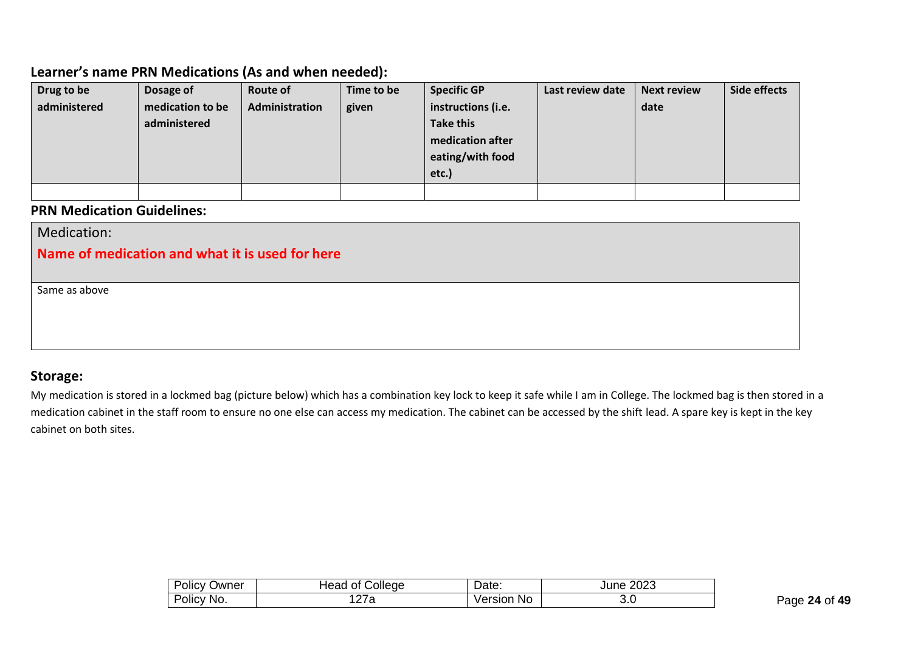## Learner’s name PRN Medications (As and when needed):

| Drug to be administered | Dosage of medication to be administered | Route of Administration | Time to be given | Specific GP instructions (i.e. Take this medication after eating/with food etc.) | Last review date | Next review date | Side effects |
|---|---|---|---|---|---|---|---|
| | | | | | | | |

## PRN Medication Guidelines:

| Medication: **Name of medication and what it is used for here** |
|---|
| Same as above |

## Storage:

My medication is stored in a lockmed bag (picture below) which has a combination key lock to keep it safe while I am in College. The lockmed bag is then stored in a medication cabinet in the staff room to ensure no one else can access my medication. The cabinet can be accessed by the shift lead. A spare key is kept in the key cabinet on both sites.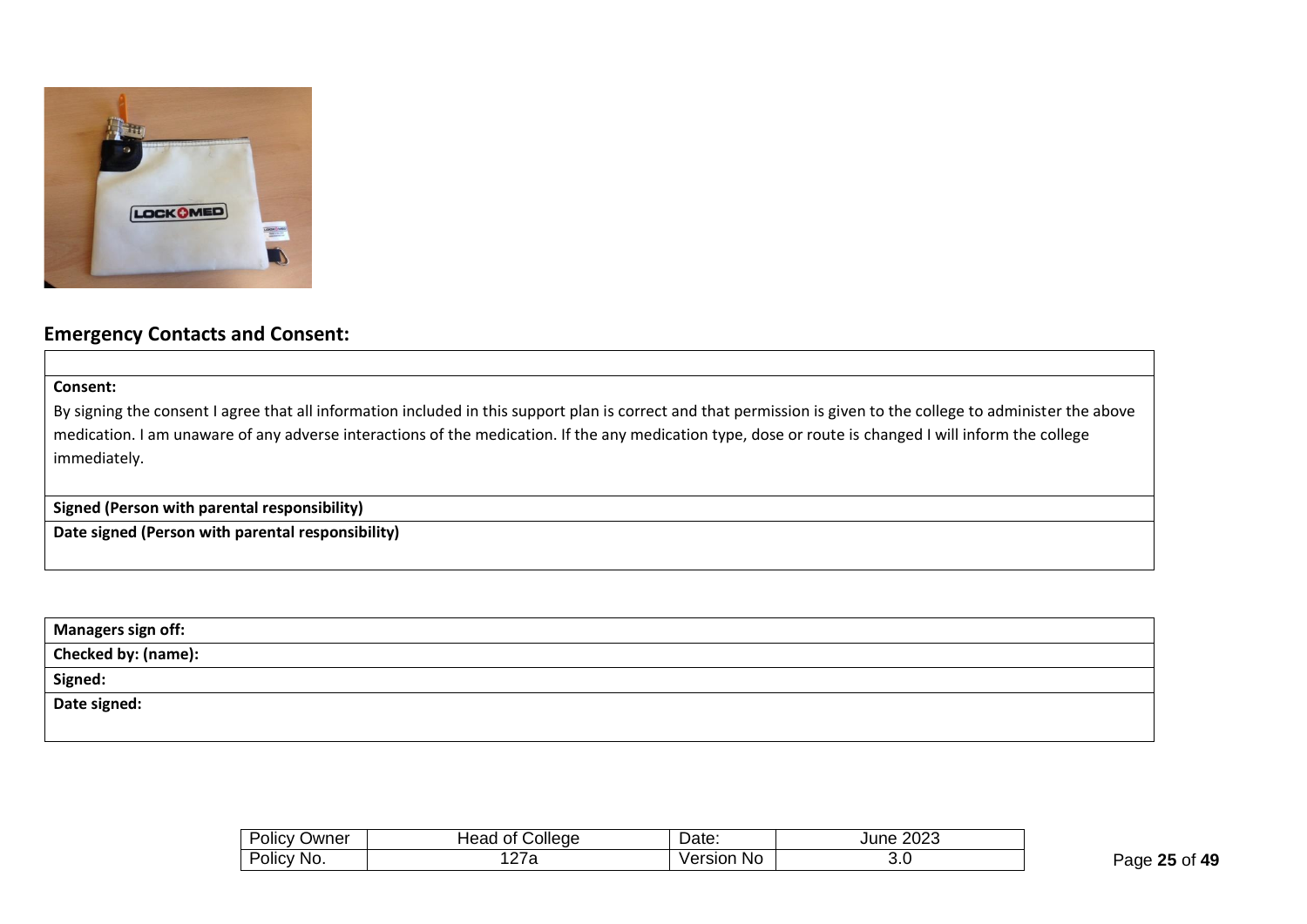## Emergency Contacts and Consent:

| |
|---|
| **Consent:**<br>By signing the consent I agree that all information included in this support plan is correct and that permission is given to the college to administer the above medication. I am unaware of any adverse interactions of the medication. If the any medication type, dose or route is changed I will inform the college immediately. |
| **Signed (Person with parental responsibility)** |
| **Date signed (Person with parental responsibility)** |

| **Managers sign off:** |
|---|
| **Checked by: (name):** |
| **Signed:** |
| **Date signed:** |

| Policy Owner | Head of College | Date: | June 2023 |
|---|---|---|---|
| Policy No. | 127a | Version No | 3.0 |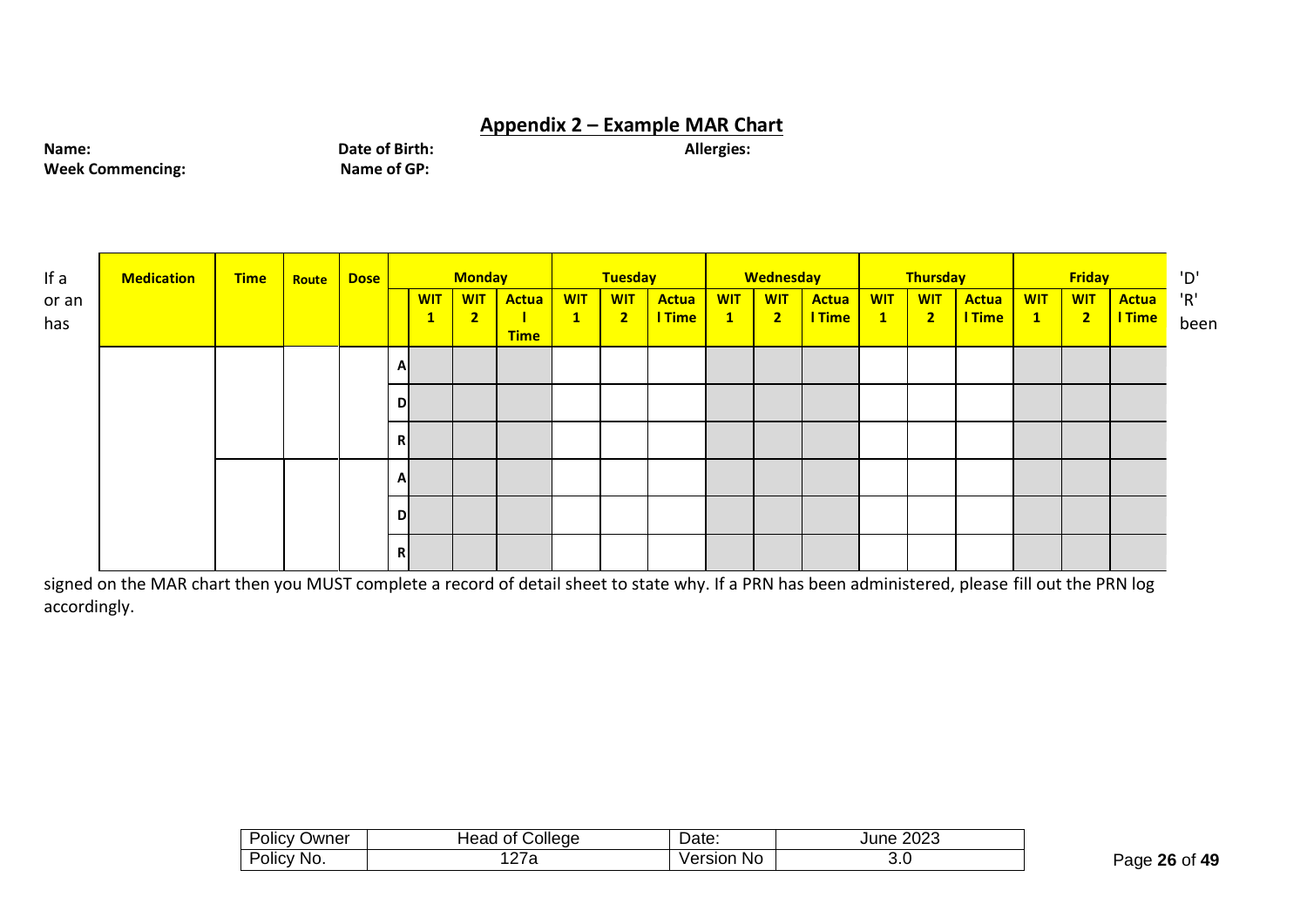## Appendix 2 – Example MAR Chart

**Name:** **Date of Birth:** **Allergies:**

**Week Commencing:** **Name of GP:**

| Medication | Time | Route | Dose | | Monday | | | Tuesday | | | Wednesday | | | Thursday | | | Friday | | |
|---|---|---|---|---|---|---|---|---|---|---|---|---|---|---|---|---|---|---|---|
| | | | | | WIT 1 | WIT 2 | Actual Time | WIT 1 | WIT 2 | Actual Time | WIT 1 | WIT 2 | Actual Time | WIT 1 | WIT 2 | Actual Time | WIT 1 | WIT 2 | Actual Time |
| | | | | A | | | | | | | | | | | | | | | |
| | | | | D | | | | | | | | | | | | | | | |
| | | | | R | | | | | | | | | | | | | | | |
| | | | | A | | | | | | | | | | | | | | | |
| | | | | D | | | | | | | | | | | | | | | |
| | | | | R | | | | | | | | | | | | | | | |

If a 'D' or an 'R' has been signed on the MAR chart then you MUST complete a record of detail sheet to state why. If a PRN has been administered, please fill out the PRN log accordingly.

| Policy Owner | Head of College | Date: | June 2023 |
|---|---|---|---|
| Policy No. | 127a | Version No | 3.0 |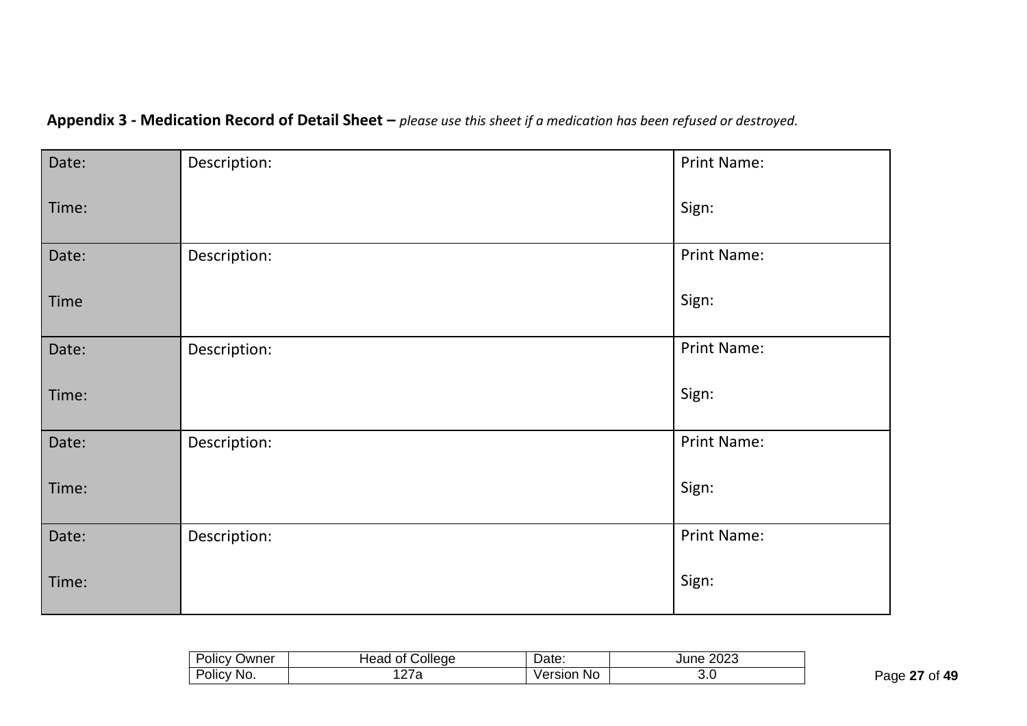**Appendix 3 - Medication Record of Detail Sheet –** *please use this sheet if a medication has been refused or destroyed.*

| Date:<br><br>Time: | Description: | Print Name:<br><br>Sign: |
|---|---|---|
| Date:<br><br>Time | Description: | Print Name:<br><br>Sign: |
| Date:<br><br>Time: | Description: | Print Name:<br><br>Sign: |
| Date:<br><br>Time: | Description: | Print Name:<br><br>Sign: |
| Date:<br><br>Time: | Description: | Print Name:<br><br>Sign: |

| Policy Owner | Head of College | Date: | June 2023 |
|---|---|---|---|
| Policy No. | 127a | Version No | 3.0 |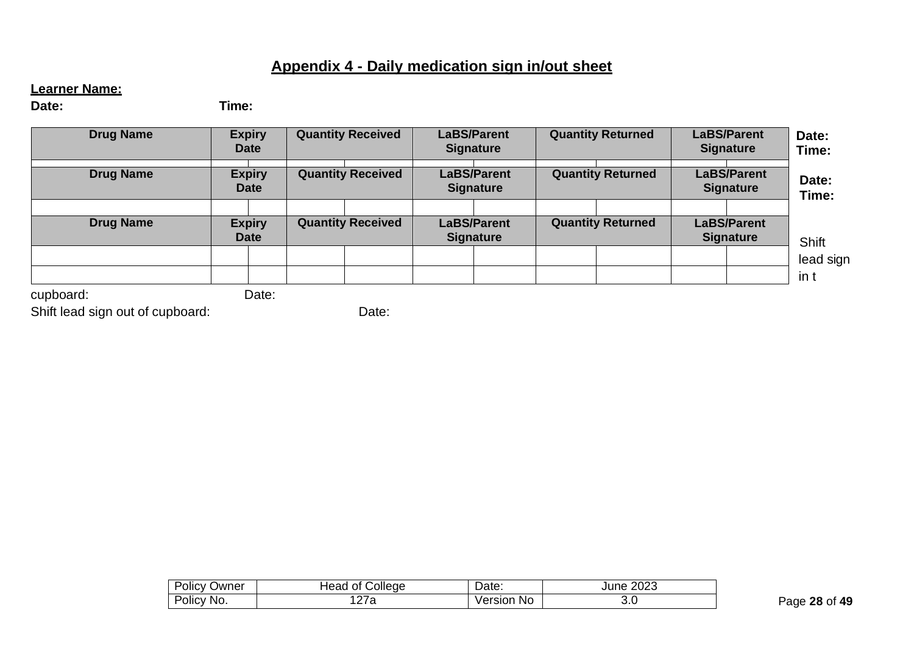## Appendix 4 - Daily medication sign in/out sheet

**Learner Name:**

**Date:** **Time:**

| Drug Name | Expiry Date | | Quantity Received | | LaBS/Parent Signature | | Quantity Returned | | LaBS/Parent Signature | | **Date: Time:** |
|---|---|---|---|---|---|---|---|---|---|---|---|
| | | | | | | | | | | | |
| **Drug Name** | **Expiry Date** | | **Quantity Received** | | **LaBS/Parent Signature** | | **Quantity Returned** | | **LaBS/Parent Signature** | | **Date: Time:** |
| | | | | | | | | | | | |
| **Drug Name** | **Expiry Date** | | **Quantity Received** | | **LaBS/Parent Signature** | | **Quantity Returned** | | **LaBS/Parent Signature** | | |
| | | | | | | | | | | | |
| | | | | | | | | | | | |

Shift lead sign in t cupboard: Date:

Shift lead sign out of cupboard: Date: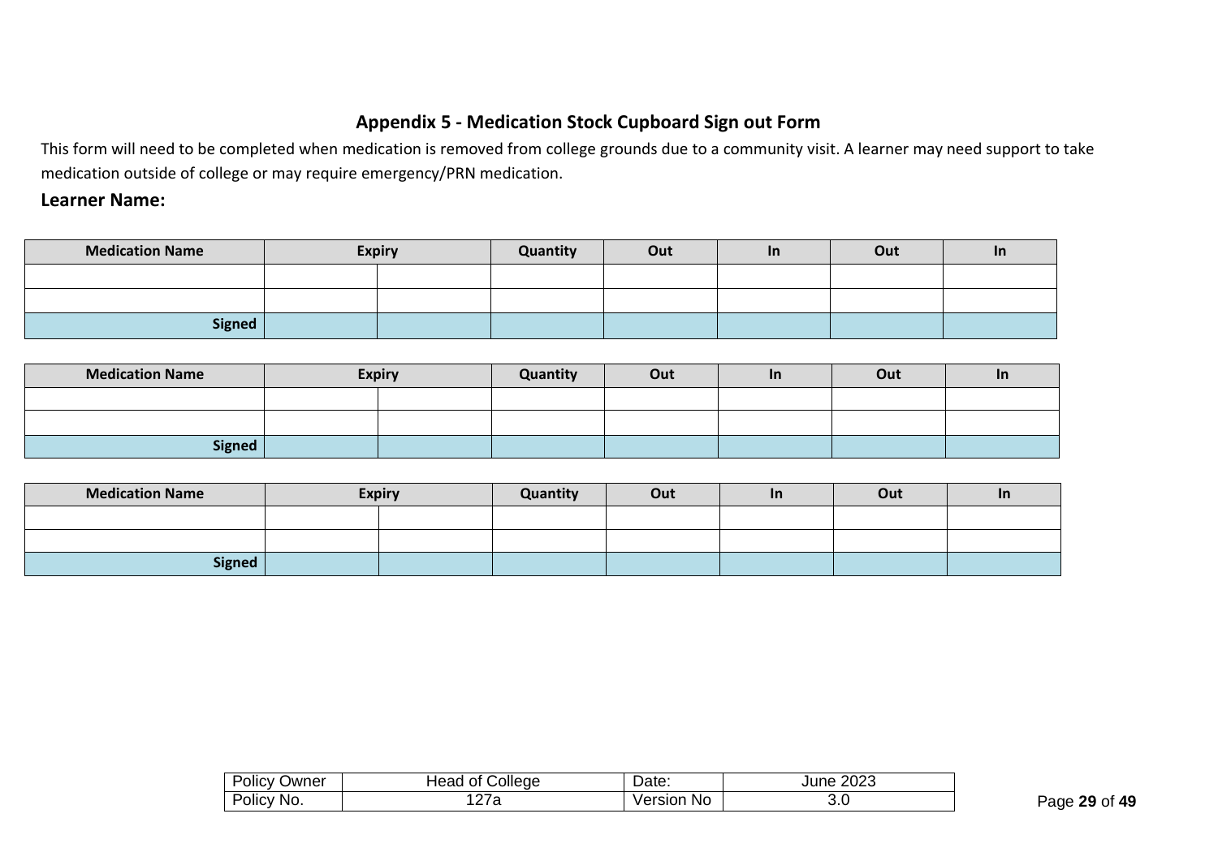## Appendix 5 - Medication Stock Cupboard Sign out Form

This form will need to be completed when medication is removed from college grounds due to a community visit. A learner may need support to take medication outside of college or may require emergency/PRN medication.

**Learner Name:**

| Medication Name | Expiry | | Quantity | Out | In | Out | In |
|---|---|---|---|---|---|---|---|
| | | | | | | | |
| | | | | | | | |
| **Signed** | | | | | | | |

| Medication Name | Expiry | | Quantity | Out | In | Out | In |
|---|---|---|---|---|---|---|---|
| | | | | | | | |
| | | | | | | | |
| **Signed** | | | | | | | |

| Medication Name | Expiry | | Quantity | Out | In | Out | In |
|---|---|---|---|---|---|---|---|
| | | | | | | | |
| | | | | | | | |
| **Signed** | | | | | | | |

| Policy Owner | Head of College | Date: | June 2023 |
|---|---|---|---|
| Policy No. | 127a | Version No | 3.0 |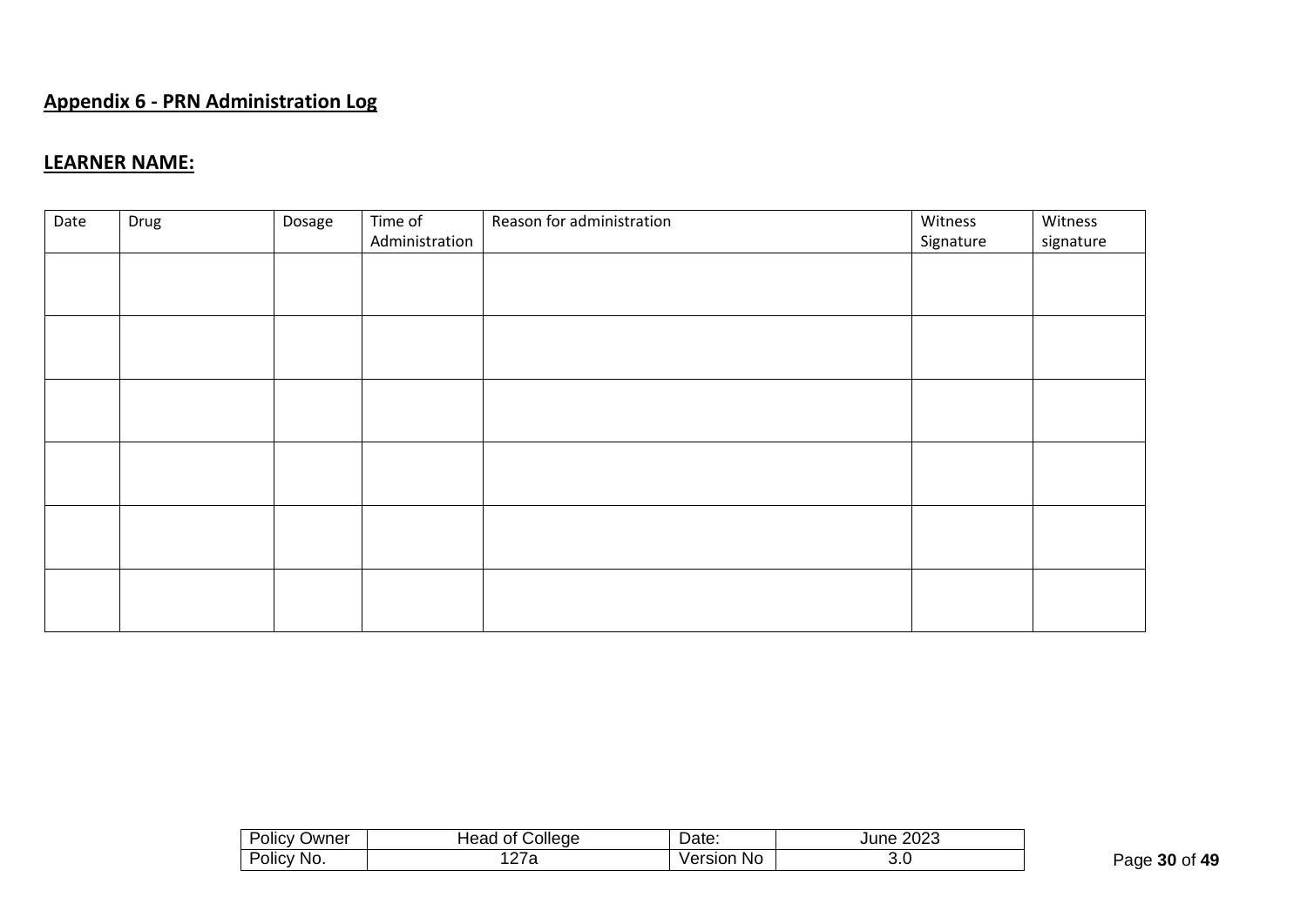## Appendix 6 - PRN Administration Log

**LEARNER NAME:**

| Date | Drug | Dosage | Time of Administration | Reason for administration | Witness Signature | Witness signature |
|---|---|---|---|---|---|---|
| | | | | | | |
| | | | | | | |
| | | | | | | |
| | | | | | | |
| | | | | | | |
| | | | | | | |

| Policy Owner | Head of College | Date: | June 2023 |
|---|---|---|---|
| Policy No. | 127a | Version No | 3.0 |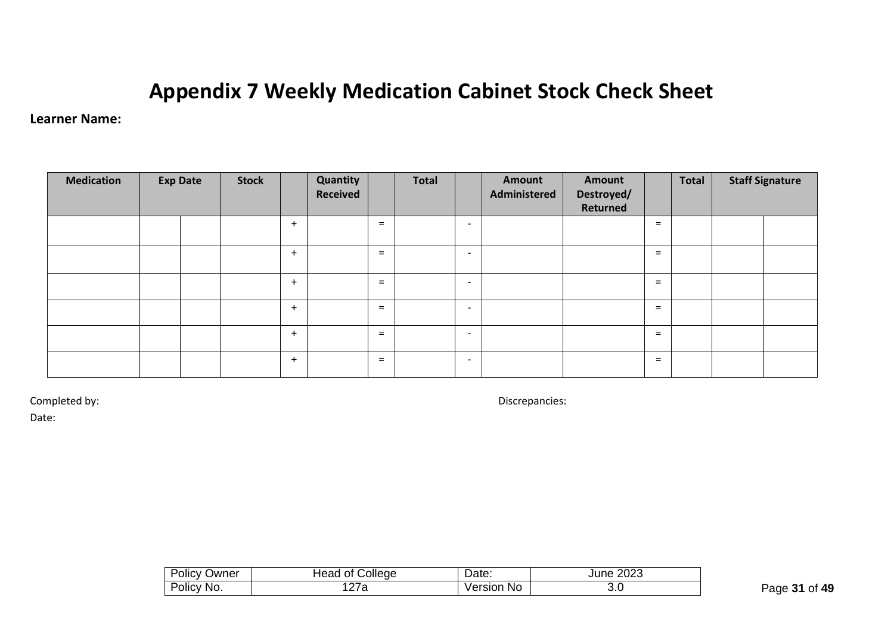# Appendix 7 Weekly Medication Cabinet Stock Check Sheet

**Learner Name:**

| Medication | Exp Date | | Stock | | Quantity Received | | Total | | Amount Administered | Amount Destroyed/ Returned | | Total | Staff Signature | |
|---|---|---|---|---|---|---|---|---|---|---|---|---|---|---|
| | | | | + | | = | | - | | | = | | | |
| | | | | + | | = | | - | | | = | | | |
| | | | | + | | = | | - | | | = | | | |
| | | | | + | | = | | - | | | = | | | |
| | | | | + | | = | | - | | | = | | | |
| | | | | + | | = | | - | | | = | | | |

Completed by:

Date:

Discrepancies: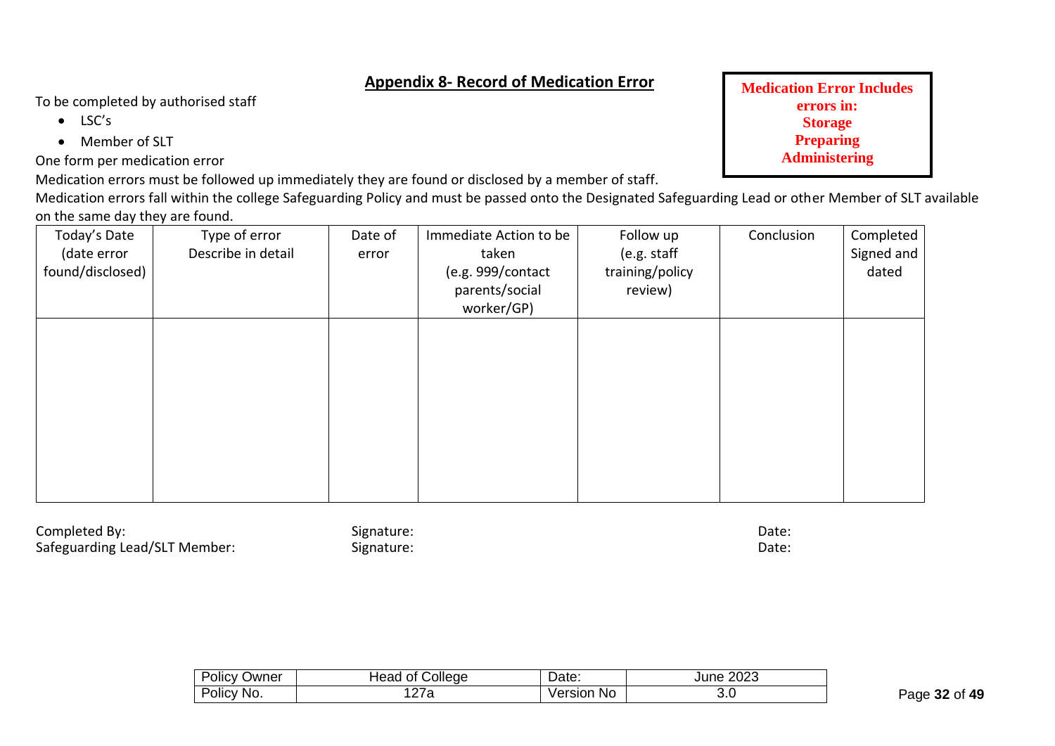## Appendix 8- Record of Medication Error

**Medication Error Includes errors in:**
**Storage**
**Preparing**
**Administering**

To be completed by authorised staff

- LSC's
- Member of SLT

One form per medication error

Medication errors must be followed up immediately they are found or disclosed by a member of staff.

Medication errors fall within the college Safeguarding Policy and must be passed onto the Designated Safeguarding Lead or other Member of SLT available on the same day they are found.

| Today's Date (date error found/disclosed) | Type of error Describe in detail | Date of error | Immediate Action to be taken (e.g. 999/contact parents/social worker/GP) | Follow up (e.g. staff training/policy review) | Conclusion | Completed Signed and dated |
|---|---|---|---|---|---|---|
| | | | | | | |

Completed By: Signature: Date:

Safeguarding Lead/SLT Member: Signature: Date:

| Policy Owner | Head of College | Date: | June 2023 |
|---|---|---|---|
| Policy No. | 127a | Version No | 3.0 |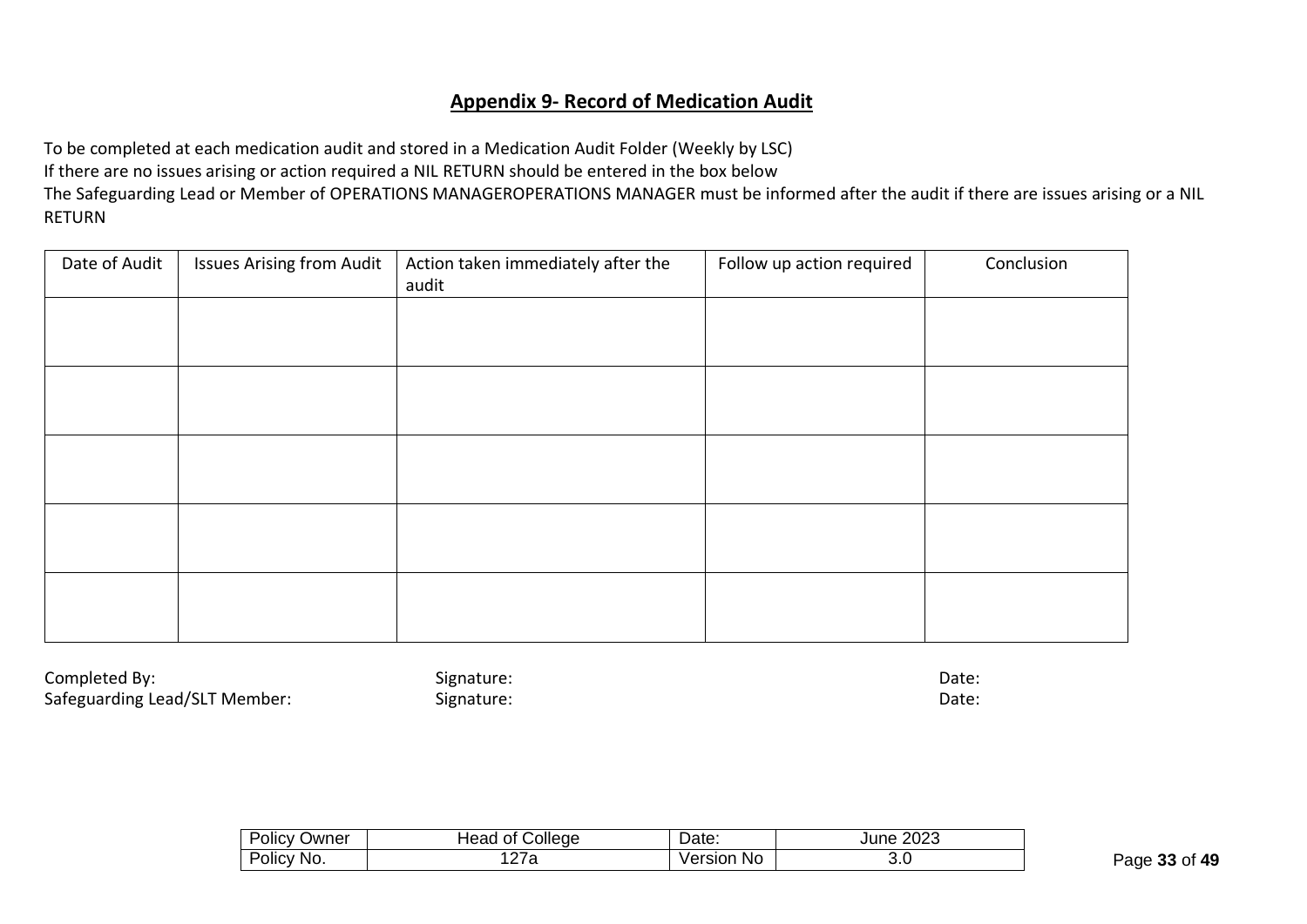## **Appendix 9- Record of Medication Audit**

To be completed at each medication audit and stored in a Medication Audit Folder (Weekly by LSC)
If there are no issues arising or action required a NIL RETURN should be entered in the box below
The Safeguarding Lead or Member of OPERATIONS MANAGEROPERATIONS MANAGER must be informed after the audit if there are issues arising or a NIL RETURN

| Date of Audit | Issues Arising from Audit | Action taken immediately after the audit | Follow up action required | Conclusion |
|---|---|---|---|---|
| | | | | |
| | | | | |
| | | | | |
| | | | | |
| | | | | |

Completed By: Signature: Date:
Safeguarding Lead/SLT Member: Signature: Date:

| Policy Owner | Head of College | Date: | June 2023 |
|---|---|---|---|
| Policy No. | 127a | Version No | 3.0 |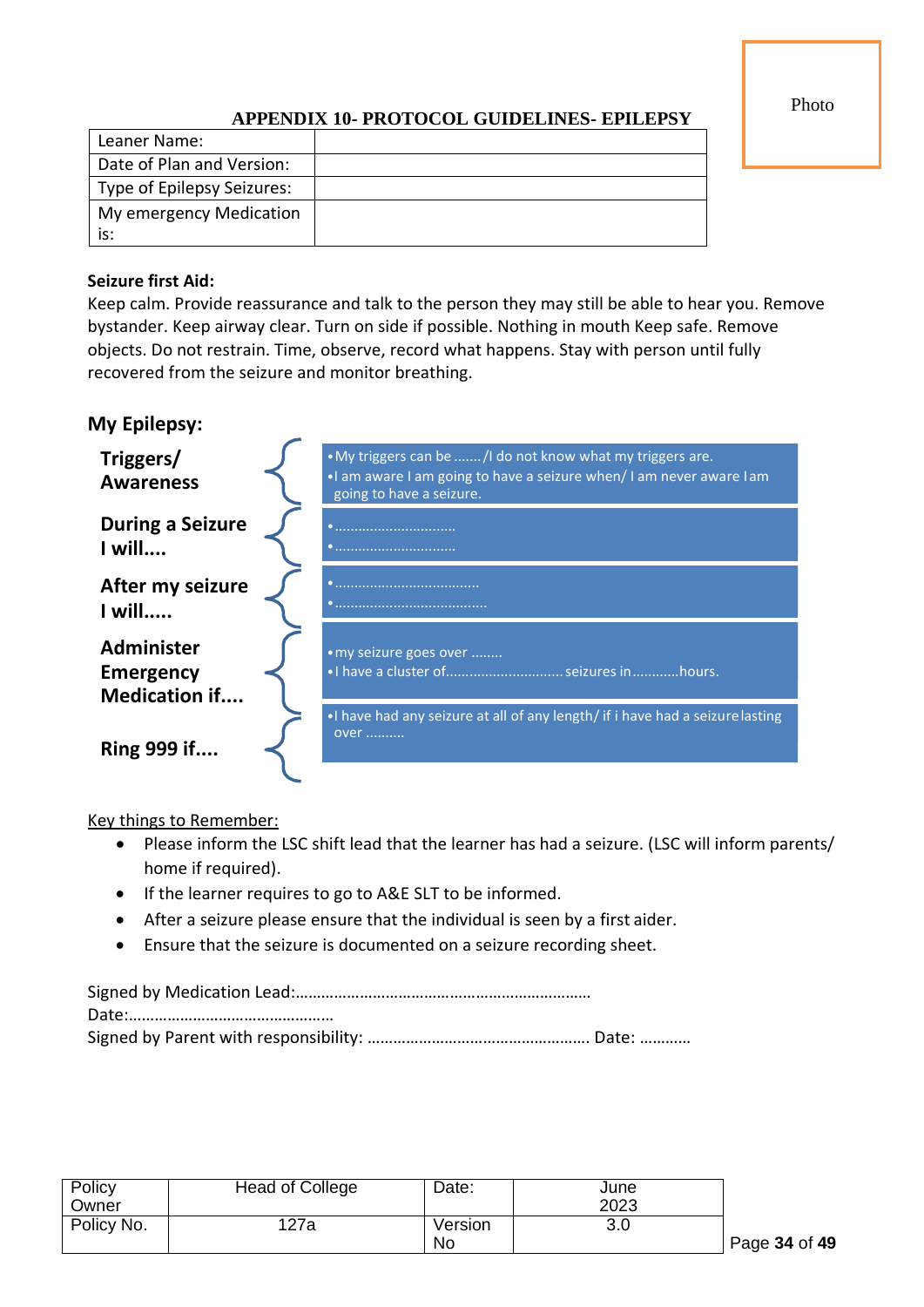Photo

# APPENDIX 10- PROTOCOL GUIDELINES- EPILEPSY

| Leaner Name: | |
|---|---|
| Date of Plan and Version: | |
| Type of Epilepsy Seizures: | |
| My emergency Medication is: | |

**Seizure first Aid:**

Keep calm. Provide reassurance and talk to the person they may still be able to hear you. Remove bystander. Keep airway clear. Turn on side if possible. Nothing in mouth Keep safe. Remove objects. Do not restrain. Time, observe, record what happens. Stay with person until fully recovered from the seizure and monitor breathing.

## My Epilepsy:

| | |
|---|---|
| **Triggers/ Awareness** | • My triggers can be ......./I do not know what my triggers are.<br>• I am aware I am going to have a seizure when/ I am never aware I am going to have a seizure. |
| **During a Seizure I will....** | • ..............................<br>• .............................. |
| **After my seizure I will.....** | • ...................................<br>• ..................................... |
| **Administer Emergency Medication if....** | • my seizure goes over ........<br>• I have a cluster of............................. seizures in ...........hours. |
| **Ring 999 if....** | • I have had any seizure at all of any length/ if i have had a seizure lasting over .......... |

Key things to Remember:

- Please inform the LSC shift lead that the learner has had a seizure. (LSC will inform parents/ home if required).
- If the learner requires to go to A&E SLT to be informed.
- After a seizure please ensure that the individual is seen by a first aider.
- Ensure that the seizure is documented on a seizure recording sheet.

Signed by Medication Lead:…………………………………………………………

Date:…………………………………………

Signed by Parent with responsibility: …………………………………………… Date: …………

| Policy Owner | Head of College | Date: | June 2023 |
|---|---|---|---|
| Policy No. | 127a | Version No | 3.0 |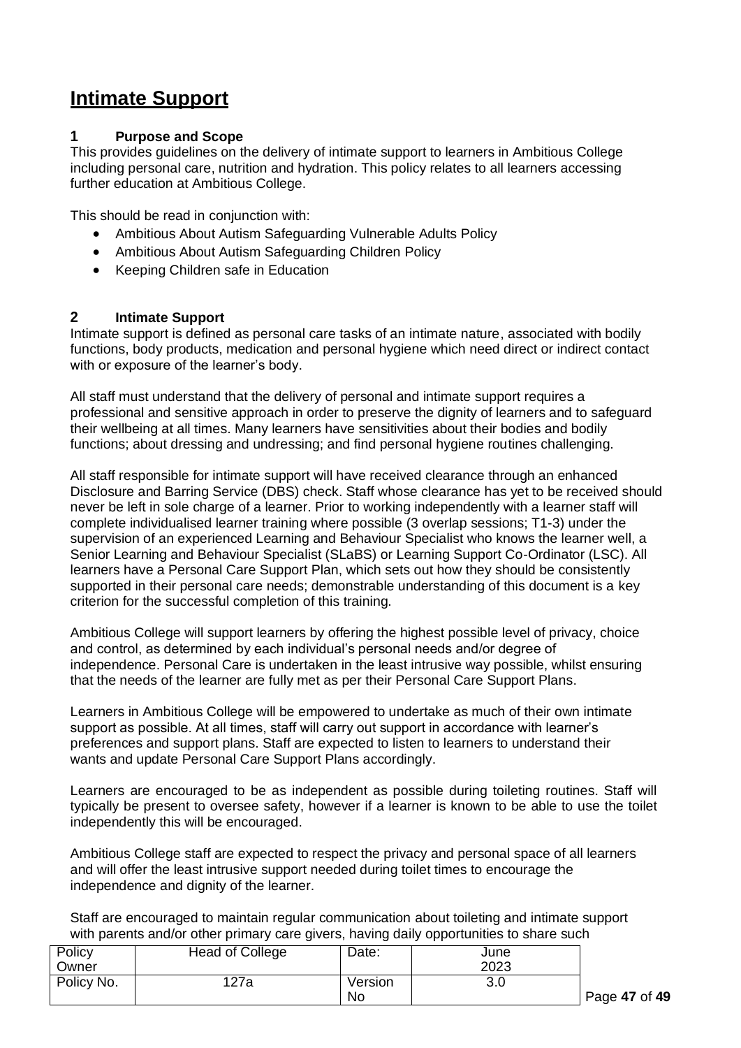# Intimate Support

## 1 Purpose and Scope

This provides guidelines on the delivery of intimate support to learners in Ambitious College including personal care, nutrition and hydration. This policy relates to all learners accessing further education at Ambitious College.

This should be read in conjunction with:

- Ambitious About Autism Safeguarding Vulnerable Adults Policy
- Ambitious About Autism Safeguarding Children Policy
- Keeping Children safe in Education

## 2 Intimate Support

Intimate support is defined as personal care tasks of an intimate nature, associated with bodily functions, body products, medication and personal hygiene which need direct or indirect contact with or exposure of the learner's body.

All staff must understand that the delivery of personal and intimate support requires a professional and sensitive approach in order to preserve the dignity of learners and to safeguard their wellbeing at all times. Many learners have sensitivities about their bodies and bodily functions; about dressing and undressing; and find personal hygiene routines challenging.

All staff responsible for intimate support will have received clearance through an enhanced Disclosure and Barring Service (DBS) check. Staff whose clearance has yet to be received should never be left in sole charge of a learner. Prior to working independently with a learner staff will complete individualised learner training where possible (3 overlap sessions; T1-3) under the supervision of an experienced Learning and Behaviour Specialist who knows the learner well, a Senior Learning and Behaviour Specialist (SLaBS) or Learning Support Co-Ordinator (LSC). All learners have a Personal Care Support Plan, which sets out how they should be consistently supported in their personal care needs; demonstrable understanding of this document is a key criterion for the successful completion of this training.

Ambitious College will support learners by offering the highest possible level of privacy, choice and control, as determined by each individual's personal needs and/or degree of independence. Personal Care is undertaken in the least intrusive way possible, whilst ensuring that the needs of the learner are fully met as per their Personal Care Support Plans.

Learners in Ambitious College will be empowered to undertake as much of their own intimate support as possible. At all times, staff will carry out support in accordance with learner's preferences and support plans. Staff are expected to listen to learners to understand their wants and update Personal Care Support Plans accordingly.

Learners are encouraged to be as independent as possible during toileting routines. Staff will typically be present to oversee safety, however if a learner is known to be able to use the toilet independently this will be encouraged.

Ambitious College staff are expected to respect the privacy and personal space of all learners and will offer the least intrusive support needed during toilet times to encourage the independence and dignity of the learner.

Staff are encouraged to maintain regular communication about toileting and intimate support with parents and/or other primary care givers, having daily opportunities to share such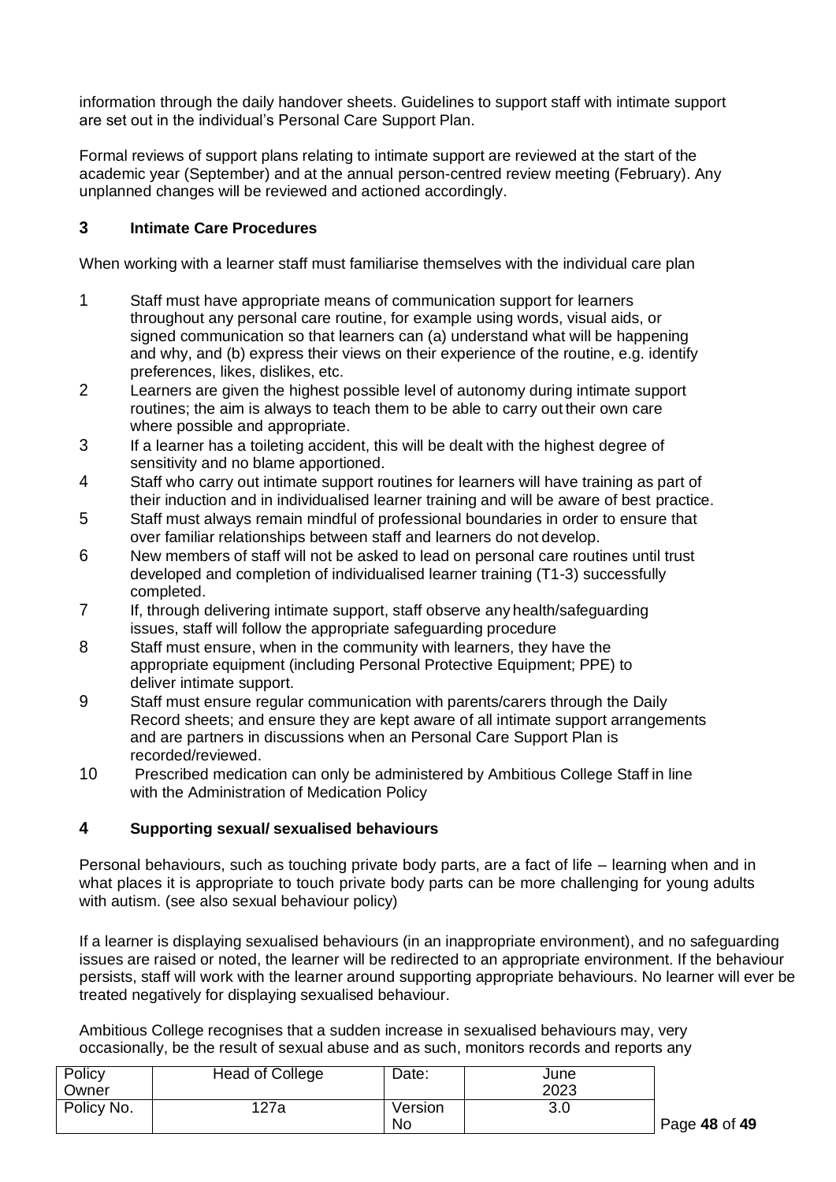information through the daily handover sheets. Guidelines to support staff with intimate support are set out in the individual's Personal Care Support Plan.

Formal reviews of support plans relating to intimate support are reviewed at the start of the academic year (September) and at the annual person-centred review meeting (February). Any unplanned changes will be reviewed and actioned accordingly.

## 3 Intimate Care Procedures

When working with a learner staff must familiarise themselves with the individual care plan

1. Staff must have appropriate means of communication support for learners throughout any personal care routine, for example using words, visual aids, or signed communication so that learners can (a) understand what will be happening and why, and (b) express their views on their experience of the routine, e.g. identify preferences, likes, dislikes, etc.
2. Learners are given the highest possible level of autonomy during intimate support routines; the aim is always to teach them to be able to carry out their own care where possible and appropriate.
3. If a learner has a toileting accident, this will be dealt with the highest degree of sensitivity and no blame apportioned.
4. Staff who carry out intimate support routines for learners will have training as part of their induction and in individualised learner training and will be aware of best practice.
5. Staff must always remain mindful of professional boundaries in order to ensure that over familiar relationships between staff and learners do not develop.
6. New members of staff will not be asked to lead on personal care routines until trust developed and completion of individualised learner training (T1-3) successfully completed.
7. If, through delivering intimate support, staff observe any health/safeguarding issues, staff will follow the appropriate safeguarding procedure
8. Staff must ensure, when in the community with learners, they have the appropriate equipment (including Personal Protective Equipment; PPE) to deliver intimate support.
9. Staff must ensure regular communication with parents/carers through the Daily Record sheets; and ensure they are kept aware of all intimate support arrangements and are partners in discussions when an Personal Care Support Plan is recorded/reviewed.
10. Prescribed medication can only be administered by Ambitious College Staff in line with the Administration of Medication Policy

## 4 Supporting sexual/ sexualised behaviours

Personal behaviours, such as touching private body parts, are a fact of life – learning when and in what places it is appropriate to touch private body parts can be more challenging for young adults with autism. (see also sexual behaviour policy)

If a learner is displaying sexualised behaviours (in an inappropriate environment), and no safeguarding issues are raised or noted, the learner will be redirected to an appropriate environment. If the behaviour persists, staff will work with the learner around supporting appropriate behaviours. No learner will ever be treated negatively for displaying sexualised behaviour.

Ambitious College recognises that a sudden increase in sexualised behaviours may, very occasionally, be the result of sexual abuse and as such, monitors records and reports any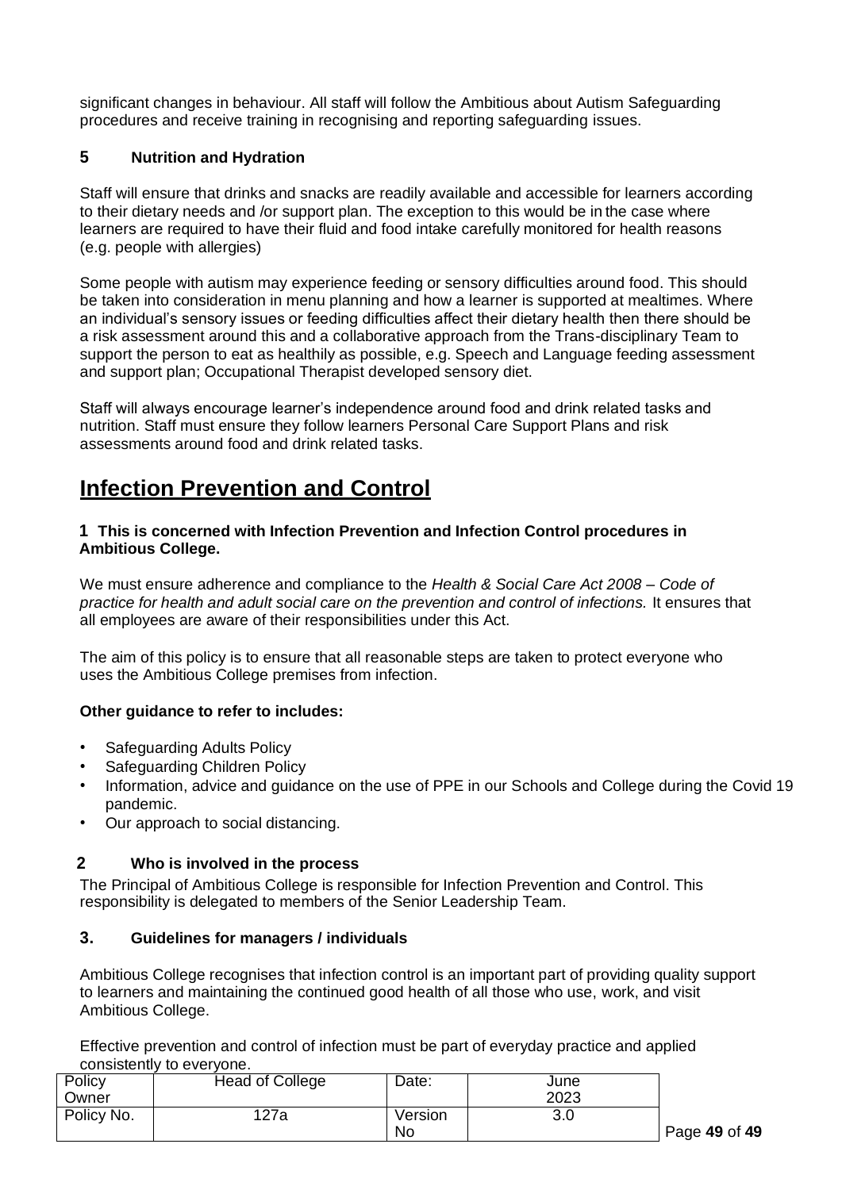significant changes in behaviour. All staff will follow the Ambitious about Autism Safeguarding procedures and receive training in recognising and reporting safeguarding issues.

### 5 Nutrition and Hydration

Staff will ensure that drinks and snacks are readily available and accessible for learners according to their dietary needs and /or support plan. The exception to this would be in the case where learners are required to have their fluid and food intake carefully monitored for health reasons (e.g. people with allergies)

Some people with autism may experience feeding or sensory difficulties around food. This should be taken into consideration in menu planning and how a learner is supported at mealtimes. Where an individual's sensory issues or feeding difficulties affect their dietary health then there should be a risk assessment around this and a collaborative approach from the Trans-disciplinary Team to support the person to eat as healthily as possible, e.g. Speech and Language feeding assessment and support plan; Occupational Therapist developed sensory diet.

Staff will always encourage learner's independence around food and drink related tasks and nutrition. Staff must ensure they follow learners Personal Care Support Plans and risk assessments around food and drink related tasks.

# Infection Prevention and Control

### 1 This is concerned with Infection Prevention and Infection Control procedures in Ambitious College.

We must ensure adherence and compliance to the *Health & Social Care Act 2008 – Code of practice for health and adult social care on the prevention and control of infections.* It ensures that all employees are aware of their responsibilities under this Act.

The aim of this policy is to ensure that all reasonable steps are taken to protect everyone who uses the Ambitious College premises from infection.

**Other guidance to refer to includes:**

- Safeguarding Adults Policy
- Safeguarding Children Policy
- Information, advice and guidance on the use of PPE in our Schools and College during the Covid 19 pandemic.
- Our approach to social distancing.

### 2 Who is involved in the process

The Principal of Ambitious College is responsible for Infection Prevention and Control. This responsibility is delegated to members of the Senior Leadership Team.

### 3. Guidelines for managers / individuals

Ambitious College recognises that infection control is an important part of providing quality support to learners and maintaining the continued good health of all those who use, work, and visit Ambitious College.

Effective prevention and control of infection must be part of everyday practice and applied consistently to everyone.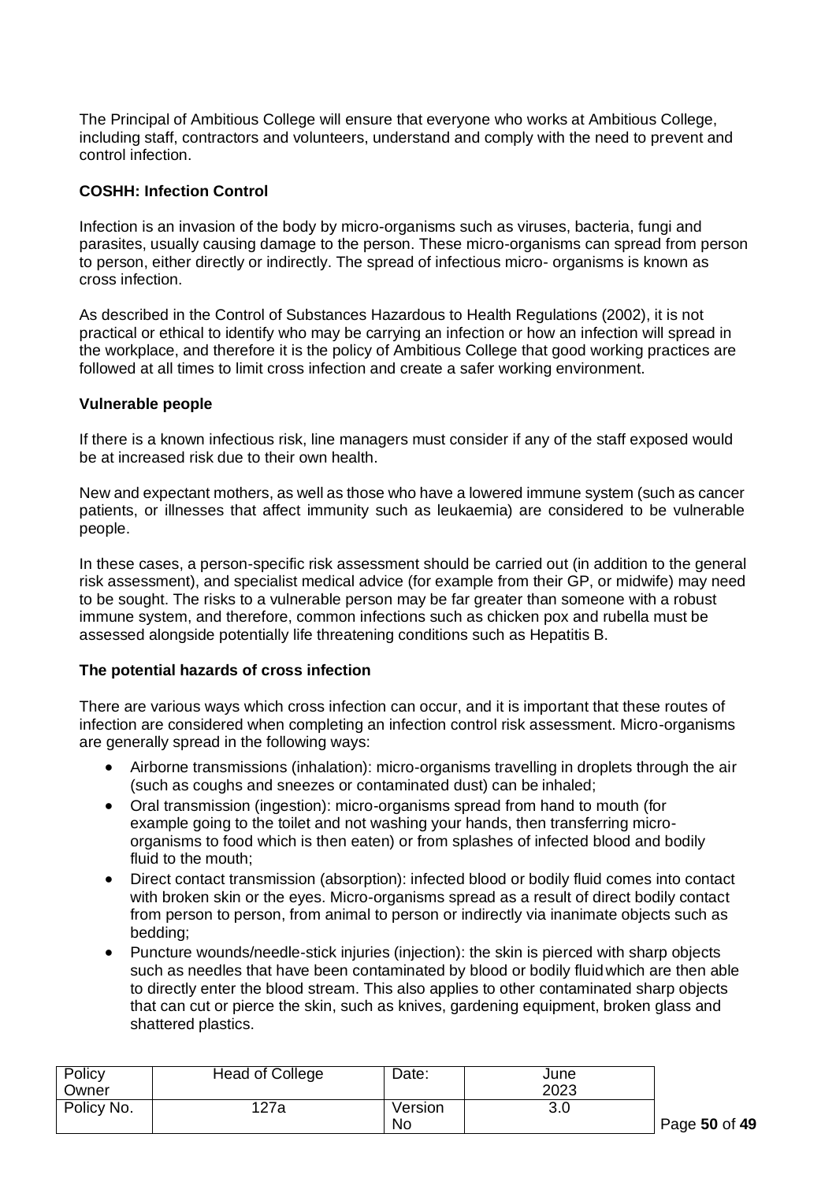The Principal of Ambitious College will ensure that everyone who works at Ambitious College, including staff, contractors and volunteers, understand and comply with the need to prevent and control infection.

**COSHH: Infection Control**

Infection is an invasion of the body by micro-organisms such as viruses, bacteria, fungi and parasites, usually causing damage to the person. These micro-organisms can spread from person to person, either directly or indirectly. The spread of infectious micro- organisms is known as cross infection.

As described in the Control of Substances Hazardous to Health Regulations (2002), it is not practical or ethical to identify who may be carrying an infection or how an infection will spread in the workplace, and therefore it is the policy of Ambitious College that good working practices are followed at all times to limit cross infection and create a safer working environment.

**Vulnerable people**

If there is a known infectious risk, line managers must consider if any of the staff exposed would be at increased risk due to their own health.

New and expectant mothers, as well as those who have a lowered immune system (such as cancer patients, or illnesses that affect immunity such as leukaemia) are considered to be vulnerable people.

In these cases, a person-specific risk assessment should be carried out (in addition to the general risk assessment), and specialist medical advice (for example from their GP, or midwife) may need to be sought. The risks to a vulnerable person may be far greater than someone with a robust immune system, and therefore, common infections such as chicken pox and rubella must be assessed alongside potentially life threatening conditions such as Hepatitis B.

**The potential hazards of cross infection**

There are various ways which cross infection can occur, and it is important that these routes of infection are considered when completing an infection control risk assessment. Micro-organisms are generally spread in the following ways:

- Airborne transmissions (inhalation): micro-organisms travelling in droplets through the air (such as coughs and sneezes or contaminated dust) can be inhaled;
- Oral transmission (ingestion): micro-organisms spread from hand to mouth (for example going to the toilet and not washing your hands, then transferring micro-organisms to food which is then eaten) or from splashes of infected blood and bodily fluid to the mouth;
- Direct contact transmission (absorption): infected blood or bodily fluid comes into contact with broken skin or the eyes. Micro-organisms spread as a result of direct bodily contact from person to person, from animal to person or indirectly via inanimate objects such as bedding;
- Puncture wounds/needle-stick injuries (injection): the skin is pierced with sharp objects such as needles that have been contaminated by blood or bodily fluid which are then able to directly enter the blood stream. This also applies to other contaminated sharp objects that can cut or pierce the skin, such as knives, gardening equipment, broken glass and shattered plastics.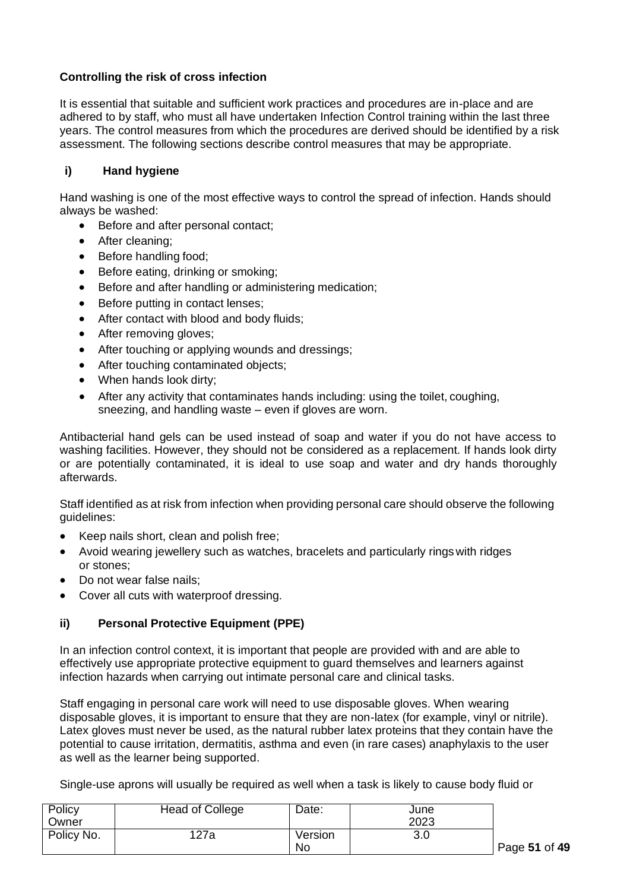### Controlling the risk of cross infection

It is essential that suitable and sufficient work practices and procedures are in-place and are adhered to by staff, who must all have undertaken Infection Control training within the last three years. The control measures from which the procedures are derived should be identified by a risk assessment. The following sections describe control measures that may be appropriate.

#### i) Hand hygiene

Hand washing is one of the most effective ways to control the spread of infection. Hands should always be washed:

- Before and after personal contact;
- After cleaning;
- Before handling food;
- Before eating, drinking or smoking;
- Before and after handling or administering medication;
- Before putting in contact lenses;
- After contact with blood and body fluids;
- After removing gloves;
- After touching or applying wounds and dressings;
- After touching contaminated objects;
- When hands look dirty;
- After any activity that contaminates hands including: using the toilet, coughing, sneezing, and handling waste – even if gloves are worn.

Antibacterial hand gels can be used instead of soap and water if you do not have access to washing facilities. However, they should not be considered as a replacement. If hands look dirty or are potentially contaminated, it is ideal to use soap and water and dry hands thoroughly afterwards.

Staff identified as at risk from infection when providing personal care should observe the following guidelines:

- Keep nails short, clean and polish free;
- Avoid wearing jewellery such as watches, bracelets and particularly rings with ridges or stones;
- Do not wear false nails;
- Cover all cuts with waterproof dressing.

#### ii) Personal Protective Equipment (PPE)

In an infection control context, it is important that people are provided with and are able to effectively use appropriate protective equipment to guard themselves and learners against infection hazards when carrying out intimate personal care and clinical tasks.

Staff engaging in personal care work will need to use disposable gloves. When wearing disposable gloves, it is important to ensure that they are non-latex (for example, vinyl or nitrile). Latex gloves must never be used, as the natural rubber latex proteins that they contain have the potential to cause irritation, dermatitis, asthma and even (in rare cases) anaphylaxis to the user as well as the learner being supported.

Single-use aprons will usually be required as well when a task is likely to cause body fluid or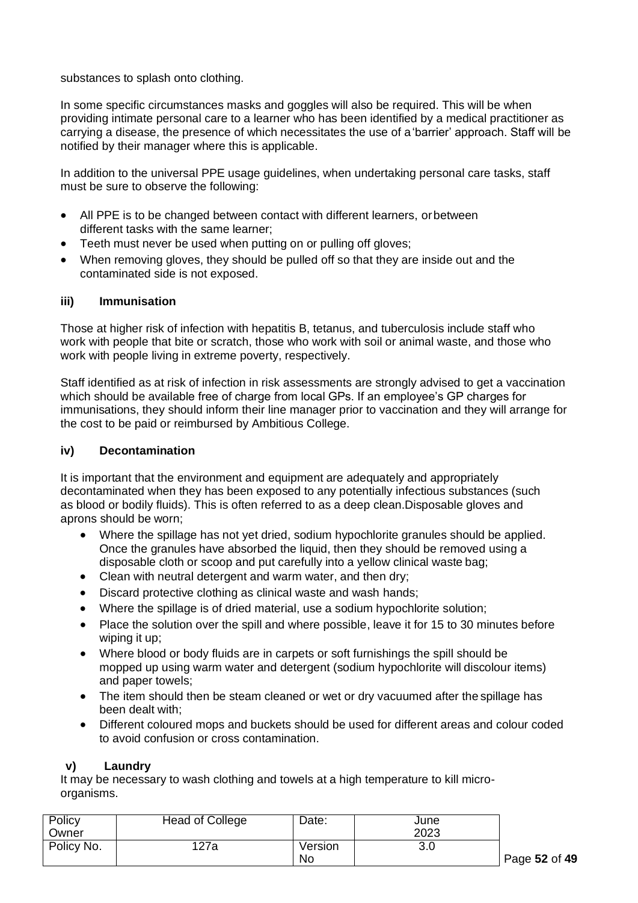substances to splash onto clothing.

In some specific circumstances masks and goggles will also be required. This will be when providing intimate personal care to a learner who has been identified by a medical practitioner as carrying a disease, the presence of which necessitates the use of a 'barrier' approach. Staff will be notified by their manager where this is applicable.

In addition to the universal PPE usage guidelines, when undertaking personal care tasks, staff must be sure to observe the following:

- All PPE is to be changed between contact with different learners, or between different tasks with the same learner;
- Teeth must never be used when putting on or pulling off gloves;
- When removing gloves, they should be pulled off so that they are inside out and the contaminated side is not exposed.

#### iii) Immunisation

Those at higher risk of infection with hepatitis B, tetanus, and tuberculosis include staff who work with people that bite or scratch, those who work with soil or animal waste, and those who work with people living in extreme poverty, respectively.

Staff identified as at risk of infection in risk assessments are strongly advised to get a vaccination which should be available free of charge from local GPs. If an employee's GP charges for immunisations, they should inform their line manager prior to vaccination and they will arrange for the cost to be paid or reimbursed by Ambitious College.

#### iv) Decontamination

It is important that the environment and equipment are adequately and appropriately decontaminated when they has been exposed to any potentially infectious substances (such as blood or bodily fluids). This is often referred to as a deep clean.Disposable gloves and aprons should be worn;

- Where the spillage has not yet dried, sodium hypochlorite granules should be applied. Once the granules have absorbed the liquid, then they should be removed using a disposable cloth or scoop and put carefully into a yellow clinical waste bag;
- Clean with neutral detergent and warm water, and then dry;
- Discard protective clothing as clinical waste and wash hands;
- Where the spillage is of dried material, use a sodium hypochlorite solution;
- Place the solution over the spill and where possible, leave it for 15 to 30 minutes before wiping it up;
- Where blood or body fluids are in carpets or soft furnishings the spill should be mopped up using warm water and detergent (sodium hypochlorite will discolour items) and paper towels;
- The item should then be steam cleaned or wet or dry vacuumed after the spillage has been dealt with;
- Different coloured mops and buckets should be used for different areas and colour coded to avoid confusion or cross contamination.

#### v) Laundry

It may be necessary to wash clothing and towels at a high temperature to kill micro-organisms.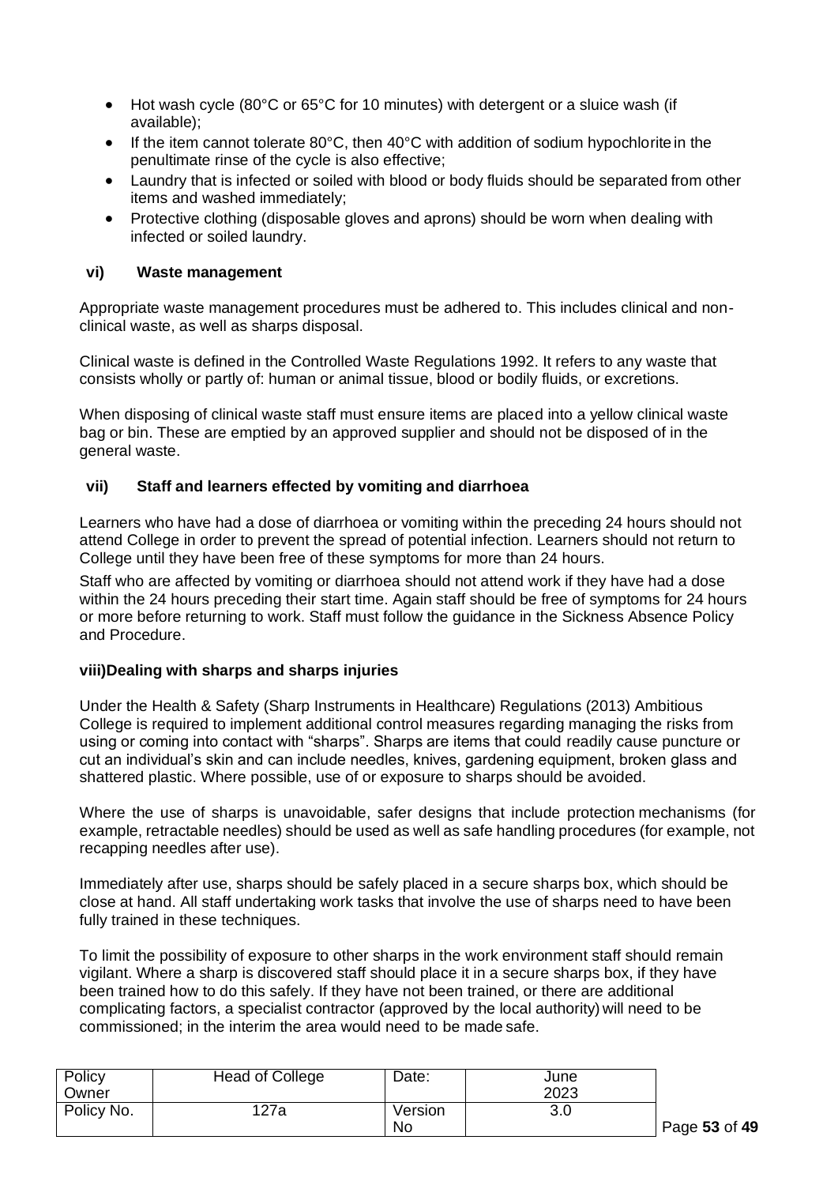- Hot wash cycle (80°C or 65°C for 10 minutes) with detergent or a sluice wash (if available);
- If the item cannot tolerate 80°C, then 40°C with addition of sodium hypochlorite in the penultimate rinse of the cycle is also effective;
- Laundry that is infected or soiled with blood or body fluids should be separated from other items and washed immediately;
- Protective clothing (disposable gloves and aprons) should be worn when dealing with infected or soiled laundry.

#### vi) Waste management

Appropriate waste management procedures must be adhered to. This includes clinical and non-clinical waste, as well as sharps disposal.

Clinical waste is defined in the Controlled Waste Regulations 1992. It refers to any waste that consists wholly or partly of: human or animal tissue, blood or bodily fluids, or excretions.

When disposing of clinical waste staff must ensure items are placed into a yellow clinical waste bag or bin. These are emptied by an approved supplier and should not be disposed of in the general waste.

#### vii) Staff and learners effected by vomiting and diarrhoea

Learners who have had a dose of diarrhoea or vomiting within the preceding 24 hours should not attend College in order to prevent the spread of potential infection. Learners should not return to College until they have been free of these symptoms for more than 24 hours.

Staff who are affected by vomiting or diarrhoea should not attend work if they have had a dose within the 24 hours preceding their start time. Again staff should be free of symptoms for 24 hours or more before returning to work. Staff must follow the guidance in the Sickness Absence Policy and Procedure.

#### viii) Dealing with sharps and sharps injuries

Under the Health & Safety (Sharp Instruments in Healthcare) Regulations (2013) Ambitious College is required to implement additional control measures regarding managing the risks from using or coming into contact with "sharps". Sharps are items that could readily cause puncture or cut an individual's skin and can include needles, knives, gardening equipment, broken glass and shattered plastic. Where possible, use of or exposure to sharps should be avoided.

Where the use of sharps is unavoidable, safer designs that include protection mechanisms (for example, retractable needles) should be used as well as safe handling procedures (for example, not recapping needles after use).

Immediately after use, sharps should be safely placed in a secure sharps box, which should be close at hand. All staff undertaking work tasks that involve the use of sharps need to have been fully trained in these techniques.

To limit the possibility of exposure to other sharps in the work environment staff should remain vigilant. Where a sharp is discovered staff should place it in a secure sharps box, if they have been trained how to do this safely. If they have not been trained, or there are additional complicating factors, a specialist contractor (approved by the local authority) will need to be commissioned; in the interim the area would need to be made safe.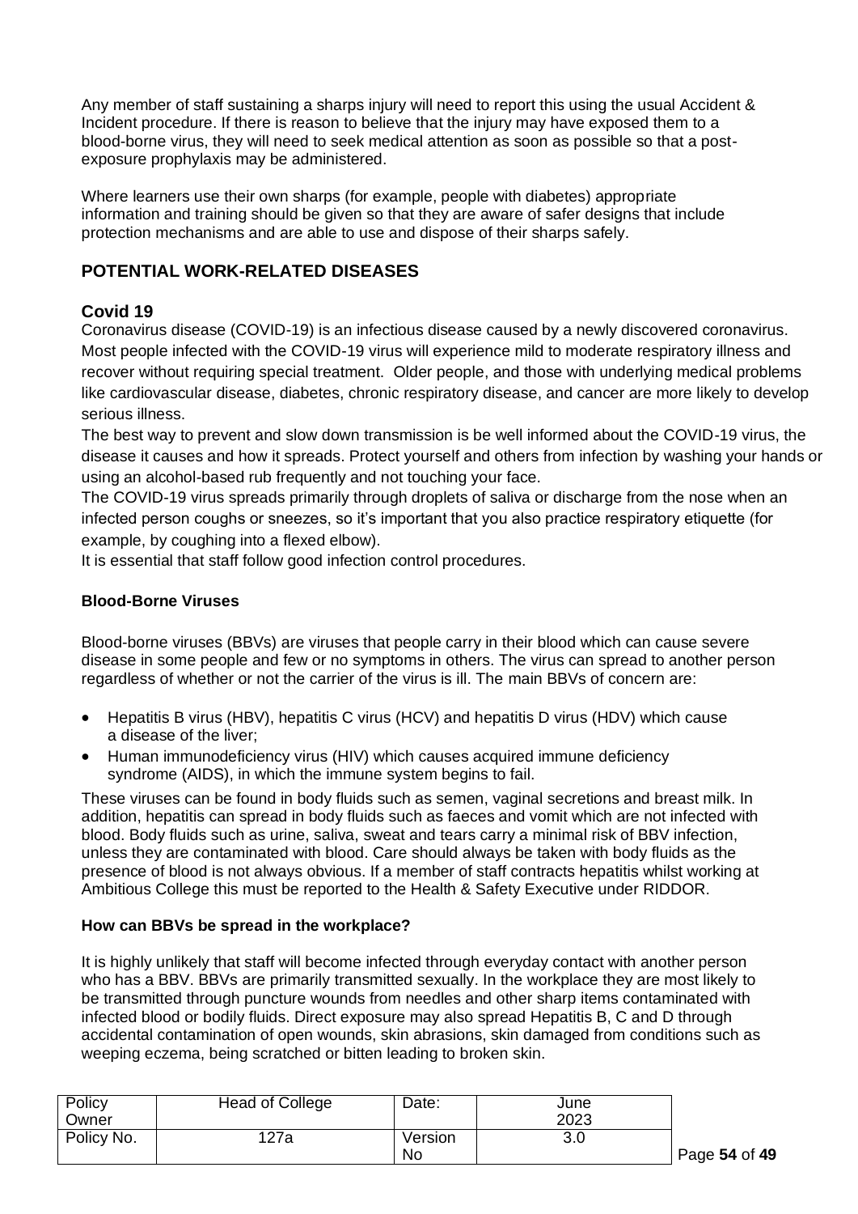Any member of staff sustaining a sharps injury will need to report this using the usual Accident & Incident procedure. If there is reason to believe that the injury may have exposed them to a blood-borne virus, they will need to seek medical attention as soon as possible so that a post-exposure prophylaxis may be administered.

Where learners use their own sharps (for example, people with diabetes) appropriate information and training should be given so that they are aware of safer designs that include protection mechanisms and are able to use and dispose of their sharps safely.

## POTENTIAL WORK-RELATED DISEASES

### Covid 19

Coronavirus disease (COVID-19) is an infectious disease caused by a newly discovered coronavirus. Most people infected with the COVID-19 virus will experience mild to moderate respiratory illness and recover without requiring special treatment. Older people, and those with underlying medical problems like cardiovascular disease, diabetes, chronic respiratory disease, and cancer are more likely to develop serious illness.

The best way to prevent and slow down transmission is be well informed about the COVID-19 virus, the disease it causes and how it spreads. Protect yourself and others from infection by washing your hands or using an alcohol-based rub frequently and not touching your face.

The COVID-19 virus spreads primarily through droplets of saliva or discharge from the nose when an infected person coughs or sneezes, so it's important that you also practice respiratory etiquette (for example, by coughing into a flexed elbow).

It is essential that staff follow good infection control procedures.

**Blood-Borne Viruses**

Blood-borne viruses (BBVs) are viruses that people carry in their blood which can cause severe disease in some people and few or no symptoms in others. The virus can spread to another person regardless of whether or not the carrier of the virus is ill. The main BBVs of concern are:

- Hepatitis B virus (HBV), hepatitis C virus (HCV) and hepatitis D virus (HDV) which cause a disease of the liver;
- Human immunodeficiency virus (HIV) which causes acquired immune deficiency syndrome (AIDS), in which the immune system begins to fail.

These viruses can be found in body fluids such as semen, vaginal secretions and breast milk. In addition, hepatitis can spread in body fluids such as faeces and vomit which are not infected with blood. Body fluids such as urine, saliva, sweat and tears carry a minimal risk of BBV infection, unless they are contaminated with blood. Care should always be taken with body fluids as the presence of blood is not always obvious. If a member of staff contracts hepatitis whilst working at Ambitious College this must be reported to the Health & Safety Executive under RIDDOR.

**How can BBVs be spread in the workplace?**

It is highly unlikely that staff will become infected through everyday contact with another person who has a BBV. BBVs are primarily transmitted sexually. In the workplace they are most likely to be transmitted through puncture wounds from needles and other sharp items contaminated with infected blood or bodily fluids. Direct exposure may also spread Hepatitis B, C and D through accidental contamination of open wounds, skin abrasions, skin damaged from conditions such as weeping eczema, being scratched or bitten leading to broken skin.

| Policy Owner | Head of College | Date: | June 2023 |
|---|---|---|---|
| Policy No. | 127a | Version No | 3.0 |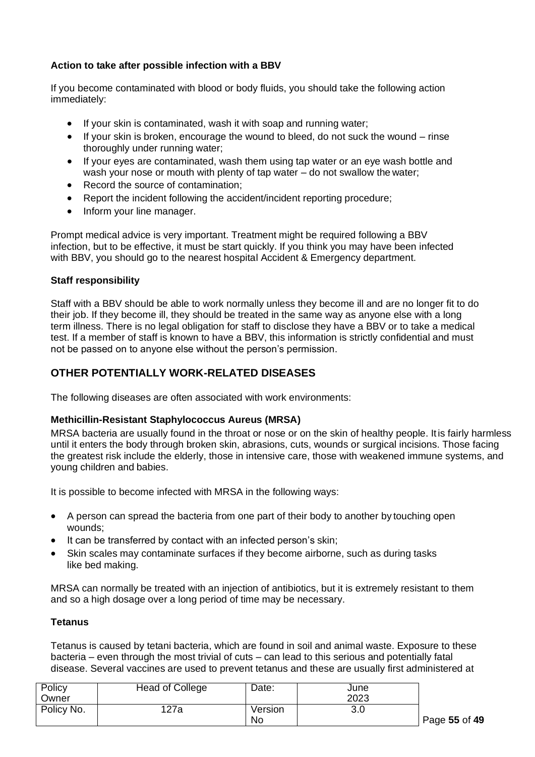**Action to take after possible infection with a BBV**

If you become contaminated with blood or body fluids, you should take the following action immediately:

- If your skin is contaminated, wash it with soap and running water;
- If your skin is broken, encourage the wound to bleed, do not suck the wound – rinse thoroughly under running water;
- If your eyes are contaminated, wash them using tap water or an eye wash bottle and wash your nose or mouth with plenty of tap water – do not swallow the water;
- Record the source of contamination;
- Report the incident following the accident/incident reporting procedure;
- Inform your line manager.

Prompt medical advice is very important. Treatment might be required following a BBV infection, but to be effective, it must be start quickly. If you think you may have been infected with BBV, you should go to the nearest hospital Accident & Emergency department.

**Staff responsibility**

Staff with a BBV should be able to work normally unless they become ill and are no longer fit to do their job. If they become ill, they should be treated in the same way as anyone else with a long term illness. There is no legal obligation for staff to disclose they have a BBV or to take a medical test. If a member of staff is known to have a BBV, this information is strictly confidential and must not be passed on to anyone else without the person's permission.

## OTHER POTENTIALLY WORK-RELATED DISEASES

The following diseases are often associated with work environments:

**Methicillin-Resistant Staphylococcus Aureus (MRSA)**

MRSA bacteria are usually found in the throat or nose or on the skin of healthy people. It is fairly harmless until it enters the body through broken skin, abrasions, cuts, wounds or surgical incisions. Those facing the greatest risk include the elderly, those in intensive care, those with weakened immune systems, and young children and babies.

It is possible to become infected with MRSA in the following ways:

- A person can spread the bacteria from one part of their body to another by touching open wounds;
- It can be transferred by contact with an infected person's skin;
- Skin scales may contaminate surfaces if they become airborne, such as during tasks like bed making.

MRSA can normally be treated with an injection of antibiotics, but it is extremely resistant to them and so a high dosage over a long period of time may be necessary.

**Tetanus**

Tetanus is caused by tetani bacteria, which are found in soil and animal waste. Exposure to these bacteria – even through the most trivial of cuts – can lead to this serious and potentially fatal disease. Several vaccines are used to prevent tetanus and these are usually first administered at

| Policy Owner | Head of College | Date: | June 2023 |
|---|---|---|---|
| Policy No. | 127a | Version No | 3.0 |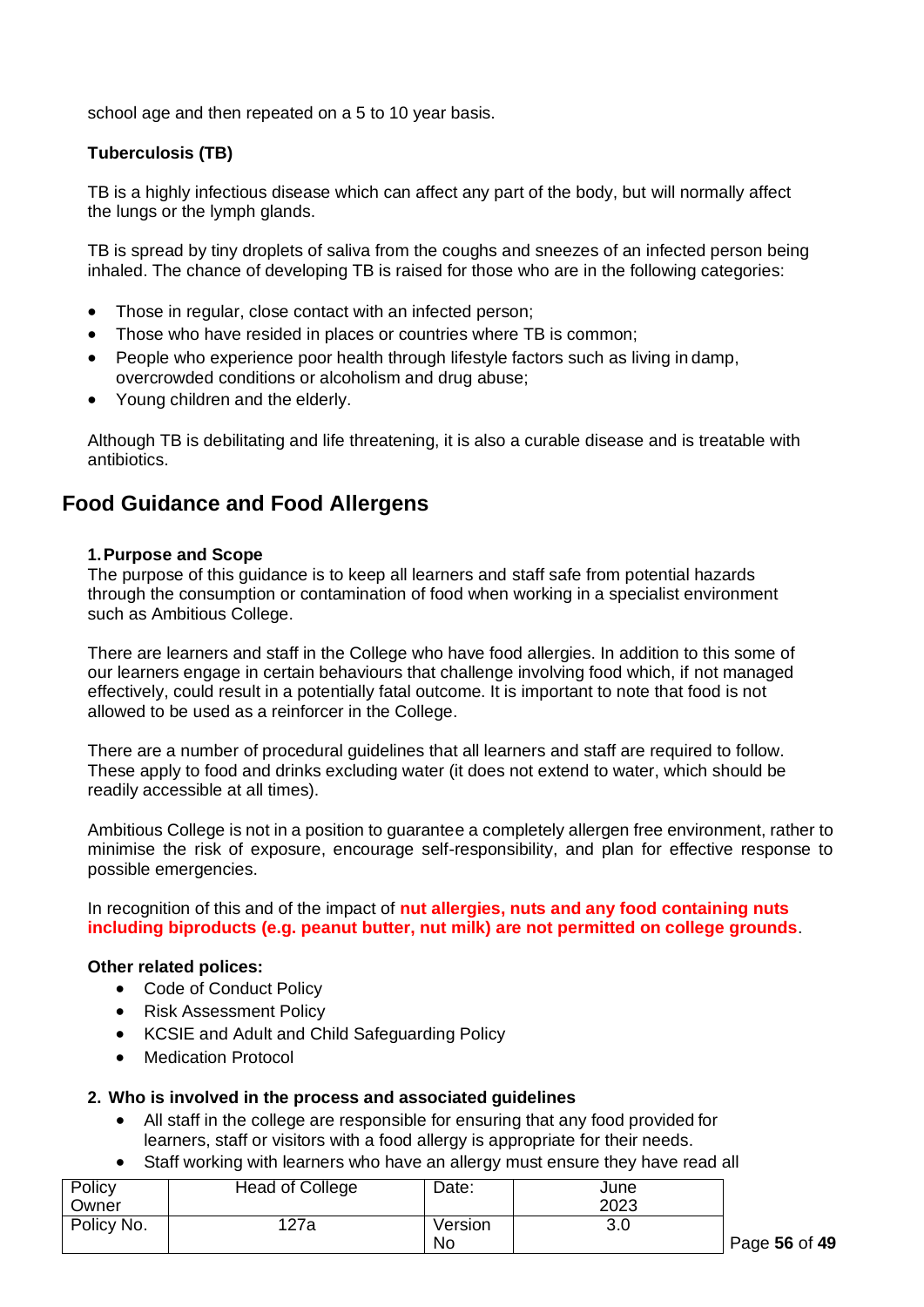school age and then repeated on a 5 to 10 year basis.

**Tuberculosis (TB)**

TB is a highly infectious disease which can affect any part of the body, but will normally affect the lungs or the lymph glands.

TB is spread by tiny droplets of saliva from the coughs and sneezes of an infected person being inhaled. The chance of developing TB is raised for those who are in the following categories:

- Those in regular, close contact with an infected person;
- Those who have resided in places or countries where TB is common;
- People who experience poor health through lifestyle factors such as living in damp, overcrowded conditions or alcoholism and drug abuse;
- Young children and the elderly.

Although TB is debilitating and life threatening, it is also a curable disease and is treatable with antibiotics.

## Food Guidance and Food Allergens

**1. Purpose and Scope**

The purpose of this guidance is to keep all learners and staff safe from potential hazards through the consumption or contamination of food when working in a specialist environment such as Ambitious College.

There are learners and staff in the College who have food allergies. In addition to this some of our learners engage in certain behaviours that challenge involving food which, if not managed effectively, could result in a potentially fatal outcome. It is important to note that food is not allowed to be used as a reinforcer in the College.

There are a number of procedural guidelines that all learners and staff are required to follow. These apply to food and drinks excluding water (it does not extend to water, which should be readily accessible at all times).

Ambitious College is not in a position to guarantee a completely allergen free environment, rather to minimise the risk of exposure, encourage self-responsibility, and plan for effective response to possible emergencies.

In recognition of this and of the impact of **nut allergies, nuts and any food containing nuts including biproducts (e.g. peanut butter, nut milk) are not permitted on college grounds**.

**Other related polices:**

- Code of Conduct Policy
- Risk Assessment Policy
- KCSIE and Adult and Child Safeguarding Policy
- Medication Protocol

**2. Who is involved in the process and associated guidelines**

- All staff in the college are responsible for ensuring that any food provided for learners, staff or visitors with a food allergy is appropriate for their needs.
- Staff working with learners who have an allergy must ensure they have read all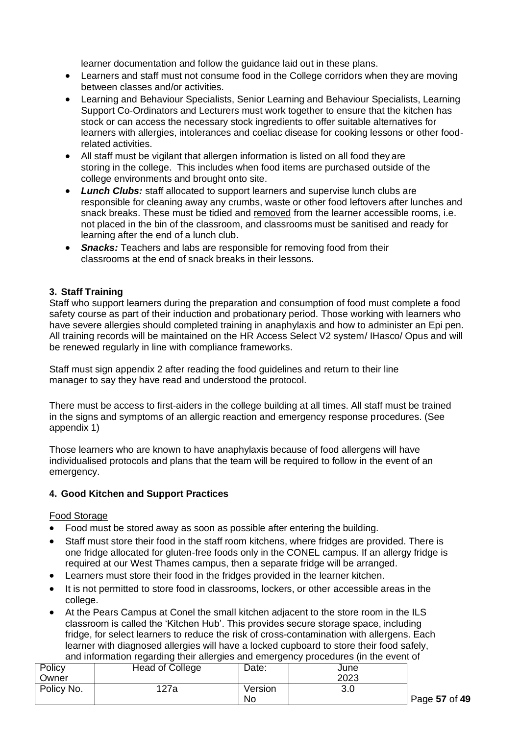learner documentation and follow the guidance laid out in these plans.

- Learners and staff must not consume food in the College corridors when they are moving between classes and/or activities.
- Learning and Behaviour Specialists, Senior Learning and Behaviour Specialists, Learning Support Co-Ordinators and Lecturers must work together to ensure that the kitchen has stock or can access the necessary stock ingredients to offer suitable alternatives for learners with allergies, intolerances and coeliac disease for cooking lessons or other food-related activities.
- All staff must be vigilant that allergen information is listed on all food they are storing in the college. This includes when food items are purchased outside of the college environments and brought onto site.
- ***Lunch Clubs:*** staff allocated to support learners and supervise lunch clubs are responsible for cleaning away any crumbs, waste or other food leftovers after lunches and snack breaks. These must be tidied and removed from the learner accessible rooms, i.e. not placed in the bin of the classroom, and classrooms must be sanitised and ready for learning after the end of a lunch club.
- ***Snacks:*** Teachers and labs are responsible for removing food from their classrooms at the end of snack breaks in their lessons.

### 3. Staff Training

Staff who support learners during the preparation and consumption of food must complete a food safety course as part of their induction and probationary period. Those working with learners who have severe allergies should completed training in anaphylaxis and how to administer an Epi pen. All training records will be maintained on the HR Access Select V2 system/ IHasco/ Opus and will be renewed regularly in line with compliance frameworks.

Staff must sign appendix 2 after reading the food guidelines and return to their line manager to say they have read and understood the protocol.

There must be access to first-aiders in the college building at all times. All staff must be trained in the signs and symptoms of an allergic reaction and emergency response procedures. (See appendix 1)

Those learners who are known to have anaphylaxis because of food allergens will have individualised protocols and plans that the team will be required to follow in the event of an emergency.

### 4. Good Kitchen and Support Practices

Food Storage

- Food must be stored away as soon as possible after entering the building.
- Staff must store their food in the staff room kitchens, where fridges are provided. There is one fridge allocated for gluten-free foods only in the CONEL campus. If an allergy fridge is required at our West Thames campus, then a separate fridge will be arranged.
- Learners must store their food in the fridges provided in the learner kitchen.
- It is not permitted to store food in classrooms, lockers, or other accessible areas in the college.
- At the Pears Campus at Conel the small kitchen adjacent to the store room in the ILS classroom is called the 'Kitchen Hub'. This provides secure storage space, including fridge, for select learners to reduce the risk of cross-contamination with allergens. Each learner with diagnosed allergies will have a locked cupboard to store their food safely, and information regarding their allergies and emergency procedures (in the event of

| Policy Owner | Head of College | Date: | June 2023 |
|---|---|---|---|
| Policy No. | 127a | Version No | 3.0 |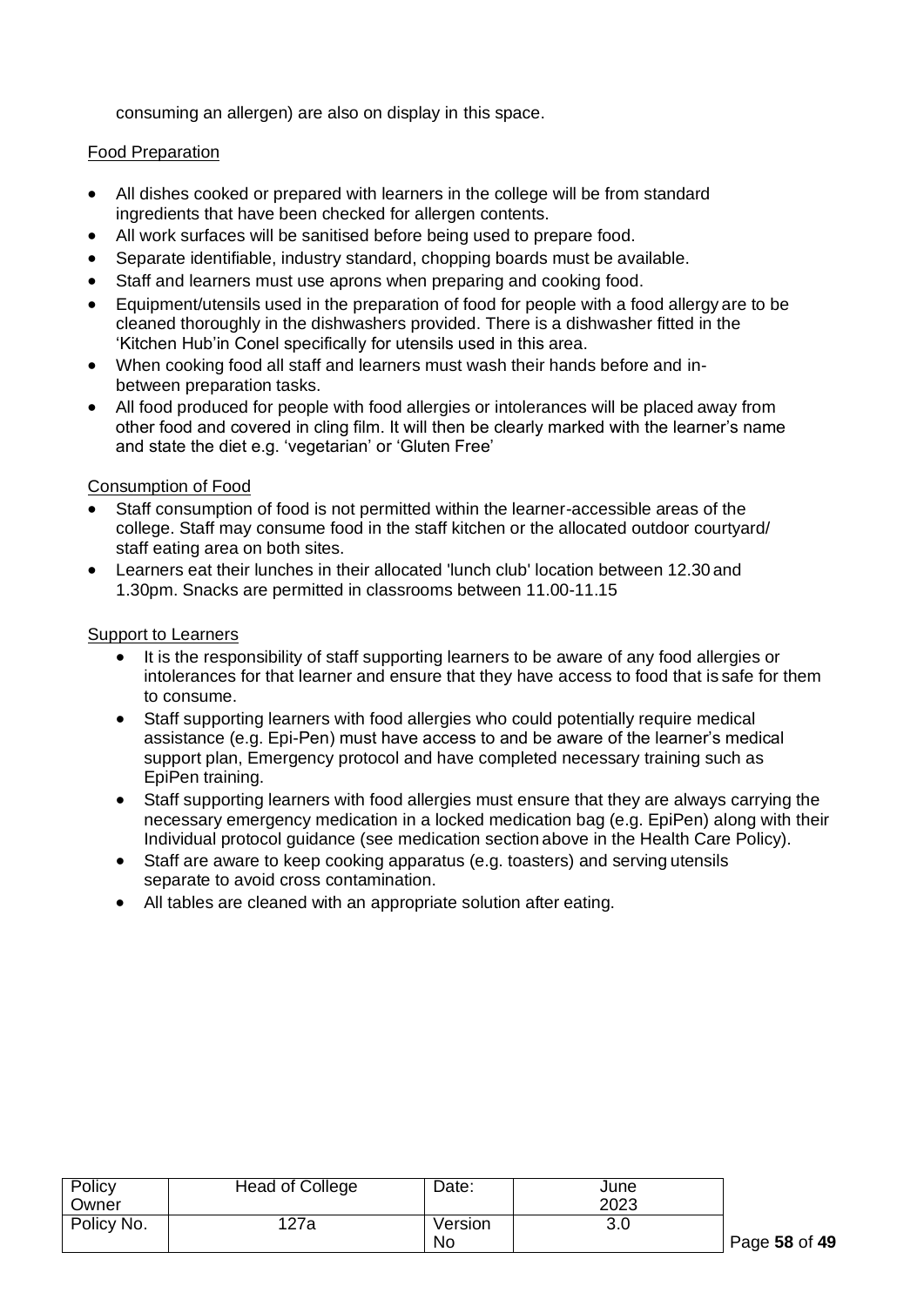consuming an allergen) are also on display in this space.

Food Preparation

- All dishes cooked or prepared with learners in the college will be from standard ingredients that have been checked for allergen contents.
- All work surfaces will be sanitised before being used to prepare food.
- Separate identifiable, industry standard, chopping boards must be available.
- Staff and learners must use aprons when preparing and cooking food.
- Equipment/utensils used in the preparation of food for people with a food allergy are to be cleaned thoroughly in the dishwashers provided. There is a dishwasher fitted in the 'Kitchen Hub'in Conel specifically for utensils used in this area.
- When cooking food all staff and learners must wash their hands before and in-between preparation tasks.
- All food produced for people with food allergies or intolerances will be placed away from other food and covered in cling film. It will then be clearly marked with the learner's name and state the diet e.g. 'vegetarian' or 'Gluten Free'

Consumption of Food

- Staff consumption of food is not permitted within the learner-accessible areas of the college. Staff may consume food in the staff kitchen or the allocated outdoor courtyard/ staff eating area on both sites.
- Learners eat their lunches in their allocated 'lunch club' location between 12.30 and 1.30pm. Snacks are permitted in classrooms between 11.00-11.15

Support to Learners

- It is the responsibility of staff supporting learners to be aware of any food allergies or intolerances for that learner and ensure that they have access to food that is safe for them to consume.
- Staff supporting learners with food allergies who could potentially require medical assistance (e.g. Epi-Pen) must have access to and be aware of the learner's medical support plan, Emergency protocol and have completed necessary training such as EpiPen training.
- Staff supporting learners with food allergies must ensure that they are always carrying the necessary emergency medication in a locked medication bag (e.g. EpiPen) along with their Individual protocol guidance (see medication section above in the Health Care Policy).
- Staff are aware to keep cooking apparatus (e.g. toasters) and serving utensils separate to avoid cross contamination.
- All tables are cleaned with an appropriate solution after eating.

| Policy Owner | Head of College | Date: | June 2023 |
| --- | --- | --- | --- |
| Policy No. | 127a | Version No | 3.0 |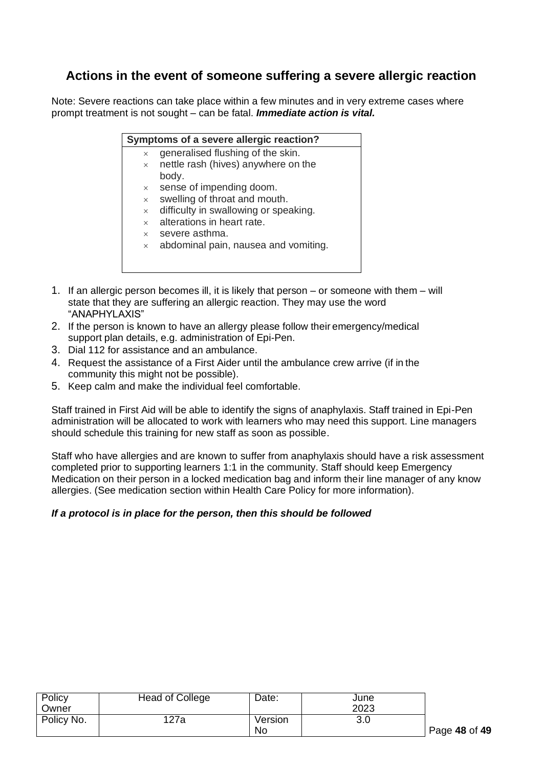## Actions in the event of someone suffering a severe allergic reaction

Note: Severe reactions can take place within a few minutes and in very extreme cases where prompt treatment is not sought – can be fatal. ***Immediate action is vital.***

**Symptoms of a severe allergic reaction?**

- generalised flushing of the skin.
- nettle rash (hives) anywhere on the body.
- sense of impending doom.
- swelling of throat and mouth.
- difficulty in swallowing or speaking.
- alterations in heart rate.
- severe asthma.
- abdominal pain, nausea and vomiting.

1. If an allergic person becomes ill, it is likely that person – or someone with them – will state that they are suffering an allergic reaction. They may use the word "ANAPHYLAXIS"
2. If the person is known to have an allergy please follow their emergency/medical support plan details, e.g. administration of Epi-Pen.
3. Dial 112 for assistance and an ambulance.
4. Request the assistance of a First Aider until the ambulance crew arrive (if in the community this might not be possible).
5. Keep calm and make the individual feel comfortable.

Staff trained in First Aid will be able to identify the signs of anaphylaxis. Staff trained in Epi-Pen administration will be allocated to work with learners who may need this support. Line managers should schedule this training for new staff as soon as possible.

Staff who have allergies and are known to suffer from anaphylaxis should have a risk assessment completed prior to supporting learners 1:1 in the community. Staff should keep Emergency Medication on their person in a locked medication bag and inform their line manager of any know allergies. (See medication section within Health Care Policy for more information).

***If a protocol is in place for the person, then this should be followed***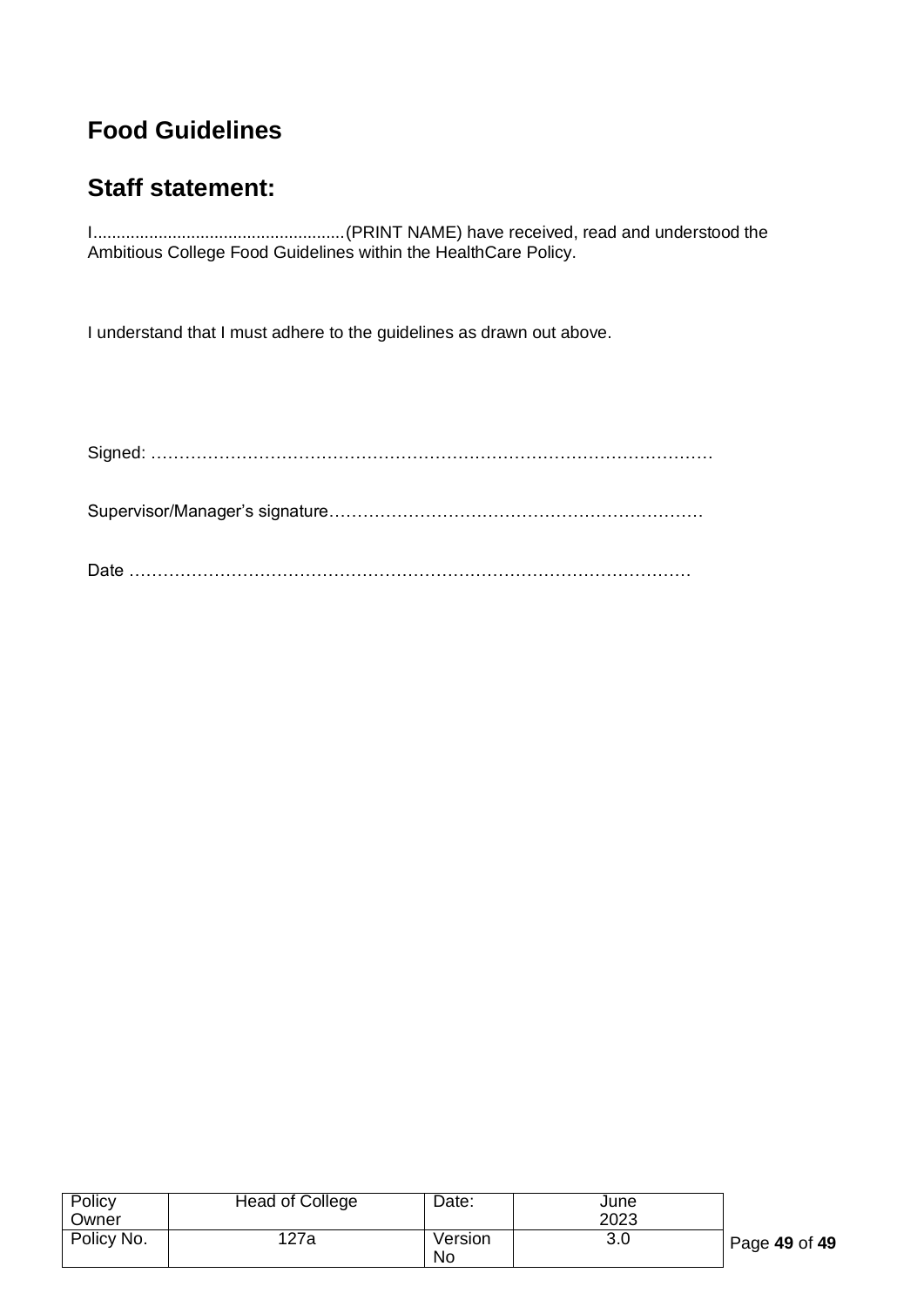## Food Guidelines

## Staff statement:

I......................................................(PRINT NAME) have received, read and understood the Ambitious College Food Guidelines within the HealthCare Policy.

I understand that I must adhere to the guidelines as drawn out above.

Signed: ………………………………………………………………………………………

Supervisor/Manager's signature…………………………………………………………

Date ………………………………………………………………………………………

| | | | |
|---|---|---|---|
| Policy Owner | Head of College | Date: | June 2023 |
| Policy No. | 127a | Version No | 3.0 |